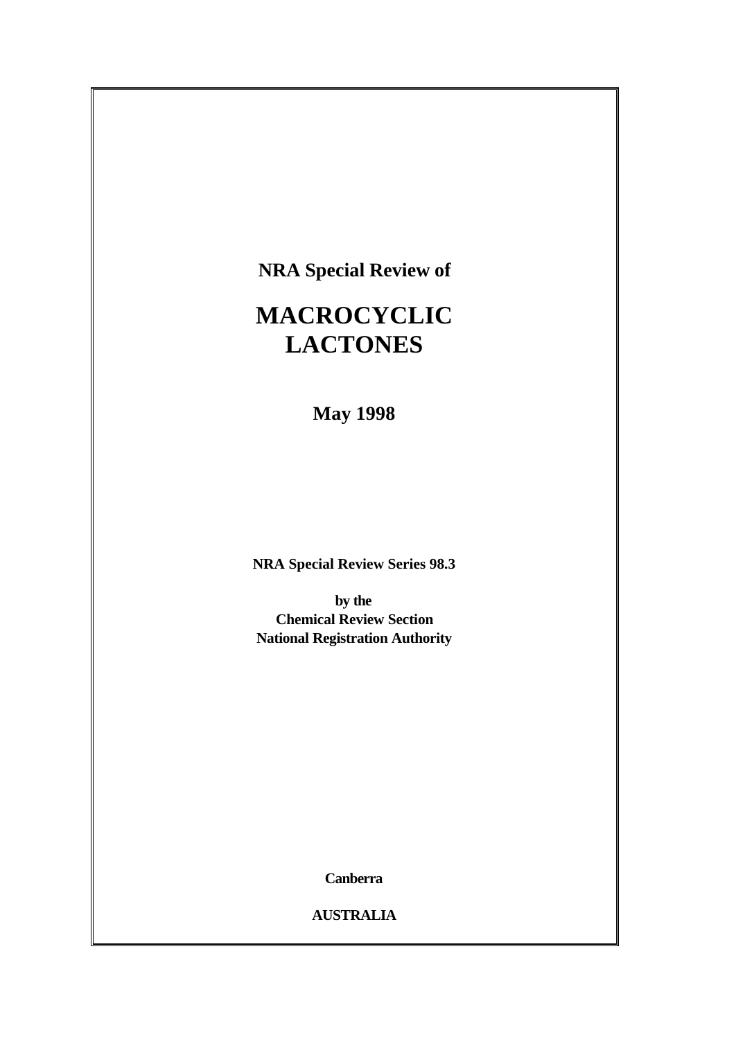**NRA Special Review of**

# MACROCYCLIC LACTONES

**May 1998**

**NRA Special Review Series 98.3**

**by the**
**Chemical Review Section**
**National Registration Authority**

**Canberra**

**AUSTRALIA**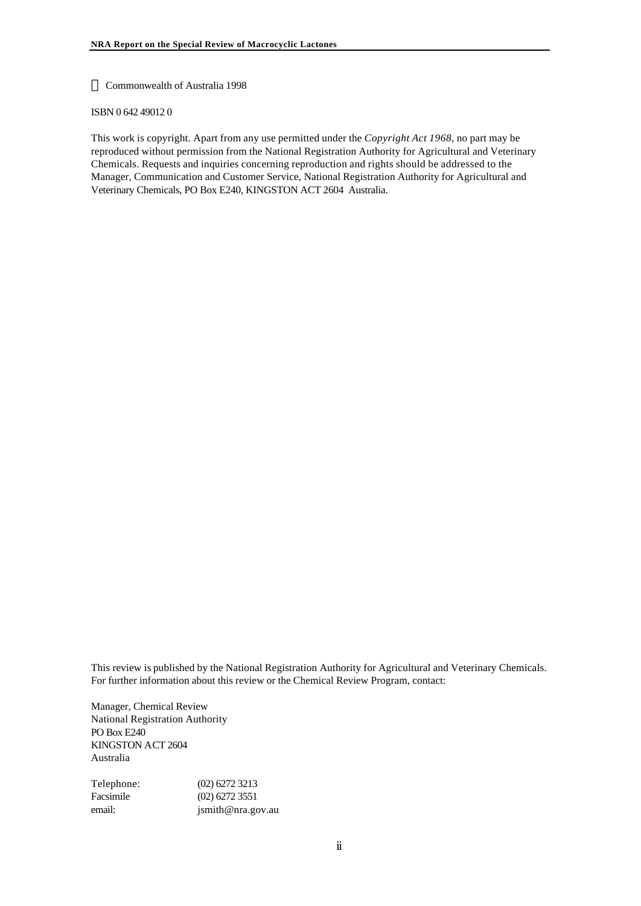© Commonwealth of Australia 1998

ISBN 0 642 49012 0

This work is copyright. Apart from any use permitted under the *Copyright Act 1968*, no part may be reproduced without permission from the National Registration Authority for Agricultural and Veterinary Chemicals. Requests and inquiries concerning reproduction and rights should be addressed to the Manager, Communication and Customer Service, National Registration Authority for Agricultural and Veterinary Chemicals, PO Box E240, KINGSTON ACT 2604 Australia.

This review is published by the National Registration Authority for Agricultural and Veterinary Chemicals. For further information about this review or the Chemical Review Program, contact:

Manager, Chemical Review
National Registration Authority
PO Box E240
KINGSTON ACT 2604
Australia

| | |
|---|---|
| Telephone: | (02) 6272 3213 |
| Facsimile | (02) 6272 3551 |
| email: | jsmith@nra.gov.au |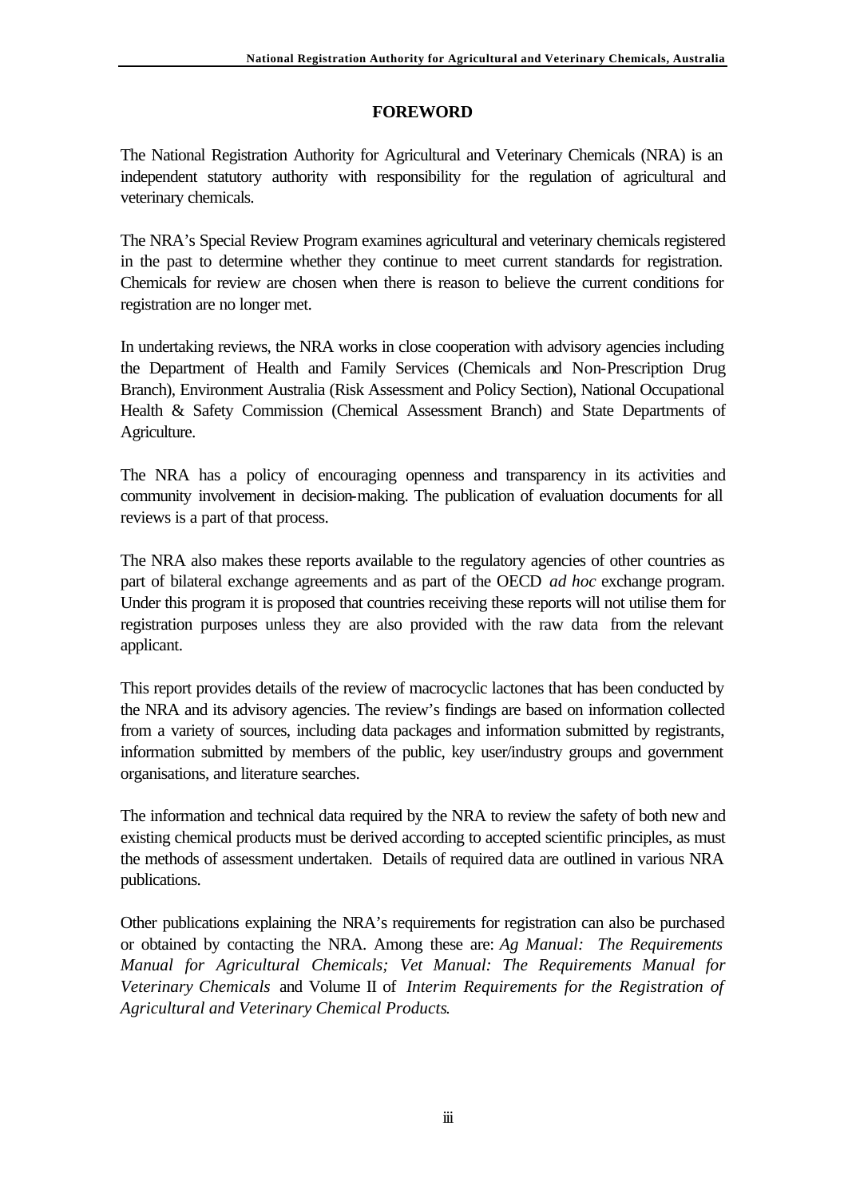# FOREWORD

The National Registration Authority for Agricultural and Veterinary Chemicals (NRA) is an independent statutory authority with responsibility for the regulation of agricultural and veterinary chemicals.

The NRA's Special Review Program examines agricultural and veterinary chemicals registered in the past to determine whether they continue to meet current standards for registration. Chemicals for review are chosen when there is reason to believe the current conditions for registration are no longer met.

In undertaking reviews, the NRA works in close cooperation with advisory agencies including the Department of Health and Family Services (Chemicals and Non-Prescription Drug Branch), Environment Australia (Risk Assessment and Policy Section), National Occupational Health & Safety Commission (Chemical Assessment Branch) and State Departments of Agriculture.

The NRA has a policy of encouraging openness and transparency in its activities and community involvement in decision-making. The publication of evaluation documents for all reviews is a part of that process.

The NRA also makes these reports available to the regulatory agencies of other countries as part of bilateral exchange agreements and as part of the OECD *ad hoc* exchange program. Under this program it is proposed that countries receiving these reports will not utilise them for registration purposes unless they are also provided with the raw data from the relevant applicant.

This report provides details of the review of macrocyclic lactones that has been conducted by the NRA and its advisory agencies. The review's findings are based on information collected from a variety of sources, including data packages and information submitted by registrants, information submitted by members of the public, key user/industry groups and government organisations, and literature searches.

The information and technical data required by the NRA to review the safety of both new and existing chemical products must be derived according to accepted scientific principles, as must the methods of assessment undertaken. Details of required data are outlined in various NRA publications.

Other publications explaining the NRA's requirements for registration can also be purchased or obtained by contacting the NRA. Among these are: *Ag Manual: The Requirements Manual for Agricultural Chemicals; Vet Manual: The Requirements Manual for Veterinary Chemicals* and Volume II of *Interim Requirements for the Registration of Agricultural and Veterinary Chemical Products*.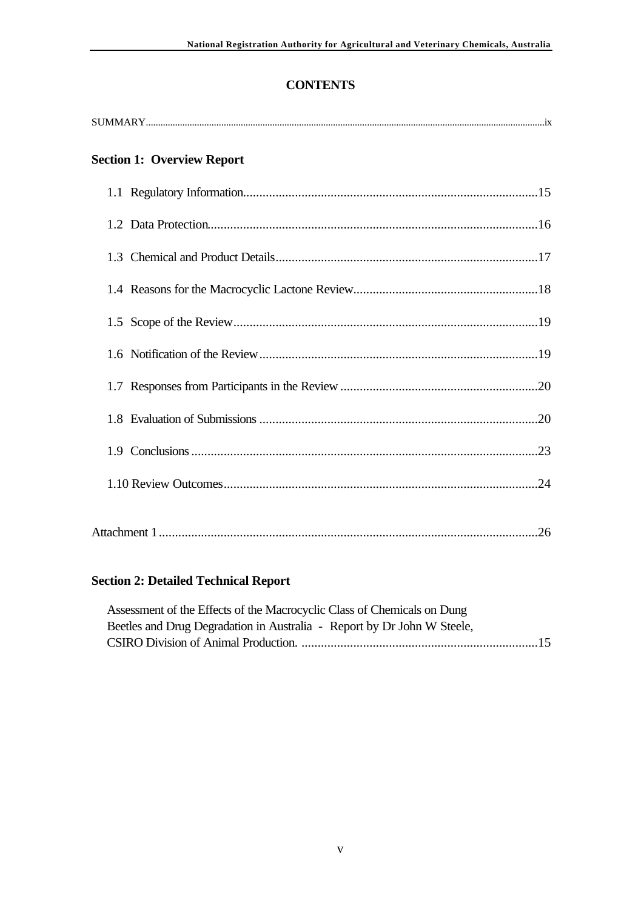# CONTENTS

SUMMARY.......................................................................................................................................ix

## Section 1: Overview Report

1.1 Regulatory Information..........................................................................................15

1.2 Data Protection.....................................................................................................16

1.3 Chemical and Product Details................................................................................17

1.4 Reasons for the Macrocyclic Lactone Review........................................................18

1.5 Scope of the Review.............................................................................................19

1.6 Notification of the Review.....................................................................................19

1.7 Responses from Participants in the Review ............................................................20

1.8 Evaluation of Submissions .....................................................................................20

1.9 Conclusions ..........................................................................................................23

1.10 Review Outcomes................................................................................................24

Attachment 1....................................................................................................................26

## Section 2: Detailed Technical Report

Assessment of the Effects of the Macrocyclic Class of Chemicals on Dung Beetles and Drug Degradation in Australia - Report by Dr John W Steele, CSIRO Division of Animal Production. ........................................................................15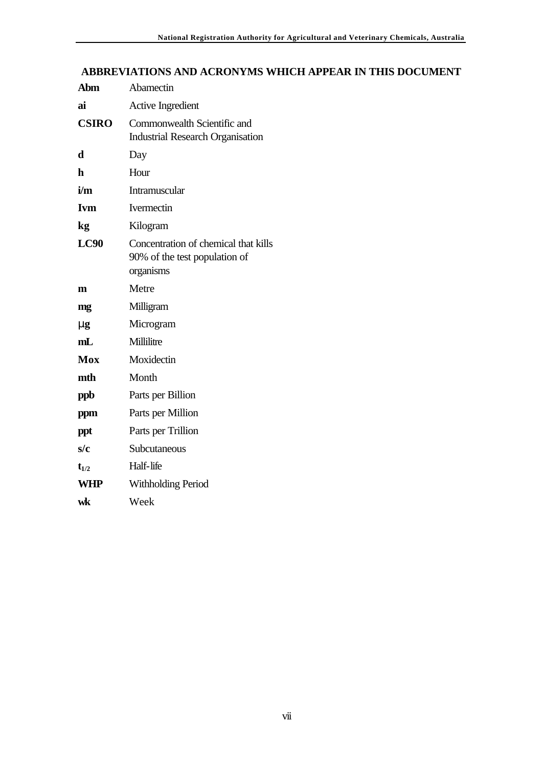## ABBREVIATIONS AND ACRONYMS WHICH APPEAR IN THIS DOCUMENT

| | |
|---|---|
| **Abm** | Abamectin |
| **ai** | Active Ingredient |
| **CSIRO** | Commonwealth Scientific and Industrial Research Organisation |
| **d** | Day |
| **h** | Hour |
| **i/m** | Intramuscular |
| **Ivm** | Ivermectin |
| **kg** | Kilogram |
| **LC90** | Concentration of chemical that kills 90% of the test population of organisms |
| **m** | Metre |
| **mg** | Milligram |
| **µg** | Microgram |
| **mL** | Millilitre |
| **Mox** | Moxidectin |
| **mth** | Month |
| **ppb** | Parts per Billion |
| **ppm** | Parts per Million |
| **ppt** | Parts per Trillion |
| **s/c** | Subcutaneous |
| **$t_{1/2}$** | Half-life |
| **WHP** | Withholding Period |
| **wk** | Week |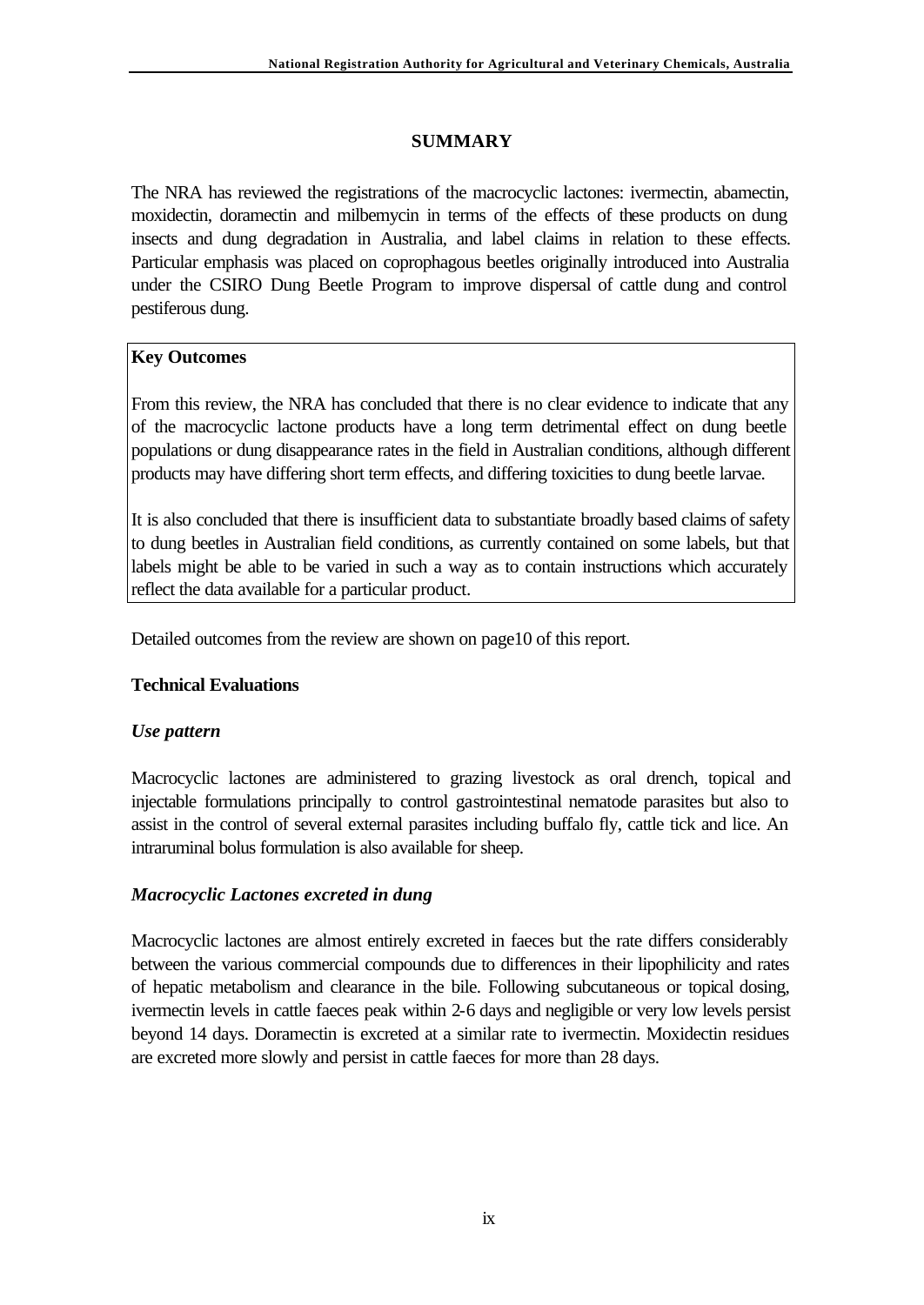## SUMMARY

The NRA has reviewed the registrations of the macrocyclic lactones: ivermectin, abamectin, moxidectin, doramectin and milbemycin in terms of the effects of these products on dung insects and dung degradation in Australia, and label claims in relation to these effects. Particular emphasis was placed on coprophagous beetles originally introduced into Australia under the CSIRO Dung Beetle Program to improve dispersal of cattle dung and control pestiferous dung.

**Key Outcomes**

From this review, the NRA has concluded that there is no clear evidence to indicate that any of the macrocyclic lactone products have a long term detrimental effect on dung beetle populations or dung disappearance rates in the field in Australian conditions, although different products may have differing short term effects, and differing toxicities to dung beetle larvae.

It is also concluded that there is insufficient data to substantiate broadly based claims of safety to dung beetles in Australian field conditions, as currently contained on some labels, but that labels might be able to be varied in such a way as to contain instructions which accurately reflect the data available for a particular product.

Detailed outcomes from the review are shown on page10 of this report.

### Technical Evaluations

#### *Use pattern*

Macrocyclic lactones are administered to grazing livestock as oral drench, topical and injectable formulations principally to control gastrointestinal nematode parasites but also to assist in the control of several external parasites including buffalo fly, cattle tick and lice. An intraruminal bolus formulation is also available for sheep.

#### *Macrocyclic Lactones excreted in dung*

Macrocyclic lactones are almost entirely excreted in faeces but the rate differs considerably between the various commercial compounds due to differences in their lipophilicity and rates of hepatic metabolism and clearance in the bile. Following subcutaneous or topical dosing, ivermectin levels in cattle faeces peak within 2-6 days and negligible or very low levels persist beyond 14 days. Doramectin is excreted at a similar rate to ivermectin. Moxidectin residues are excreted more slowly and persist in cattle faeces for more than 28 days.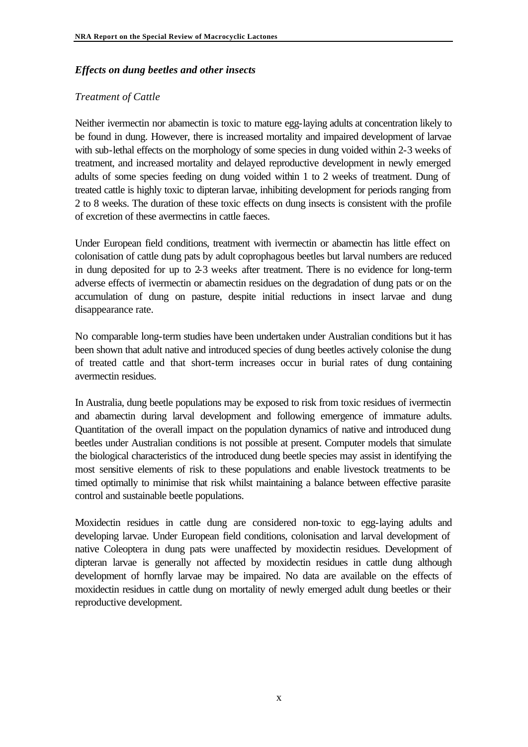### *Effects on dung beetles and other insects*

*Treatment of Cattle*

Neither ivermectin nor abamectin is toxic to mature egg-laying adults at concentration likely to be found in dung. However, there is increased mortality and impaired development of larvae with sub-lethal effects on the morphology of some species in dung voided within 2-3 weeks of treatment, and increased mortality and delayed reproductive development in newly emerged adults of some species feeding on dung voided within 1 to 2 weeks of treatment. Dung of treated cattle is highly toxic to dipteran larvae, inhibiting development for periods ranging from 2 to 8 weeks. The duration of these toxic effects on dung insects is consistent with the profile of excretion of these avermectins in cattle faeces.

Under European field conditions, treatment with ivermectin or abamectin has little effect on colonisation of cattle dung pats by adult coprophagous beetles but larval numbers are reduced in dung deposited for up to 2-3 weeks after treatment. There is no evidence for long-term adverse effects of ivermectin or abamectin residues on the degradation of dung pats or on the accumulation of dung on pasture, despite initial reductions in insect larvae and dung disappearance rate.

No comparable long-term studies have been undertaken under Australian conditions but it has been shown that adult native and introduced species of dung beetles actively colonise the dung of treated cattle and that short-term increases occur in burial rates of dung containing avermectin residues.

In Australia, dung beetle populations may be exposed to risk from toxic residues of ivermectin and abamectin during larval development and following emergence of immature adults. Quantitation of the overall impact on the population dynamics of native and introduced dung beetles under Australian conditions is not possible at present. Computer models that simulate the biological characteristics of the introduced dung beetle species may assist in identifying the most sensitive elements of risk to these populations and enable livestock treatments to be timed optimally to minimise that risk whilst maintaining a balance between effective parasite control and sustainable beetle populations.

Moxidectin residues in cattle dung are considered non-toxic to egg-laying adults and developing larvae. Under European field conditions, colonisation and larval development of native Coleoptera in dung pats were unaffected by moxidectin residues. Development of dipteran larvae is generally not affected by moxidectin residues in cattle dung although development of hornfly larvae may be impaired. No data are available on the effects of moxidectin residues in cattle dung on mortality of newly emerged adult dung beetles or their reproductive development.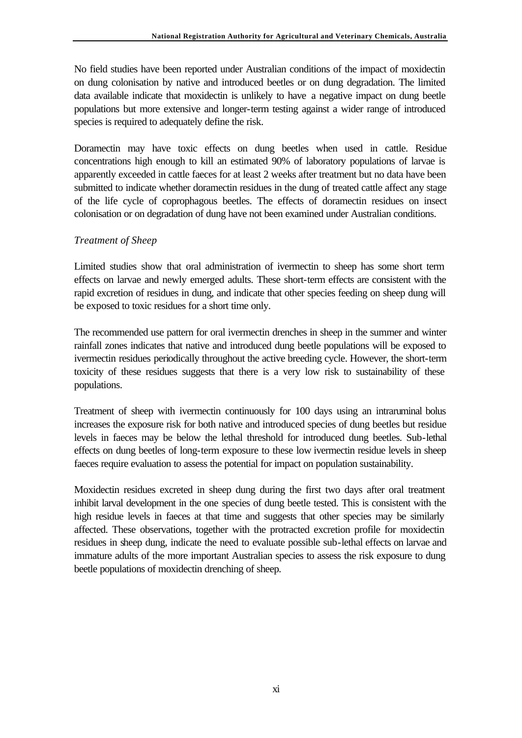No field studies have been reported under Australian conditions of the impact of moxidectin on dung colonisation by native and introduced beetles or on dung degradation. The limited data available indicate that moxidectin is unlikely to have a negative impact on dung beetle populations but more extensive and longer-term testing against a wider range of introduced species is required to adequately define the risk.

Doramectin may have toxic effects on dung beetles when used in cattle. Residue concentrations high enough to kill an estimated 90% of laboratory populations of larvae is apparently exceeded in cattle faeces for at least 2 weeks after treatment but no data have been submitted to indicate whether doramectin residues in the dung of treated cattle affect any stage of the life cycle of coprophagous beetles. The effects of doramectin residues on insect colonisation or on degradation of dung have not been examined under Australian conditions.

*Treatment of Sheep*

Limited studies show that oral administration of ivermectin to sheep has some short term effects on larvae and newly emerged adults. These short-term effects are consistent with the rapid excretion of residues in dung, and indicate that other species feeding on sheep dung will be exposed to toxic residues for a short time only.

The recommended use pattern for oral ivermectin drenches in sheep in the summer and winter rainfall zones indicates that native and introduced dung beetle populations will be exposed to ivermectin residues periodically throughout the active breeding cycle. However, the short-term toxicity of these residues suggests that there is a very low risk to sustainability of these populations.

Treatment of sheep with ivermectin continuously for 100 days using an intraruminal bolus increases the exposure risk for both native and introduced species of dung beetles but residue levels in faeces may be below the lethal threshold for introduced dung beetles. Sub-lethal effects on dung beetles of long-term exposure to these low ivermectin residue levels in sheep faeces require evaluation to assess the potential for impact on population sustainability.

Moxidectin residues excreted in sheep dung during the first two days after oral treatment inhibit larval development in the one species of dung beetle tested. This is consistent with the high residue levels in faeces at that time and suggests that other species may be similarly affected. These observations, together with the protracted excretion profile for moxidectin residues in sheep dung, indicate the need to evaluate possible sub-lethal effects on larvae and immature adults of the more important Australian species to assess the risk exposure to dung beetle populations of moxidectin drenching of sheep.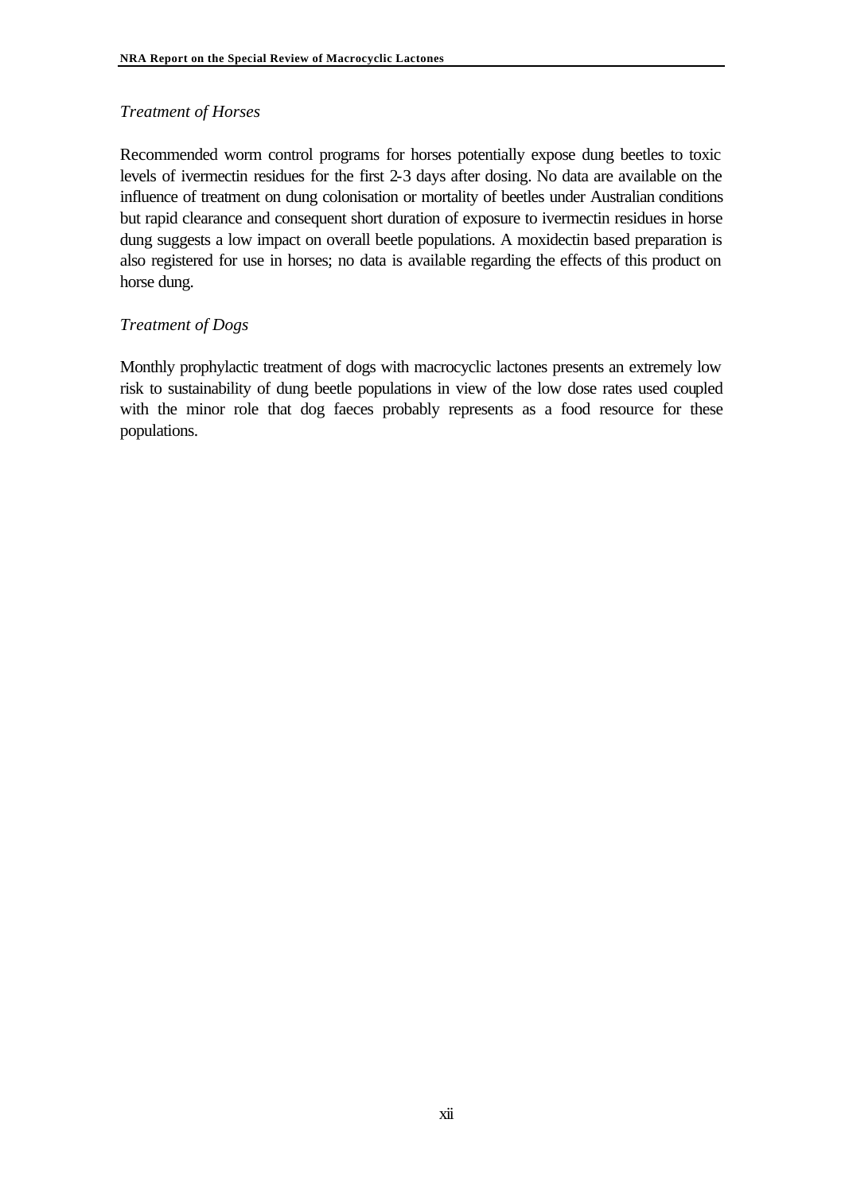*Treatment of Horses*

Recommended worm control programs for horses potentially expose dung beetles to toxic levels of ivermectin residues for the first 2-3 days after dosing. No data are available on the influence of treatment on dung colonisation or mortality of beetles under Australian conditions but rapid clearance and consequent short duration of exposure to ivermectin residues in horse dung suggests a low impact on overall beetle populations. A moxidectin based preparation is also registered for use in horses; no data is available regarding the effects of this product on horse dung.

*Treatment of Dogs*

Monthly prophylactic treatment of dogs with macrocyclic lactones presents an extremely low risk to sustainability of dung beetle populations in view of the low dose rates used coupled with the minor role that dog faeces probably represents as a food resource for these populations.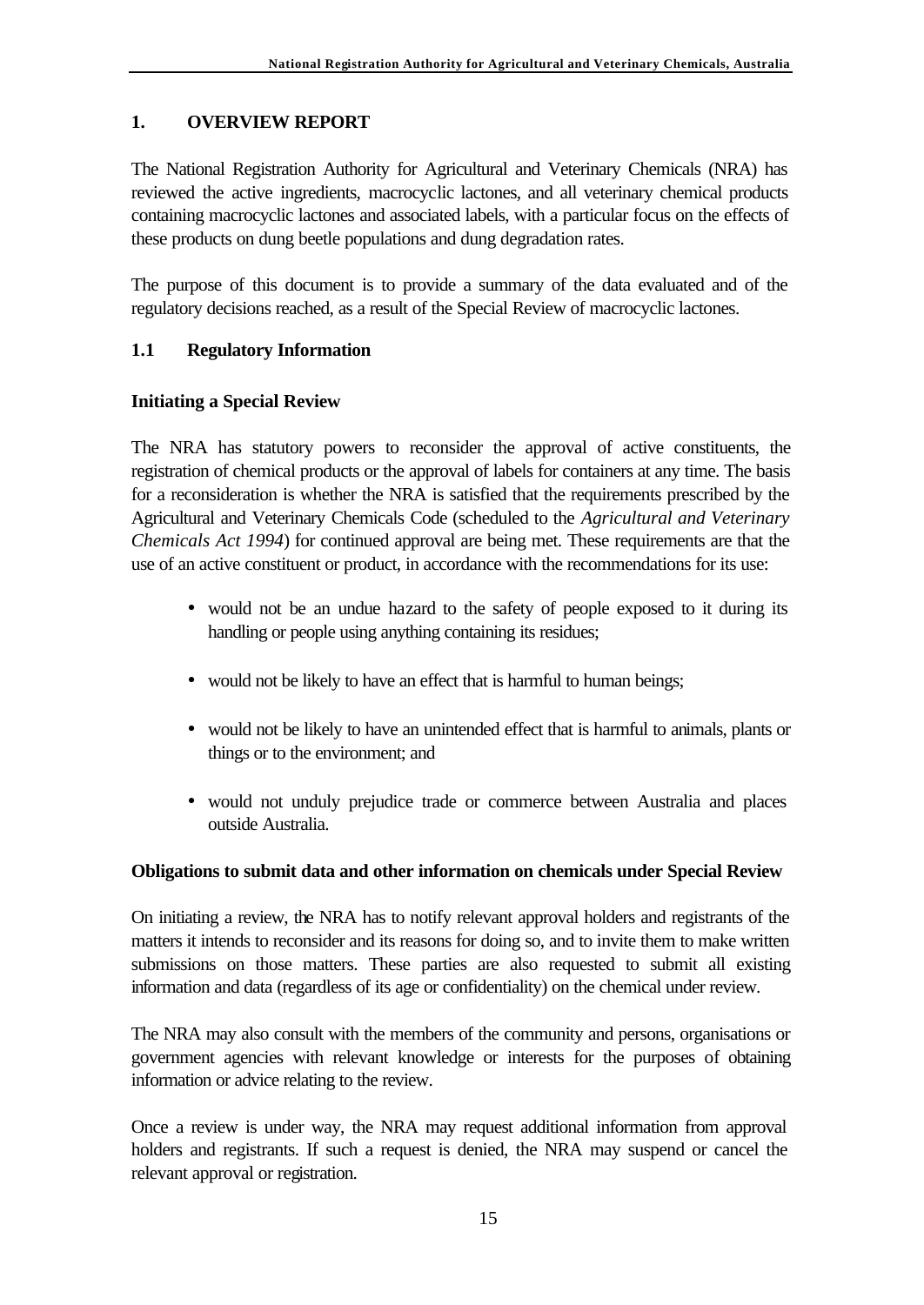# 1. OVERVIEW REPORT

The National Registration Authority for Agricultural and Veterinary Chemicals (NRA) has reviewed the active ingredients, macrocyclic lactones, and all veterinary chemical products containing macrocyclic lactones and associated labels, with a particular focus on the effects of these products on dung beetle populations and dung degradation rates.

The purpose of this document is to provide a summary of the data evaluated and of the regulatory decisions reached, as a result of the Special Review of macrocyclic lactones.

## 1.1 Regulatory Information

### Initiating a Special Review

The NRA has statutory powers to reconsider the approval of active constituents, the registration of chemical products or the approval of labels for containers at any time. The basis for a reconsideration is whether the NRA is satisfied that the requirements prescribed by the Agricultural and Veterinary Chemicals Code (scheduled to the *Agricultural and Veterinary Chemicals Act 1994*) for continued approval are being met. These requirements are that the use of an active constituent or product, in accordance with the recommendations for its use:

- would not be an undue hazard to the safety of people exposed to it during its handling or people using anything containing its residues;
- would not be likely to have an effect that is harmful to human beings;
- would not be likely to have an unintended effect that is harmful to animals, plants or things or to the environment; and
- would not unduly prejudice trade or commerce between Australia and places outside Australia.

### Obligations to submit data and other information on chemicals under Special Review

On initiating a review, the NRA has to notify relevant approval holders and registrants of the matters it intends to reconsider and its reasons for doing so, and to invite them to make written submissions on those matters. These parties are also requested to submit all existing information and data (regardless of its age or confidentiality) on the chemical under review.

The NRA may also consult with the members of the community and persons, organisations or government agencies with relevant knowledge or interests for the purposes of obtaining information or advice relating to the review.

Once a review is under way, the NRA may request additional information from approval holders and registrants. If such a request is denied, the NRA may suspend or cancel the relevant approval or registration.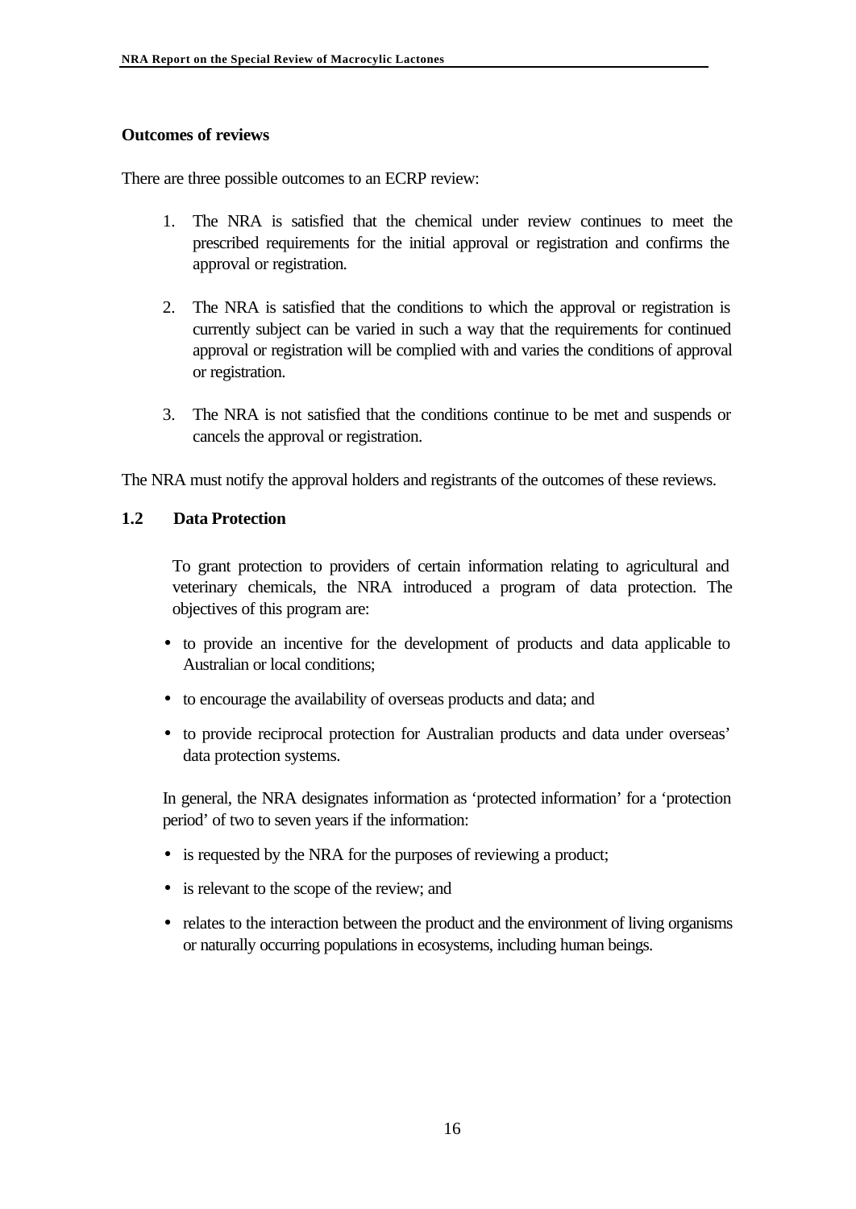**Outcomes of reviews**

There are three possible outcomes to an ECRP review:

1. The NRA is satisfied that the chemical under review continues to meet the prescribed requirements for the initial approval or registration and confirms the approval or registration.

2. The NRA is satisfied that the conditions to which the approval or registration is currently subject can be varied in such a way that the requirements for continued approval or registration will be complied with and varies the conditions of approval or registration.

3. The NRA is not satisfied that the conditions continue to be met and suspends or cancels the approval or registration.

The NRA must notify the approval holders and registrants of the outcomes of these reviews.

## 1.2 Data Protection

To grant protection to providers of certain information relating to agricultural and veterinary chemicals, the NRA introduced a program of data protection. The objectives of this program are:

- to provide an incentive for the development of products and data applicable to Australian or local conditions;
- to encourage the availability of overseas products and data; and
- to provide reciprocal protection for Australian products and data under overseas' data protection systems.

In general, the NRA designates information as 'protected information' for a 'protection period' of two to seven years if the information:

- is requested by the NRA for the purposes of reviewing a product;
- is relevant to the scope of the review; and
- relates to the interaction between the product and the environment of living organisms or naturally occurring populations in ecosystems, including human beings.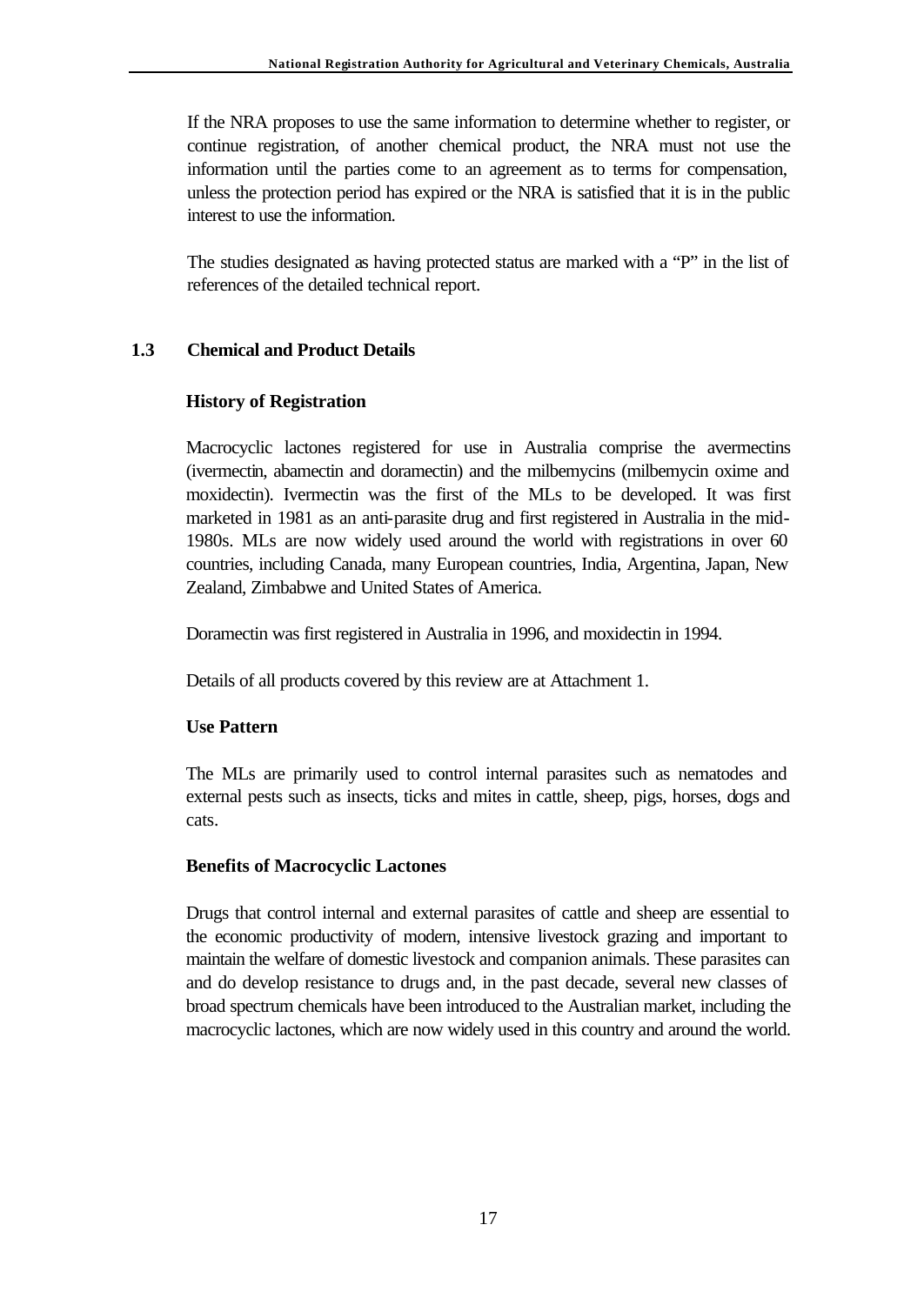If the NRA proposes to use the same information to determine whether to register, or continue registration, of another chemical product, the NRA must not use the information until the parties come to an agreement as to terms for compensation, unless the protection period has expired or the NRA is satisfied that it is in the public interest to use the information.

The studies designated as having protected status are marked with a "P" in the list of references of the detailed technical report.

## 1.3 Chemical and Product Details

### History of Registration

Macrocyclic lactones registered for use in Australia comprise the avermectins (ivermectin, abamectin and doramectin) and the milbemycins (milbemycin oxime and moxidectin). Ivermectin was the first of the MLs to be developed. It was first marketed in 1981 as an anti-parasite drug and first registered in Australia in the mid-1980s. MLs are now widely used around the world with registrations in over 60 countries, including Canada, many European countries, India, Argentina, Japan, New Zealand, Zimbabwe and United States of America.

Doramectin was first registered in Australia in 1996, and moxidectin in 1994.

Details of all products covered by this review are at Attachment 1.

### Use Pattern

The MLs are primarily used to control internal parasites such as nematodes and external pests such as insects, ticks and mites in cattle, sheep, pigs, horses, dogs and cats.

### Benefits of Macrocyclic Lactones

Drugs that control internal and external parasites of cattle and sheep are essential to the economic productivity of modern, intensive livestock grazing and important to maintain the welfare of domestic livestock and companion animals. These parasites can and do develop resistance to drugs and, in the past decade, several new classes of broad spectrum chemicals have been introduced to the Australian market, including the macrocyclic lactones, which are now widely used in this country and around the world.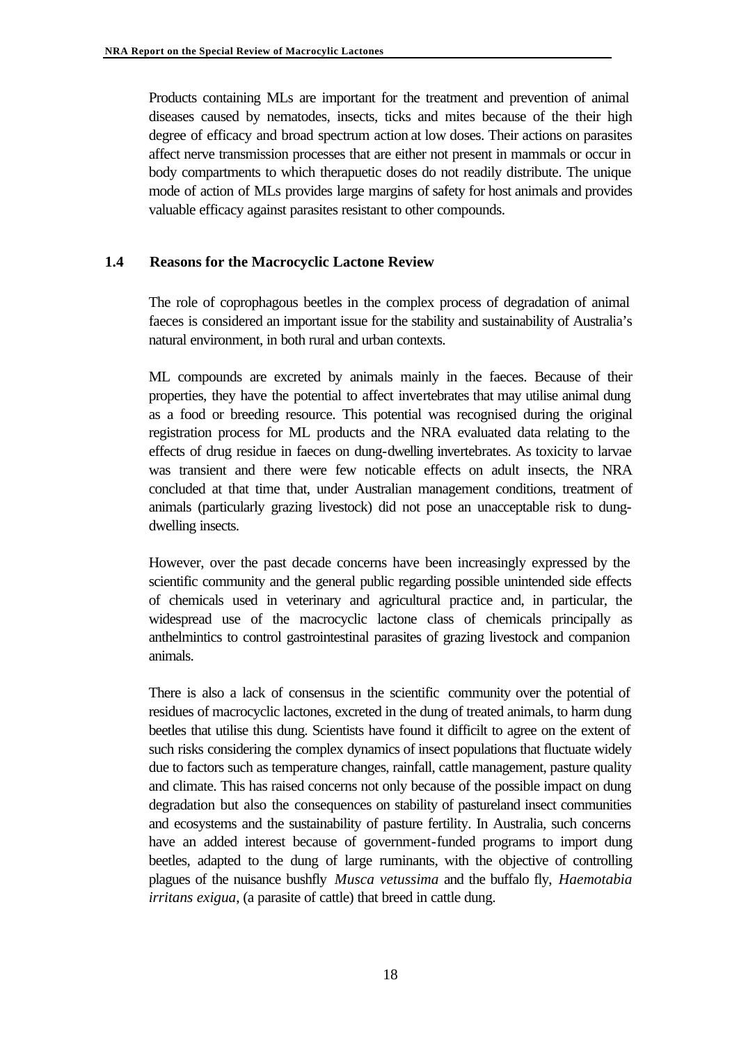Products containing MLs are important for the treatment and prevention of animal diseases caused by nematodes, insects, ticks and mites because of the their high degree of efficacy and broad spectrum action at low doses. Their actions on parasites affect nerve transmission processes that are either not present in mammals or occur in body compartments to which therapeutic doses do not readily distribute. The unique mode of action of MLs provides large margins of safety for host animals and provides valuable efficacy against parasites resistant to other compounds.

## 1.4 Reasons for the Macrocyclic Lactone Review

The role of coprophagous beetles in the complex process of degradation of animal faeces is considered an important issue for the stability and sustainability of Australia's natural environment, in both rural and urban contexts.

ML compounds are excreted by animals mainly in the faeces. Because of their properties, they have the potential to affect invertebrates that may utilise animal dung as a food or breeding resource. This potential was recognised during the original registration process for ML products and the NRA evaluated data relating to the effects of drug residue in faeces on dung-dwelling invertebrates. As toxicity to larvae was transient and there were few noticable effects on adult insects, the NRA concluded at that time that, under Australian management conditions, treatment of animals (particularly grazing livestock) did not pose an unacceptable risk to dung-dwelling insects.

However, over the past decade concerns have been increasingly expressed by the scientific community and the general public regarding possible unintended side effects of chemicals used in veterinary and agricultural practice and, in particular, the widespread use of the macrocyclic lactone class of chemicals principally as anthelmintics to control gastrointestinal parasites of grazing livestock and companion animals.

There is also a lack of consensus in the scientific community over the potential of residues of macrocyclic lactones, excreted in the dung of treated animals, to harm dung beetles that utilise this dung. Scientists have found it difficilt to agree on the extent of such risks considering the complex dynamics of insect populations that fluctuate widely due to factors such as temperature changes, rainfall, cattle management, pasture quality and climate. This has raised concerns not only because of the possible impact on dung degradation but also the consequences on stability of pastureland insect communities and ecosystems and the sustainability of pasture fertility. In Australia, such concerns have an added interest because of government-funded programs to import dung beetles, adapted to the dung of large ruminants, with the objective of controlling plagues of the nuisance bushfly *Musca vetussima* and the buffalo fly, *Haemotabia irritans exigua*, (a parasite of cattle) that breed in cattle dung.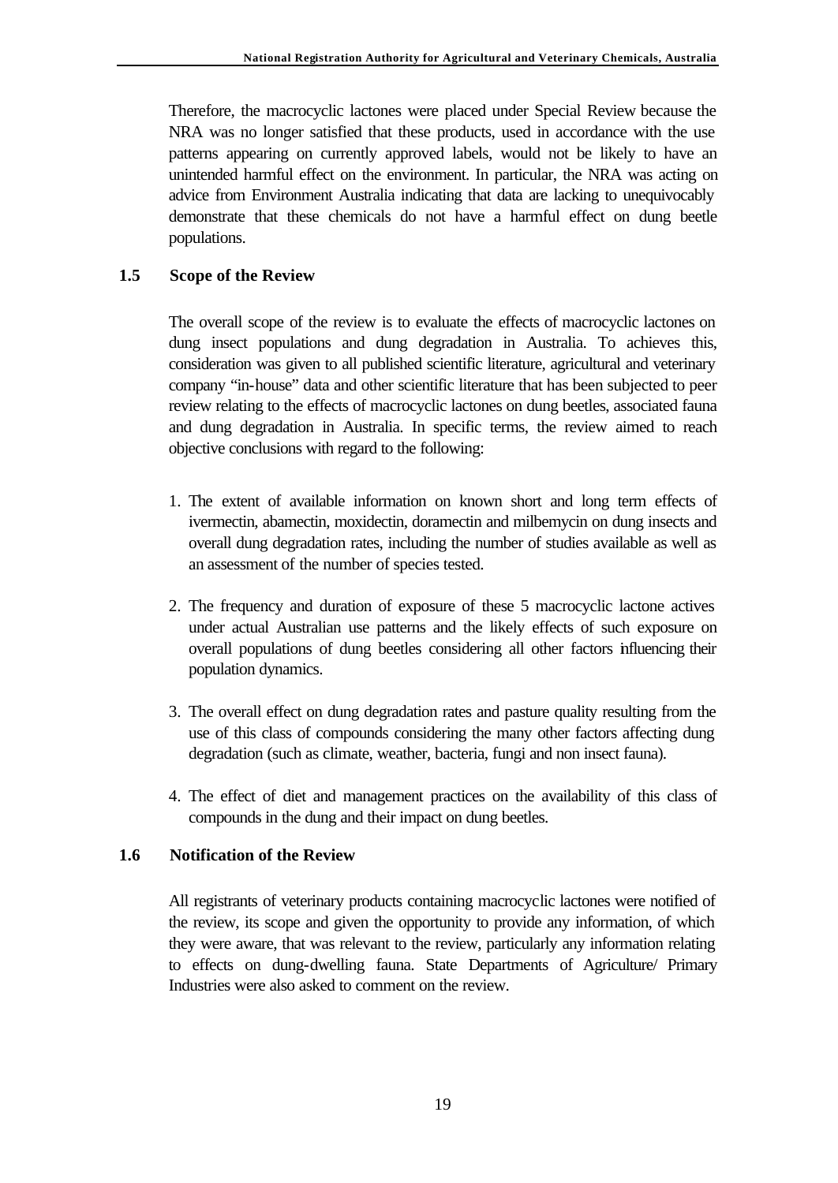Therefore, the macrocyclic lactones were placed under Special Review because the NRA was no longer satisfied that these products, used in accordance with the use patterns appearing on currently approved labels, would not be likely to have an unintended harmful effect on the environment. In particular, the NRA was acting on advice from Environment Australia indicating that data are lacking to unequivocably demonstrate that these chemicals do not have a harmful effect on dung beetle populations.

## 1.5 Scope of the Review

The overall scope of the review is to evaluate the effects of macrocyclic lactones on dung insect populations and dung degradation in Australia. To achieves this, consideration was given to all published scientific literature, agricultural and veterinary company "in-house" data and other scientific literature that has been subjected to peer review relating to the effects of macrocyclic lactones on dung beetles, associated fauna and dung degradation in Australia. In specific terms, the review aimed to reach objective conclusions with regard to the following:

1. The extent of available information on known short and long term effects of ivermectin, abamectin, moxidectin, doramectin and milbemycin on dung insects and overall dung degradation rates, including the number of studies available as well as an assessment of the number of species tested.

2. The frequency and duration of exposure of these 5 macrocyclic lactone actives under actual Australian use patterns and the likely effects of such exposure on overall populations of dung beetles considering all other factors influencing their population dynamics.

3. The overall effect on dung degradation rates and pasture quality resulting from the use of this class of compounds considering the many other factors affecting dung degradation (such as climate, weather, bacteria, fungi and non insect fauna).

4. The effect of diet and management practices on the availability of this class of compounds in the dung and their impact on dung beetles.

## 1.6 Notification of the Review

All registrants of veterinary products containing macrocyclic lactones were notified of the review, its scope and given the opportunity to provide any information, of which they were aware, that was relevant to the review, particularly any information relating to effects on dung-dwelling fauna. State Departments of Agriculture/ Primary Industries were also asked to comment on the review.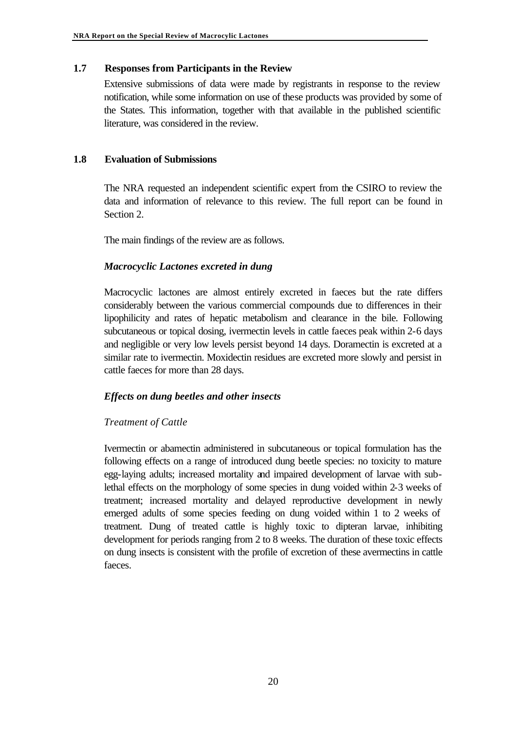## 1.7 Responses from Participants in the Review

Extensive submissions of data were made by registrants in response to the review notification, while some information on use of these products was provided by some of the States. This information, together with that available in the published scientific literature, was considered in the review.

## 1.8 Evaluation of Submissions

The NRA requested an independent scientific expert from the CSIRO to review the data and information of relevance to this review. The full report can be found in Section 2.

The main findings of the review are as follows.

### *Macrocyclic Lactones excreted in dung*

Macrocyclic lactones are almost entirely excreted in faeces but the rate differs considerably between the various commercial compounds due to differences in their lipophilicity and rates of hepatic metabolism and clearance in the bile. Following subcutaneous or topical dosing, ivermectin levels in cattle faeces peak within 2-6 days and negligible or very low levels persist beyond 14 days. Doramectin is excreted at a similar rate to ivermectin. Moxidectin residues are excreted more slowly and persist in cattle faeces for more than 28 days.

### *Effects on dung beetles and other insects*

#### *Treatment of Cattle*

Ivermectin or abamectin administered in subcutaneous or topical formulation has the following effects on a range of introduced dung beetle species: no toxicity to mature egg-laying adults; increased mortality and impaired development of larvae with sub-lethal effects on the morphology of some species in dung voided within 2-3 weeks of treatment; increased mortality and delayed reproductive development in newly emerged adults of some species feeding on dung voided within 1 to 2 weeks of treatment. Dung of treated cattle is highly toxic to dipteran larvae, inhibiting development for periods ranging from 2 to 8 weeks. The duration of these toxic effects on dung insects is consistent with the profile of excretion of these avermectins in cattle faeces.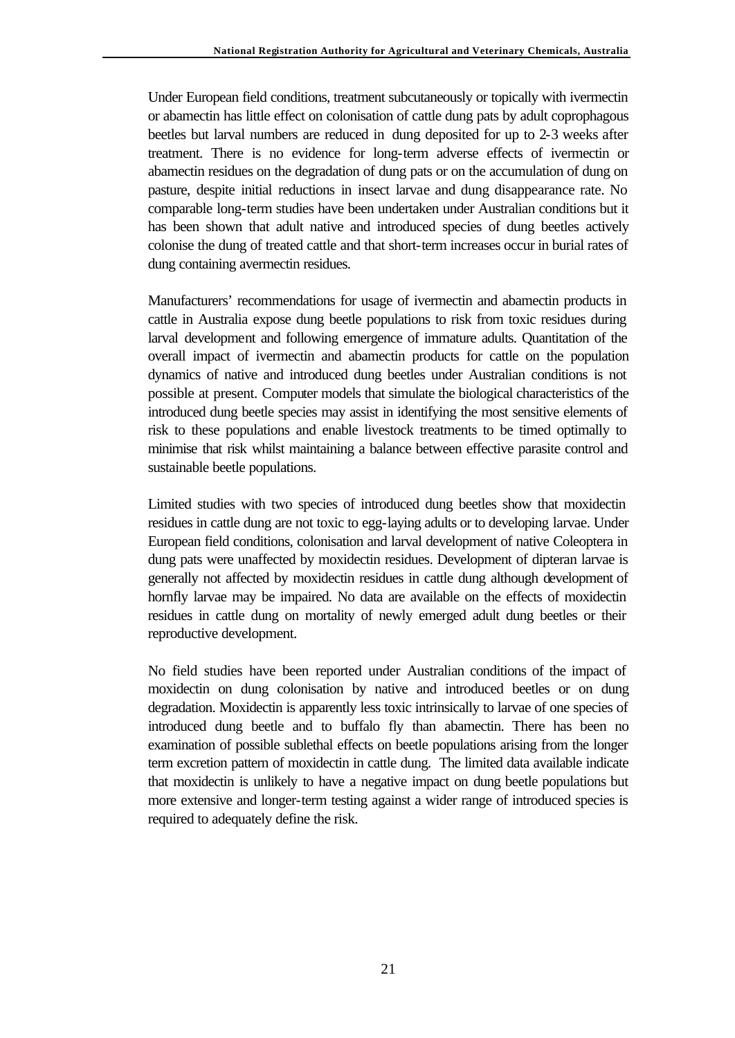Under European field conditions, treatment subcutaneously or topically with ivermectin or abamectin has little effect on colonisation of cattle dung pats by adult coprophagous beetles but larval numbers are reduced in dung deposited for up to 2-3 weeks after treatment. There is no evidence for long-term adverse effects of ivermectin or abamectin residues on the degradation of dung pats or on the accumulation of dung on pasture, despite initial reductions in insect larvae and dung disappearance rate. No comparable long-term studies have been undertaken under Australian conditions but it has been shown that adult native and introduced species of dung beetles actively colonise the dung of treated cattle and that short-term increases occur in burial rates of dung containing avermectin residues.

Manufacturers' recommendations for usage of ivermectin and abamectin products in cattle in Australia expose dung beetle populations to risk from toxic residues during larval development and following emergence of immature adults. Quantitation of the overall impact of ivermectin and abamectin products for cattle on the population dynamics of native and introduced dung beetles under Australian conditions is not possible at present. Computer models that simulate the biological characteristics of the introduced dung beetle species may assist in identifying the most sensitive elements of risk to these populations and enable livestock treatments to be timed optimally to minimise that risk whilst maintaining a balance between effective parasite control and sustainable beetle populations.

Limited studies with two species of introduced dung beetles show that moxidectin residues in cattle dung are not toxic to egg-laying adults or to developing larvae. Under European field conditions, colonisation and larval development of native Coleoptera in dung pats were unaffected by moxidectin residues. Development of dipteran larvae is generally not affected by moxidectin residues in cattle dung although development of hornfly larvae may be impaired. No data are available on the effects of moxidectin residues in cattle dung on mortality of newly emerged adult dung beetles or their reproductive development.

No field studies have been reported under Australian conditions of the impact of moxidectin on dung colonisation by native and introduced beetles or on dung degradation. Moxidectin is apparently less toxic intrinsically to larvae of one species of introduced dung beetle and to buffalo fly than abamectin. There has been no examination of possible sublethal effects on beetle populations arising from the longer term excretion pattern of moxidectin in cattle dung. The limited data available indicate that moxidectin is unlikely to have a negative impact on dung beetle populations but more extensive and longer-term testing against a wider range of introduced species is required to adequately define the risk.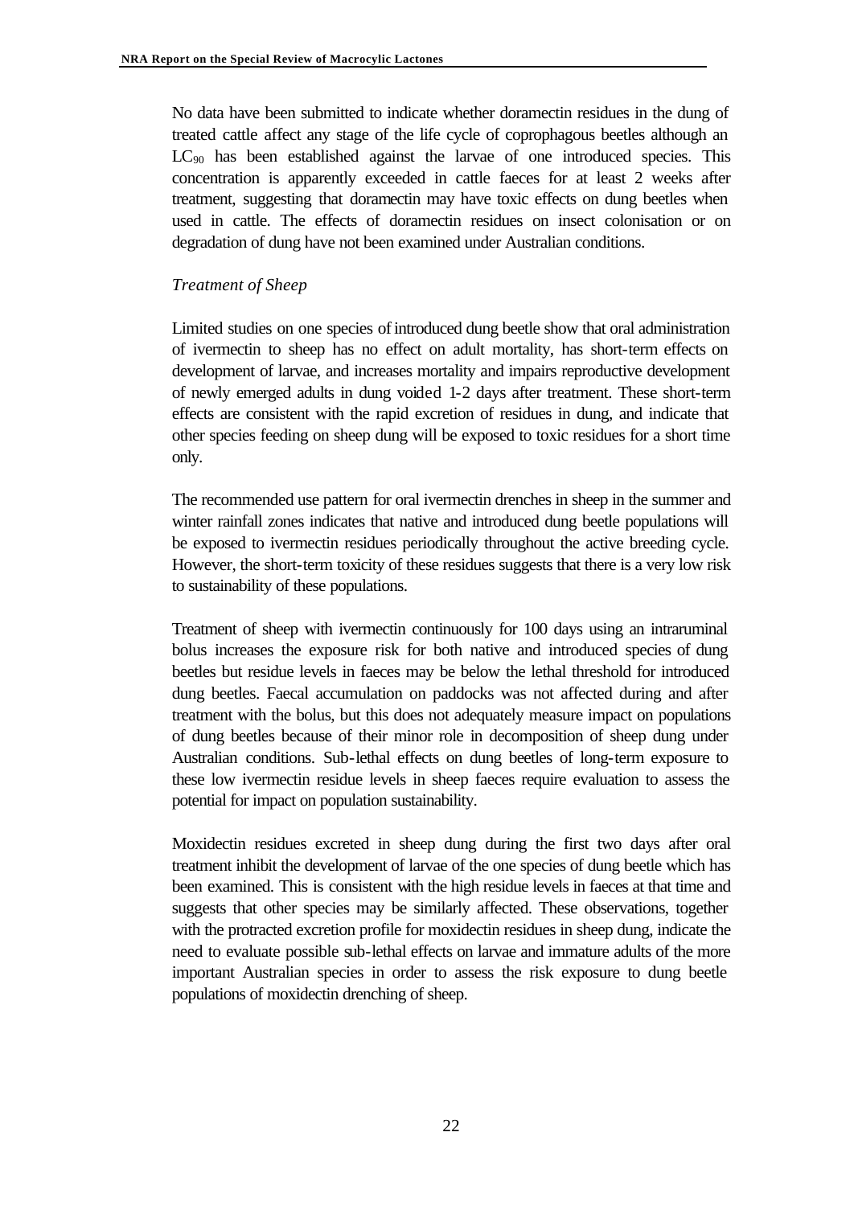No data have been submitted to indicate whether doramectin residues in the dung of treated cattle affect any stage of the life cycle of coprophagous beetles although an $LC_{90}$ has been established against the larvae of one introduced species. This concentration is apparently exceeded in cattle faeces for at least 2 weeks after treatment, suggesting that doramectin may have toxic effects on dung beetles when used in cattle. The effects of doramectin residues on insect colonisation or on degradation of dung have not been examined under Australian conditions.

*Treatment of Sheep*

Limited studies on one species of introduced dung beetle show that oral administration of ivermectin to sheep has no effect on adult mortality, has short-term effects on development of larvae, and increases mortality and impairs reproductive development of newly emerged adults in dung voided 1-2 days after treatment. These short-term effects are consistent with the rapid excretion of residues in dung, and indicate that other species feeding on sheep dung will be exposed to toxic residues for a short time only.

The recommended use pattern for oral ivermectin drenches in sheep in the summer and winter rainfall zones indicates that native and introduced dung beetle populations will be exposed to ivermectin residues periodically throughout the active breeding cycle. However, the short-term toxicity of these residues suggests that there is a very low risk to sustainability of these populations.

Treatment of sheep with ivermectin continuously for 100 days using an intraruminal bolus increases the exposure risk for both native and introduced species of dung beetles but residue levels in faeces may be below the lethal threshold for introduced dung beetles. Faecal accumulation on paddocks was not affected during and after treatment with the bolus, but this does not adequately measure impact on populations of dung beetles because of their minor role in decomposition of sheep dung under Australian conditions. Sub-lethal effects on dung beetles of long-term exposure to these low ivermectin residue levels in sheep faeces require evaluation to assess the potential for impact on population sustainability.

Moxidectin residues excreted in sheep dung during the first two days after oral treatment inhibit the development of larvae of the one species of dung beetle which has been examined. This is consistent with the high residue levels in faeces at that time and suggests that other species may be similarly affected. These observations, together with the protracted excretion profile for moxidectin residues in sheep dung, indicate the need to evaluate possible sub-lethal effects on larvae and immature adults of the more important Australian species in order to assess the risk exposure to dung beetle populations of moxidectin drenching of sheep.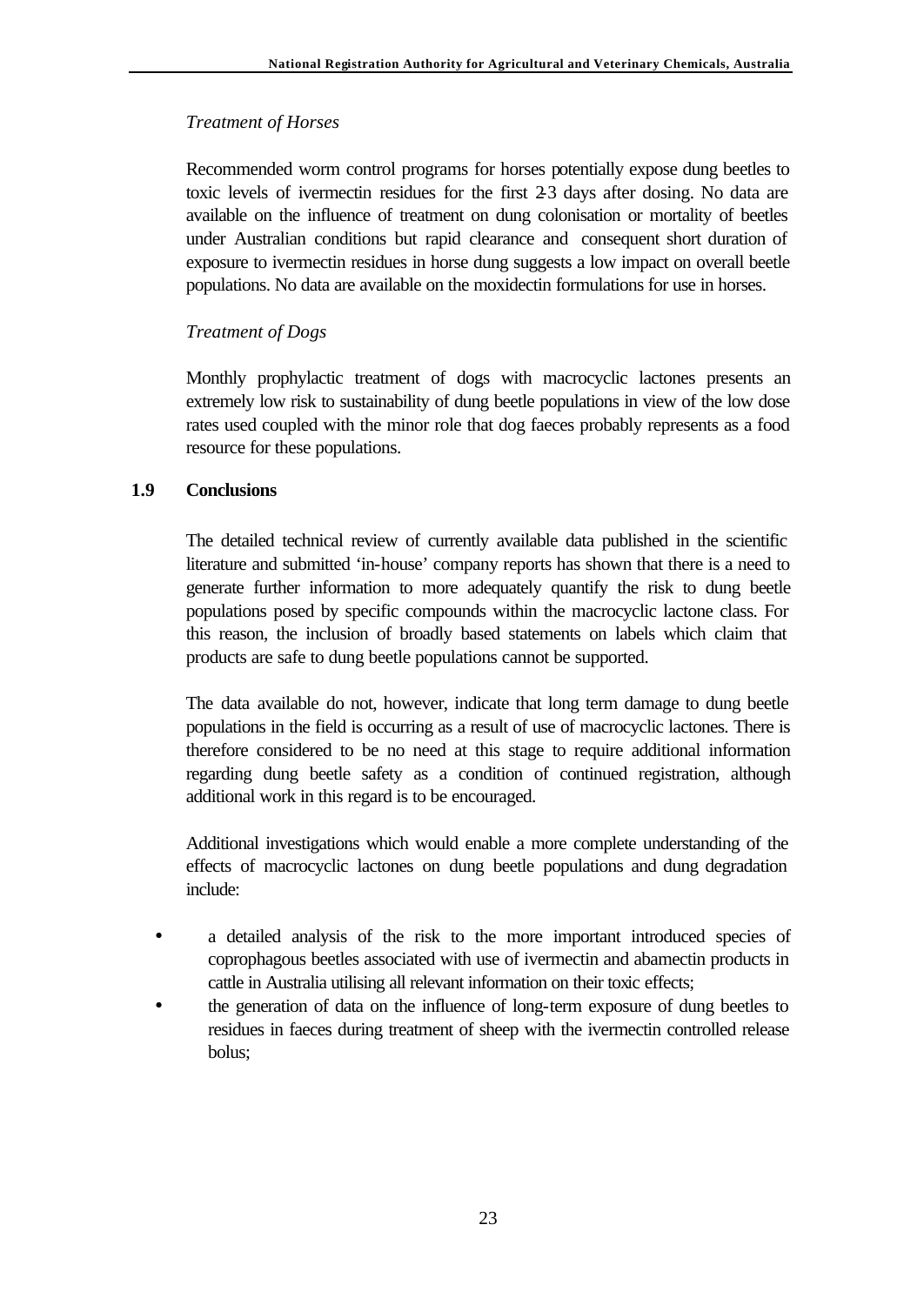*Treatment of Horses*

Recommended worm control programs for horses potentially expose dung beetles to toxic levels of ivermectin residues for the first 2-3 days after dosing. No data are available on the influence of treatment on dung colonisation or mortality of beetles under Australian conditions but rapid clearance and consequent short duration of exposure to ivermectin residues in horse dung suggests a low impact on overall beetle populations. No data are available on the moxidectin formulations for use in horses.

*Treatment of Dogs*

Monthly prophylactic treatment of dogs with macrocyclic lactones presents an extremely low risk to sustainability of dung beetle populations in view of the low dose rates used coupled with the minor role that dog faeces probably represents as a food resource for these populations.

## 1.9 Conclusions

The detailed technical review of currently available data published in the scientific literature and submitted 'in-house' company reports has shown that there is a need to generate further information to more adequately quantify the risk to dung beetle populations posed by specific compounds within the macrocyclic lactone class. For this reason, the inclusion of broadly based statements on labels which claim that products are safe to dung beetle populations cannot be supported.

The data available do not, however, indicate that long term damage to dung beetle populations in the field is occurring as a result of use of macrocyclic lactones. There is therefore considered to be no need at this stage to require additional information regarding dung beetle safety as a condition of continued registration, although additional work in this regard is to be encouraged.

Additional investigations which would enable a more complete understanding of the effects of macrocyclic lactones on dung beetle populations and dung degradation include:

- a detailed analysis of the risk to the more important introduced species of coprophagous beetles associated with use of ivermectin and abamectin products in cattle in Australia utilising all relevant information on their toxic effects;
- the generation of data on the influence of long-term exposure of dung beetles to residues in faeces during treatment of sheep with the ivermectin controlled release bolus;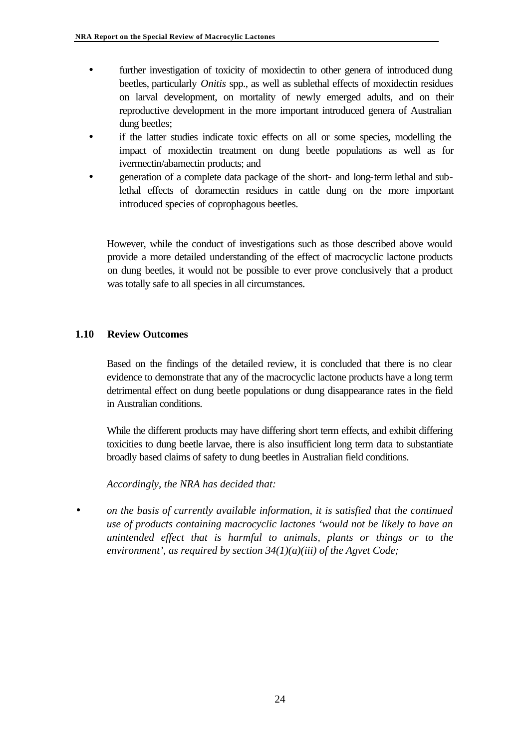- further investigation of toxicity of moxidectin to other genera of introduced dung beetles, particularly *Onitis* spp., as well as sublethal effects of moxidectin residues on larval development, on mortality of newly emerged adults, and on their reproductive development in the more important introduced genera of Australian dung beetles;
- if the latter studies indicate toxic effects on all or some species, modelling the impact of moxidectin treatment on dung beetle populations as well as for ivermectin/abamectin products; and
- generation of a complete data package of the short- and long-term lethal and sub-lethal effects of doramectin residues in cattle dung on the more important introduced species of coprophagous beetles.

However, while the conduct of investigations such as those described above would provide a more detailed understanding of the effect of macrocyclic lactone products on dung beetles, it would not be possible to ever prove conclusively that a product was totally safe to all species in all circumstances.

## 1.10 Review Outcomes

Based on the findings of the detailed review, it is concluded that there is no clear evidence to demonstrate that any of the macrocyclic lactone products have a long term detrimental effect on dung beetle populations or dung disappearance rates in the field in Australian conditions.

While the different products may have differing short term effects, and exhibit differing toxicities to dung beetle larvae, there is also insufficient long term data to substantiate broadly based claims of safety to dung beetles in Australian field conditions.

*Accordingly, the NRA has decided that:*

- *on the basis of currently available information, it is satisfied that the continued use of products containing macrocyclic lactones 'would not be likely to have an unintended effect that is harmful to animals, plants or things or to the environment', as required by section 34(1)(a)(iii) of the Agvet Code;*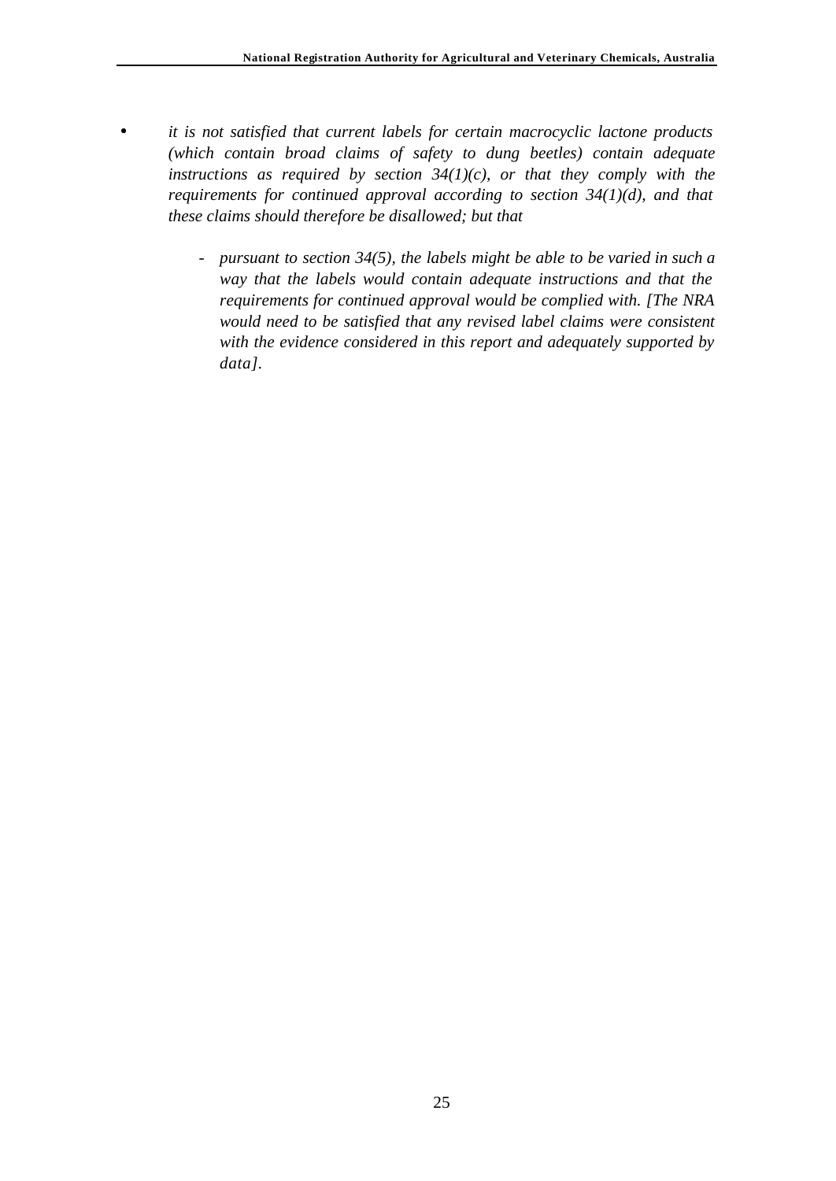- *it is not satisfied that current labels for certain macrocyclic lactone products (which contain broad claims of safety to dung beetles) contain adequate instructions as required by section 34(1)(c), or that they comply with the requirements for continued approval according to section 34(1)(d), and that these claims should therefore be disallowed; but that*

    - *pursuant to section 34(5), the labels might be able to be varied in such a way that the labels would contain adequate instructions and that the requirements for continued approval would be complied with. [The NRA would need to be satisfied that any revised label claims were consistent with the evidence considered in this report and adequately supported by data].*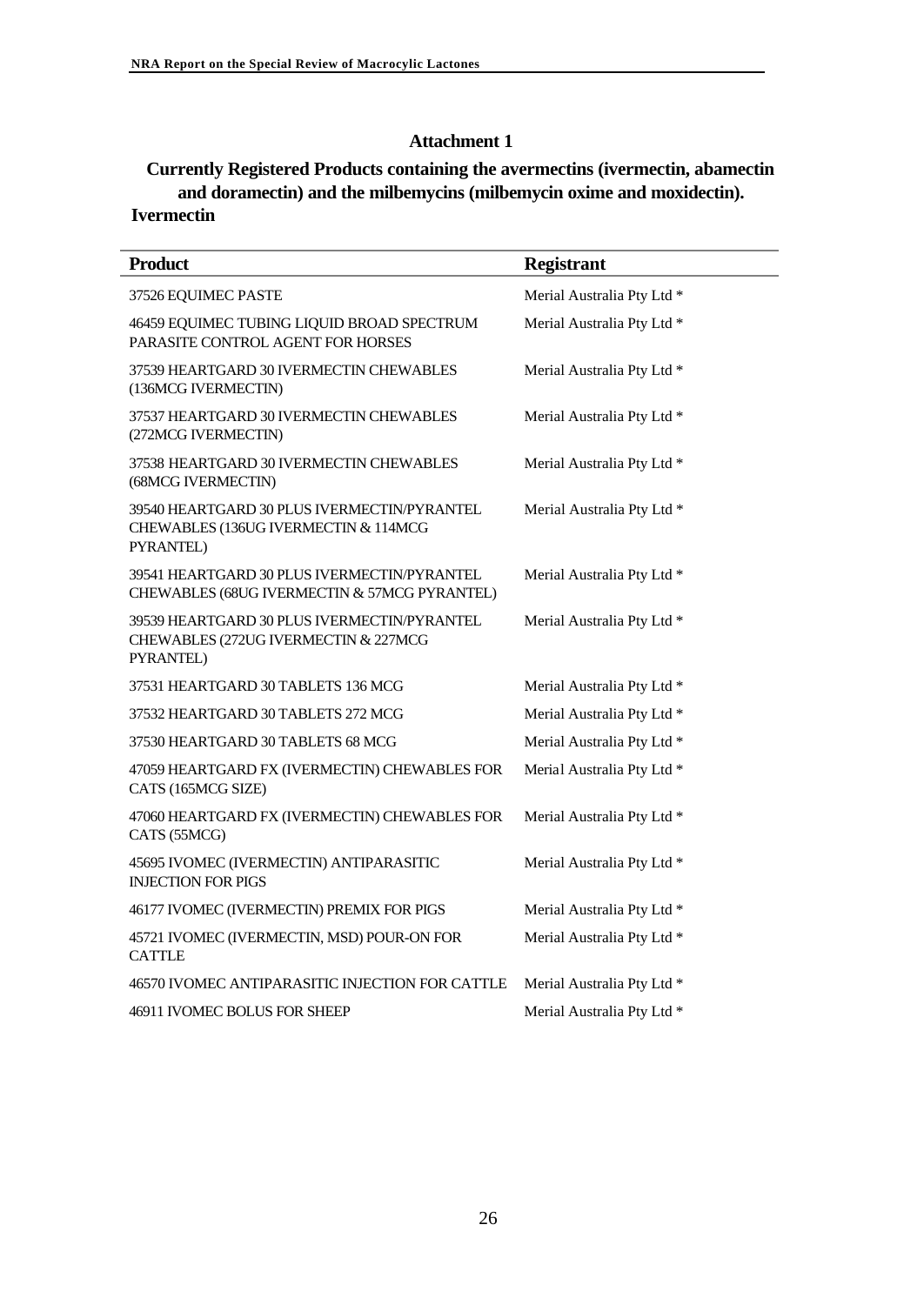## Attachment 1

## Currently Registered Products containing the avermectins (ivermectin, abamectin and doramectin) and the milbemycins (milbemycin oxime and moxidectin).

### Ivermectin

| Product | Registrant |
|---|---|
| 37526 EQUIMEC PASTE | Merial Australia Pty Ltd * |
| 46459 EQUIMEC TUBING LIQUID BROAD SPECTRUM PARASITE CONTROL AGENT FOR HORSES | Merial Australia Pty Ltd * |
| 37539 HEARTGARD 30 IVERMECTIN CHEWABLES (136MCG IVERMECTIN) | Merial Australia Pty Ltd * |
| 37537 HEARTGARD 30 IVERMECTIN CHEWABLES (272MCG IVERMECTIN) | Merial Australia Pty Ltd * |
| 37538 HEARTGARD 30 IVERMECTIN CHEWABLES (68MCG IVERMECTIN) | Merial Australia Pty Ltd * |
| 39540 HEARTGARD 30 PLUS IVERMECTIN/PYRANTEL CHEWABLES (136UG IVERMECTIN & 114MCG PYRANTEL) | Merial Australia Pty Ltd * |
| 39541 HEARTGARD 30 PLUS IVERMECTIN/PYRANTEL CHEWABLES (68UG IVERMECTIN & 57MCG PYRANTEL) | Merial Australia Pty Ltd * |
| 39539 HEARTGARD 30 PLUS IVERMECTIN/PYRANTEL CHEWABLES (272UG IVERMECTIN & 227MCG PYRANTEL) | Merial Australia Pty Ltd * |
| 37531 HEARTGARD 30 TABLETS 136 MCG | Merial Australia Pty Ltd * |
| 37532 HEARTGARD 30 TABLETS 272 MCG | Merial Australia Pty Ltd * |
| 37530 HEARTGARD 30 TABLETS 68 MCG | Merial Australia Pty Ltd * |
| 47059 HEARTGARD FX (IVERMECTIN) CHEWABLES FOR CATS (165MCG SIZE) | Merial Australia Pty Ltd * |
| 47060 HEARTGARD FX (IVERMECTIN) CHEWABLES FOR CATS (55MCG) | Merial Australia Pty Ltd * |
| 45695 IVOMEC (IVERMECTIN) ANTIPARASITIC INJECTION FOR PIGS | Merial Australia Pty Ltd * |
| 46177 IVOMEC (IVERMECTIN) PREMIX FOR PIGS | Merial Australia Pty Ltd * |
| 45721 IVOMEC (IVERMECTIN, MSD) POUR-ON FOR CATTLE | Merial Australia Pty Ltd * |
| 46570 IVOMEC ANTIPARASITIC INJECTION FOR CATTLE | Merial Australia Pty Ltd * |
| 46911 IVOMEC BOLUS FOR SHEEP | Merial Australia Pty Ltd * |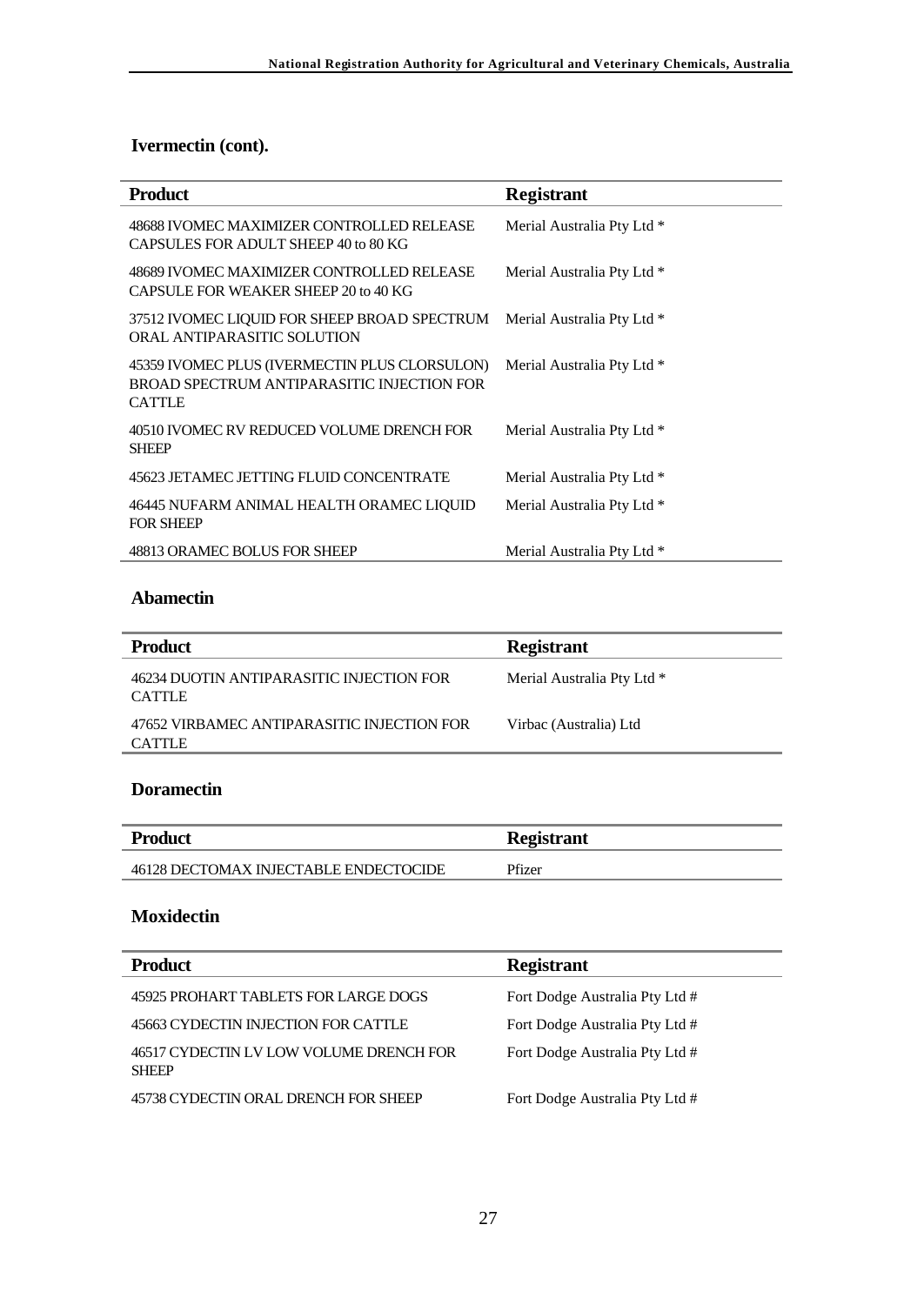## Ivermectin (cont).

| Product | Registrant |
|---|---|
| 48688 IVOMEC MAXIMIZER CONTROLLED RELEASE CAPSULES FOR ADULT SHEEP 40 to 80 KG | Merial Australia Pty Ltd * |
| 48689 IVOMEC MAXIMIZER CONTROLLED RELEASE CAPSULE FOR WEAKER SHEEP 20 to 40 KG | Merial Australia Pty Ltd * |
| 37512 IVOMEC LIQUID FOR SHEEP BROAD SPECTRUM ORAL ANTIPARASITIC SOLUTION | Merial Australia Pty Ltd * |
| 45359 IVOMEC PLUS (IVERMECTIN PLUS CLORSULON) BROAD SPECTRUM ANTIPARASITIC INJECTION FOR CATTLE | Merial Australia Pty Ltd * |
| 40510 IVOMEC RV REDUCED VOLUME DRENCH FOR SHEEP | Merial Australia Pty Ltd * |
| 45623 JETAMEC JETTING FLUID CONCENTRATE | Merial Australia Pty Ltd * |
| 46445 NUFARM ANIMAL HEALTH ORAMEC LIQUID FOR SHEEP | Merial Australia Pty Ltd * |
| 48813 ORAMEC BOLUS FOR SHEEP | Merial Australia Pty Ltd * |

## Abamectin

| Product | Registrant |
|---|---|
| 46234 DUOTIN ANTIPARASITIC INJECTION FOR CATTLE | Merial Australia Pty Ltd * |
| 47652 VIRBAMEC ANTIPARASITIC INJECTION FOR CATTLE | Virbac (Australia) Ltd |

## Doramectin

| Product | Registrant |
|---|---|
| 46128 DECTOMAX INJECTABLE ENDECTOCIDE | Pfizer |

## Moxidectin

| Product | Registrant |
|---|---|
| 45925 PROHART TABLETS FOR LARGE DOGS | Fort Dodge Australia Pty Ltd # |
| 45663 CYDECTIN INJECTION FOR CATTLE | Fort Dodge Australia Pty Ltd # |
| 46517 CYDECTIN LV LOW VOLUME DRENCH FOR SHEEP | Fort Dodge Australia Pty Ltd # |
| 45738 CYDECTIN ORAL DRENCH FOR SHEEP | Fort Dodge Australia Pty Ltd # |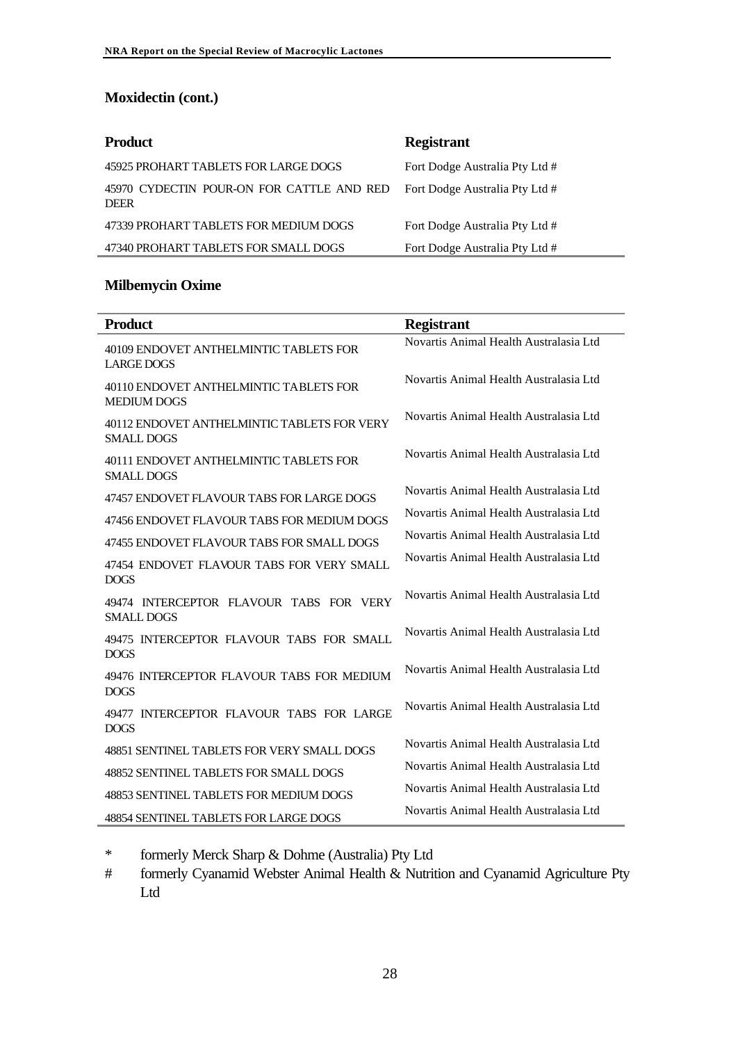## Moxidectin (cont.)

| Product | Registrant |
|---|---|
| 45925 PROHART TABLETS FOR LARGE DOGS | Fort Dodge Australia Pty Ltd # |
| 45970 CYDECTIN POUR-ON FOR CATTLE AND RED DEER | Fort Dodge Australia Pty Ltd # |
| 47339 PROHART TABLETS FOR MEDIUM DOGS | Fort Dodge Australia Pty Ltd # |
| 47340 PROHART TABLETS FOR SMALL DOGS | Fort Dodge Australia Pty Ltd # |

## Milbemycin Oxime

| Product | Registrant |
|---|---|
| 40109 ENDOVET ANTHELMINTIC TABLETS FOR LARGE DOGS | Novartis Animal Health Australasia Ltd |
| 40110 ENDOVET ANTHELMINTIC TABLETS FOR MEDIUM DOGS | Novartis Animal Health Australasia Ltd |
| 40112 ENDOVET ANTHELMINTIC TABLETS FOR VERY SMALL DOGS | Novartis Animal Health Australasia Ltd |
| 40111 ENDOVET ANTHELMINTIC TABLETS FOR SMALL DOGS | Novartis Animal Health Australasia Ltd |
| 47457 ENDOVET FLAVOUR TABS FOR LARGE DOGS | Novartis Animal Health Australasia Ltd |
| 47456 ENDOVET FLAVOUR TABS FOR MEDIUM DOGS | Novartis Animal Health Australasia Ltd |
| 47455 ENDOVET FLAVOUR TABS FOR SMALL DOGS | Novartis Animal Health Australasia Ltd |
| 47454 ENDOVET FLAVOUR TABS FOR VERY SMALL DOGS | Novartis Animal Health Australasia Ltd |
| 49474 INTERCEPTOR FLAVOUR TABS FOR VERY SMALL DOGS | Novartis Animal Health Australasia Ltd |
| 49475 INTERCEPTOR FLAVOUR TABS FOR SMALL DOGS | Novartis Animal Health Australasia Ltd |
| 49476 INTERCEPTOR FLAVOUR TABS FOR MEDIUM DOGS | Novartis Animal Health Australasia Ltd |
| 49477 INTERCEPTOR FLAVOUR TABS FOR LARGE DOGS | Novartis Animal Health Australasia Ltd |
| 48851 SENTINEL TABLETS FOR VERY SMALL DOGS | Novartis Animal Health Australasia Ltd |
| 48852 SENTINEL TABLETS FOR SMALL DOGS | Novartis Animal Health Australasia Ltd |
| 48853 SENTINEL TABLETS FOR MEDIUM DOGS | Novartis Animal Health Australasia Ltd |
| 48854 SENTINEL TABLETS FOR LARGE DOGS | Novartis Animal Health Australasia Ltd |

\* formerly Merck Sharp & Dohme (Australia) Pty Ltd

\# formerly Cyanamid Webster Animal Health & Nutrition and Cyanamid Agriculture Pty Ltd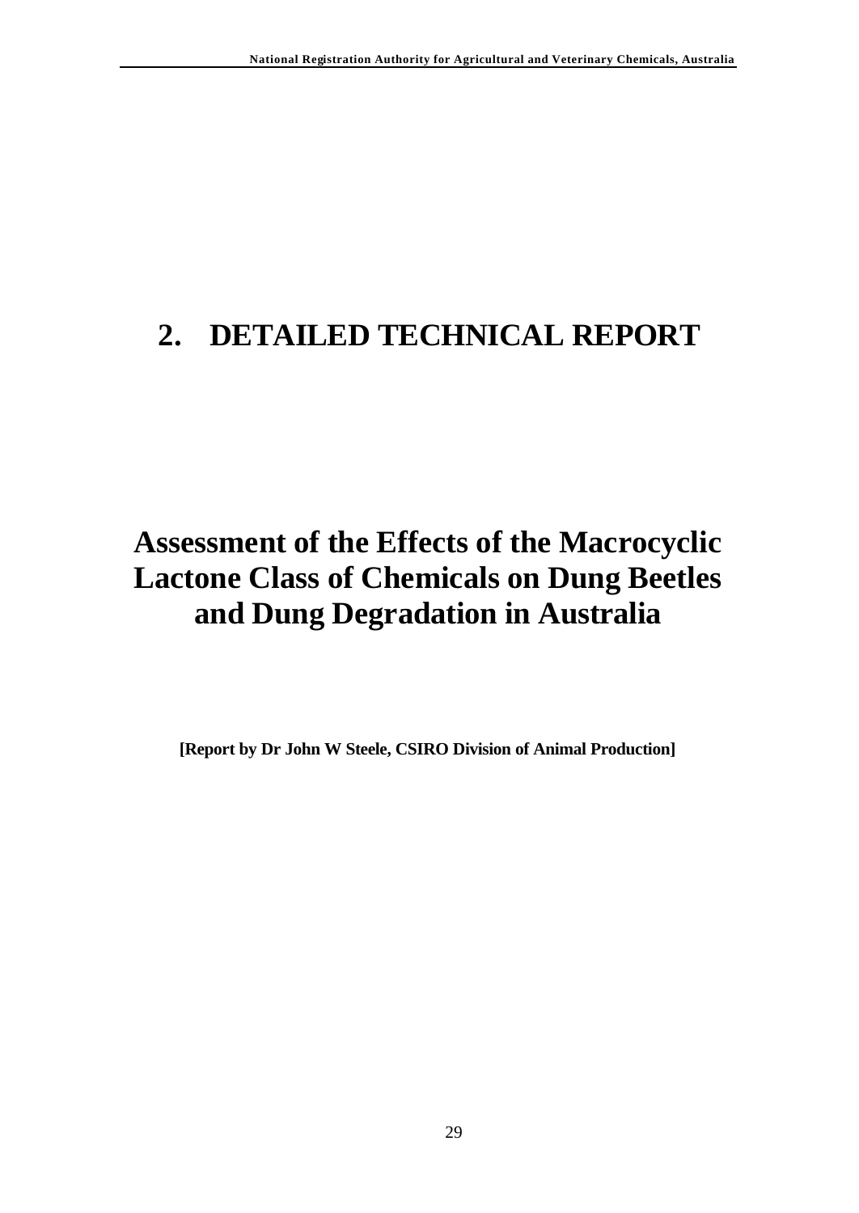# 2. DETAILED TECHNICAL REPORT

# Assessment of the Effects of the Macrocyclic Lactone Class of Chemicals on Dung Beetles and Dung Degradation in Australia

**[Report by Dr John W Steele, CSIRO Division of Animal Production]**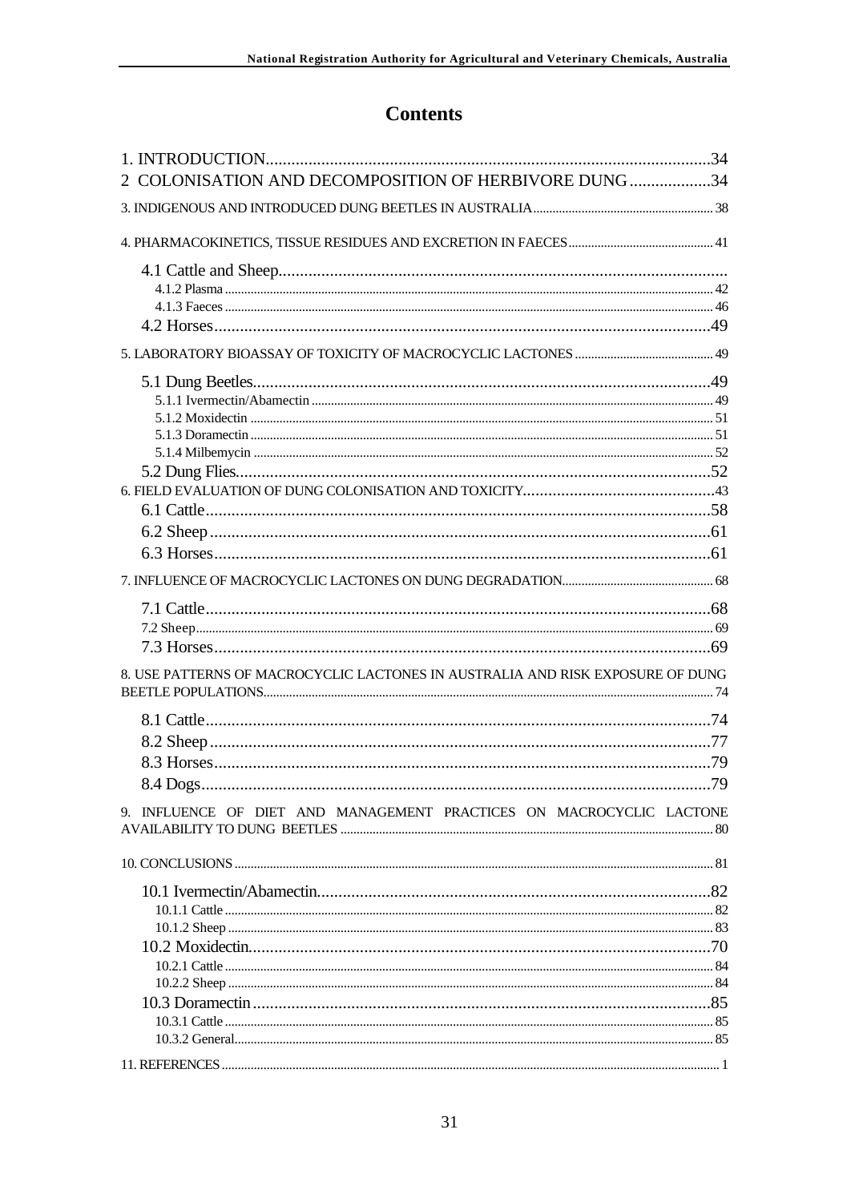# Contents

1. INTRODUCTION....................................................................................................34
2 COLONISATION AND DECOMPOSITION OF HERBIVORE DUNG..................34
3. INDIGENOUS AND INTRODUCED DUNG BEETLES IN AUSTRALIA................................................38
4. PHARMACOKINETICS, TISSUE RESIDUES AND EXCRETION IN FAECES.........................................41
   4.1 Cattle and Sheep.......................................................................................................
      4.1.2 Plasma..........................................................................................................42
      4.1.3 Faeces..........................................................................................................46
   4.2 Horses...................................................................................................................49
5. LABORATORY BIOASSAY OF TOXICITY OF MACROCYCLIC LACTONES...........................................49
   5.1 Dung Beetles..........................................................................................................49
      5.1.1 Ivermectin/Abamectin..................................................................................49
      5.1.2 Moxidectin...................................................................................................51
      5.1.3 Doramectin..................................................................................................51
      5.1.4 Milbemycin.................................................................................................52
   5.2 Dung Flies..............................................................................................................52
6. FIELD EVALUATION OF DUNG COLONISATION AND TOXICITY.............................................43
   6.1 Cattle.....................................................................................................................58
   6.2 Sheep.....................................................................................................................61
   6.3 Horses...................................................................................................................61
7. INFLUENCE OF MACROCYCLIC LACTONES ON DUNG DEGRADATION...........................................68
   7.1 Cattle.....................................................................................................................68
   7.2 Sheep.....................................................................................................................69
   7.3 Horses...................................................................................................................69
8. USE PATTERNS OF MACROCYCLIC LACTONES IN AUSTRALIA AND RISK EXPOSURE OF DUNG BEETLE POPULATIONS..........................................................................................................74
   8.1 Cattle.....................................................................................................................74
   8.2 Sheep.....................................................................................................................77
   8.3 Horses...................................................................................................................79
   8.4 Dogs......................................................................................................................79
9. INFLUENCE OF DIET AND MANAGEMENT PRACTICES ON MACROCYCLIC LACTONE AVAILABILITY TO DUNG BEETLES......................................................................................80
10. CONCLUSIONS..................................................................................................................81
   10.1 Ivermectin/Abamectin...........................................................................................82
      10.1.1 Cattle.........................................................................................................82
      10.1.2 Sheep.........................................................................................................83
   10.2 Moxidectin............................................................................................................70
      10.2.1 Cattle.........................................................................................................84
      10.2.2 Sheep.........................................................................................................84
   10.3 Doramectin...........................................................................................................85
      10.3.1 Cattle.........................................................................................................85
      10.3.2 General......................................................................................................85
11. REFERENCES...................................................................................................................1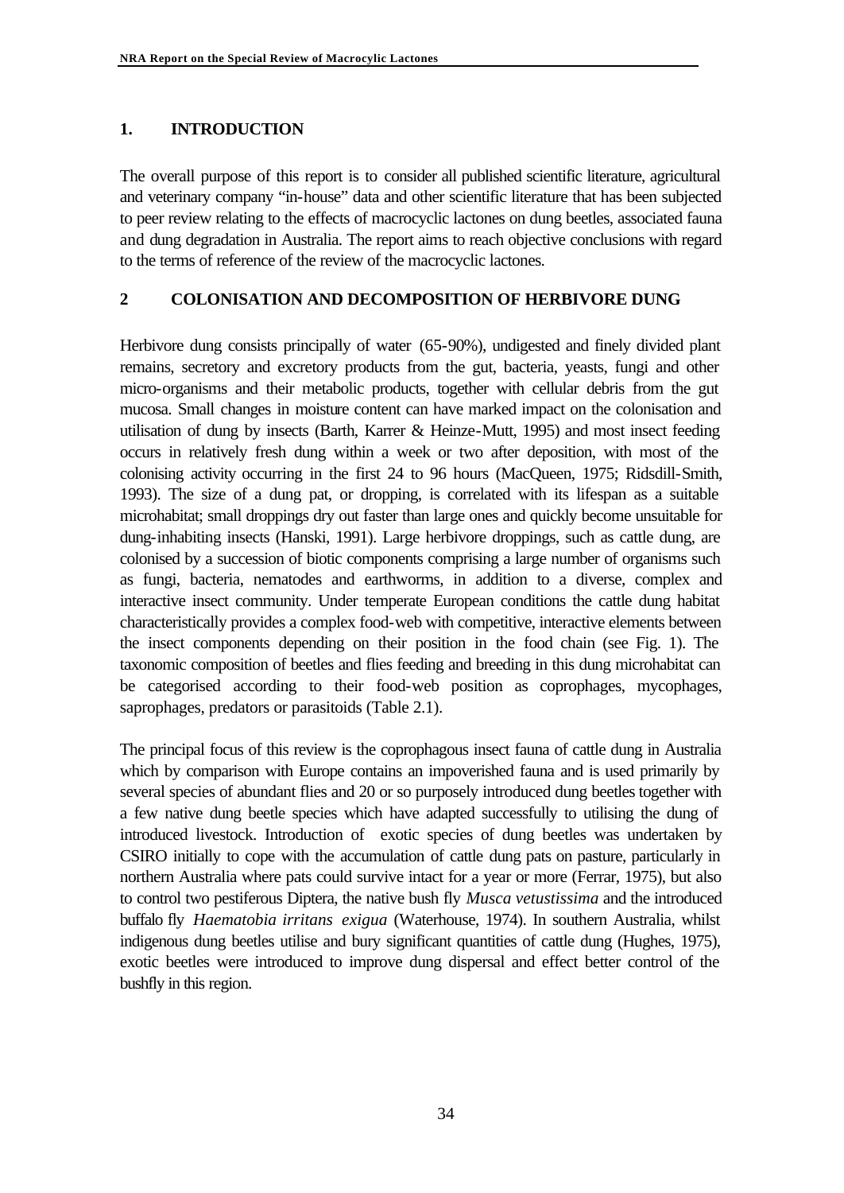## 1. INTRODUCTION

The overall purpose of this report is to consider all published scientific literature, agricultural and veterinary company "in-house" data and other scientific literature that has been subjected to peer review relating to the effects of macrocyclic lactones on dung beetles, associated fauna and dung degradation in Australia. The report aims to reach objective conclusions with regard to the terms of reference of the review of the macrocyclic lactones.

## 2 COLONISATION AND DECOMPOSITION OF HERBIVORE DUNG

Herbivore dung consists principally of water (65-90%), undigested and finely divided plant remains, secretory and excretory products from the gut, bacteria, yeasts, fungi and other micro-organisms and their metabolic products, together with cellular debris from the gut mucosa. Small changes in moisture content can have marked impact on the colonisation and utilisation of dung by insects (Barth, Karrer & Heinze-Mutt, 1995) and most insect feeding occurs in relatively fresh dung within a week or two after deposition, with most of the colonising activity occurring in the first 24 to 96 hours (MacQueen, 1975; Ridsdill-Smith, 1993). The size of a dung pat, or dropping, is correlated with its lifespan as a suitable microhabitat; small droppings dry out faster than large ones and quickly become unsuitable for dung-inhabiting insects (Hanski, 1991). Large herbivore droppings, such as cattle dung, are colonised by a succession of biotic components comprising a large number of organisms such as fungi, bacteria, nematodes and earthworms, in addition to a diverse, complex and interactive insect community. Under temperate European conditions the cattle dung habitat characteristically provides a complex food-web with competitive, interactive elements between the insect components depending on their position in the food chain (see Fig. 1). The taxonomic composition of beetles and flies feeding and breeding in this dung microhabitat can be categorised according to their food-web position as coprophages, mycophages, saprophages, predators or parasitoids (Table 2.1).

The principal focus of this review is the coprophagous insect fauna of cattle dung in Australia which by comparison with Europe contains an impoverished fauna and is used primarily by several species of abundant flies and 20 or so purposely introduced dung beetles together with a few native dung beetle species which have adapted successfully to utilising the dung of introduced livestock. Introduction of exotic species of dung beetles was undertaken by CSIRO initially to cope with the accumulation of cattle dung pats on pasture, particularly in northern Australia where pats could survive intact for a year or more (Ferrar, 1975), but also to control two pestiferous Diptera, the native bush fly *Musca vetustissima* and the introduced buffalo fly *Haematobia irritans exigua* (Waterhouse, 1974). In southern Australia, whilst indigenous dung beetles utilise and bury significant quantities of cattle dung (Hughes, 1975), exotic beetles were introduced to improve dung dispersal and effect better control of the bushfly in this region.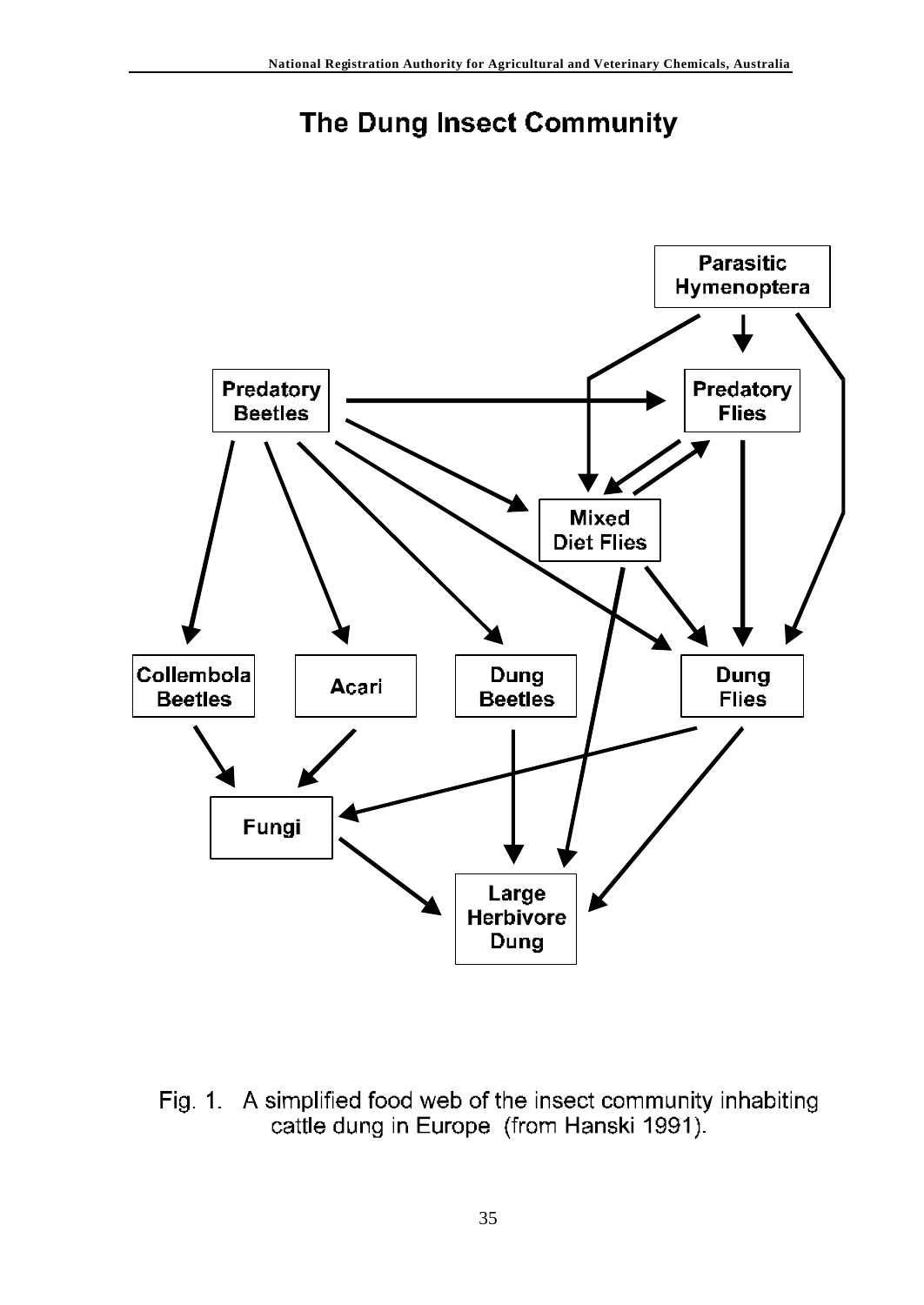# The Dung Insect Community

Fig. 1. A simplified food web of the insect community inhabiting cattle dung in Europe (from Hanski 1991).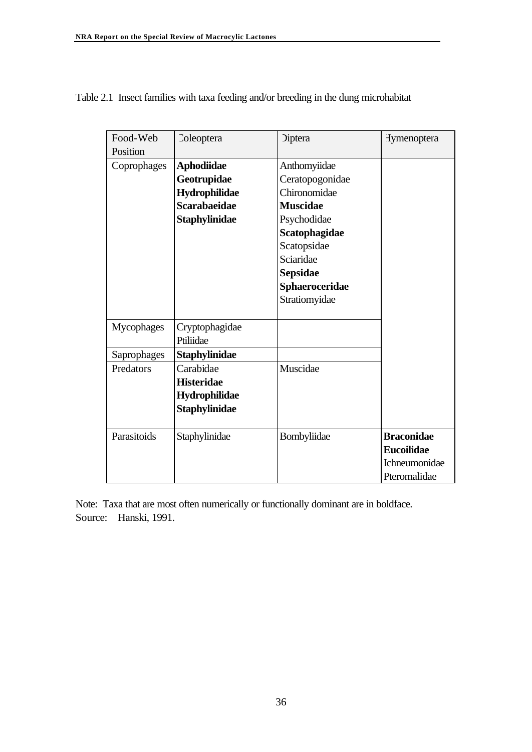Table 2.1 Insect families with taxa feeding and/or breeding in the dung microhabitat

| Food-Web Position | Coleoptera | Diptera | Hymenoptera |
|---|---|---|---|
| Coprophages | **Aphodiidae**<br>**Geotrupidae**<br>**Hydrophilidae**<br>**Scarabaeidae**<br>**Staphylinidae** | Anthomyiidae<br>Ceratopogonidae<br>Chironomidae<br>**Muscidae**<br>Psychodidae<br>**Scatophagidae**<br>Scatopsidae<br>Sciaridae<br>**Sepsidae**<br>**Sphaeroceridae**<br>Stratiomyidae | |
| Mycophages | Cryptophagidae<br>Ptiliidae | | |
| Saprophages | **Staphylinidae** | | |
| Predators | Carabidae<br>**Histeridae**<br>**Hydrophilidae**<br>**Staphylinidae** | Muscidae | |
| Parasitoids | Staphylinidae | Bombyliidae | **Braconidae**<br>**Eucoilidae**<br>Ichneumonidae<br>Pteromalidae |

Note: Taxa that are most often numerically or functionally dominant are in boldface.
Source: Hanski, 1991.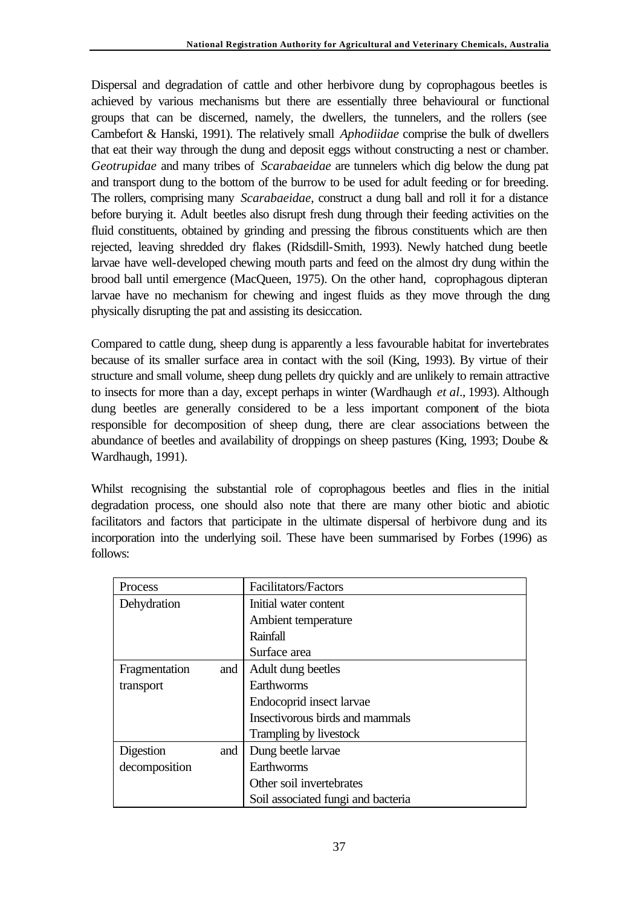Dispersal and degradation of cattle and other herbivore dung by coprophagous beetles is achieved by various mechanisms but there are essentially three behavioural or functional groups that can be discerned, namely, the dwellers, the tunnelers, and the rollers (see Cambefort & Hanski, 1991). The relatively small *Aphodiidae* comprise the bulk of dwellers that eat their way through the dung and deposit eggs without constructing a nest or chamber. *Geotrupidae* and many tribes of *Scarabaeidae* are tunnelers which dig below the dung pat and transport dung to the bottom of the burrow to be used for adult feeding or for breeding. The rollers, comprising many *Scarabaeidae*, construct a dung ball and roll it for a distance before burying it. Adult beetles also disrupt fresh dung through their feeding activities on the fluid constituents, obtained by grinding and pressing the fibrous constituents which are then rejected, leaving shredded dry flakes (Ridsdill-Smith, 1993). Newly hatched dung beetle larvae have well-developed chewing mouth parts and feed on the almost dry dung within the brood ball until emergence (MacQueen, 1975). On the other hand, coprophagous dipteran larvae have no mechanism for chewing and ingest fluids as they move through the dung physically disrupting the pat and assisting its desiccation.

Compared to cattle dung, sheep dung is apparently a less favourable habitat for invertebrates because of its smaller surface area in contact with the soil (King, 1993). By virtue of their structure and small volume, sheep dung pellets dry quickly and are unlikely to remain attractive to insects for more than a day, except perhaps in winter (Wardhaugh *et al*., 1993). Although dung beetles are generally considered to be a less important component of the biota responsible for decomposition of sheep dung, there are clear associations between the abundance of beetles and availability of droppings on sheep pastures (King, 1993; Doube & Wardhaugh, 1991).

Whilst recognising the substantial role of coprophagous beetles and flies in the initial degradation process, one should also note that there are many other biotic and abiotic facilitators and factors that participate in the ultimate dispersal of herbivore dung and its incorporation into the underlying soil. These have been summarised by Forbes (1996) as follows:

| Process | Facilitators/Factors |
|---|---|
| Dehydration | Initial water content |
| | Ambient temperature |
| | Rainfall |
| | Surface area |
| Fragmentation and transport | Adult dung beetles |
| | Earthworms |
| | Endocoprid insect larvae |
| | Insectivorous birds and mammals |
| | Trampling by livestock |
| Digestion and decomposition | Dung beetle larvae |
| | Earthworms |
| | Other soil invertebrates |
| | Soil associated fungi and bacteria |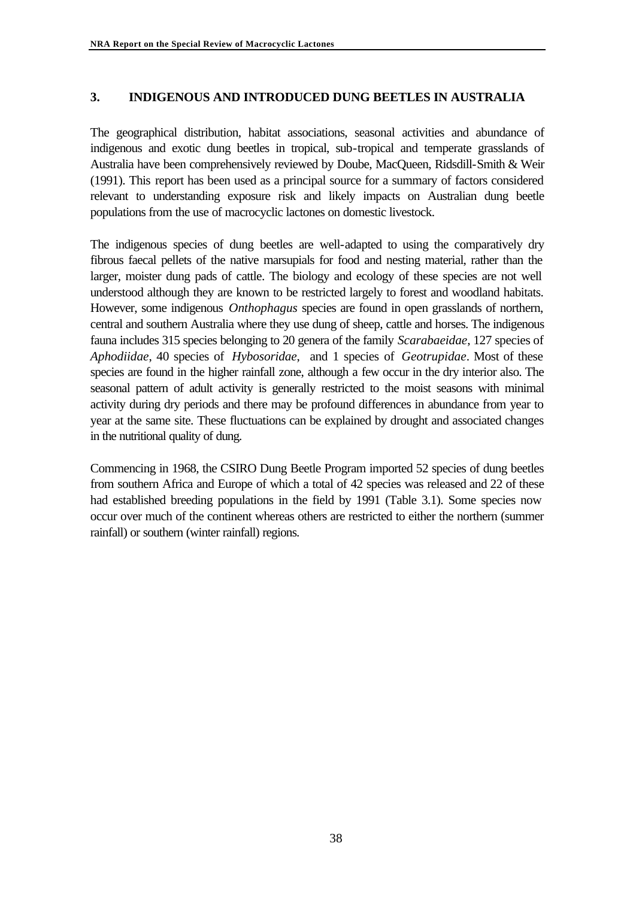## 3. INDIGENOUS AND INTRODUCED DUNG BEETLES IN AUSTRALIA

The geographical distribution, habitat associations, seasonal activities and abundance of indigenous and exotic dung beetles in tropical, sub-tropical and temperate grasslands of Australia have been comprehensively reviewed by Doube, MacQueen, Ridsdill-Smith & Weir (1991). This report has been used as a principal source for a summary of factors considered relevant to understanding exposure risk and likely impacts on Australian dung beetle populations from the use of macrocyclic lactones on domestic livestock.

The indigenous species of dung beetles are well-adapted to using the comparatively dry fibrous faecal pellets of the native marsupials for food and nesting material, rather than the larger, moister dung pads of cattle. The biology and ecology of these species are not well understood although they are known to be restricted largely to forest and woodland habitats. However, some indigenous *Onthophagus* species are found in open grasslands of northern, central and southern Australia where they use dung of sheep, cattle and horses. The indigenous fauna includes 315 species belonging to 20 genera of the family *Scarabaeidae*, 127 species of *Aphodiidae*, 40 species of *Hybosoridae*, and 1 species of *Geotrupidae*. Most of these species are found in the higher rainfall zone, although a few occur in the dry interior also. The seasonal pattern of adult activity is generally restricted to the moist seasons with minimal activity during dry periods and there may be profound differences in abundance from year to year at the same site. These fluctuations can be explained by drought and associated changes in the nutritional quality of dung.

Commencing in 1968, the CSIRO Dung Beetle Program imported 52 species of dung beetles from southern Africa and Europe of which a total of 42 species was released and 22 of these had established breeding populations in the field by 1991 (Table 3.1). Some species now occur over much of the continent whereas others are restricted to either the northern (summer rainfall) or southern (winter rainfall) regions.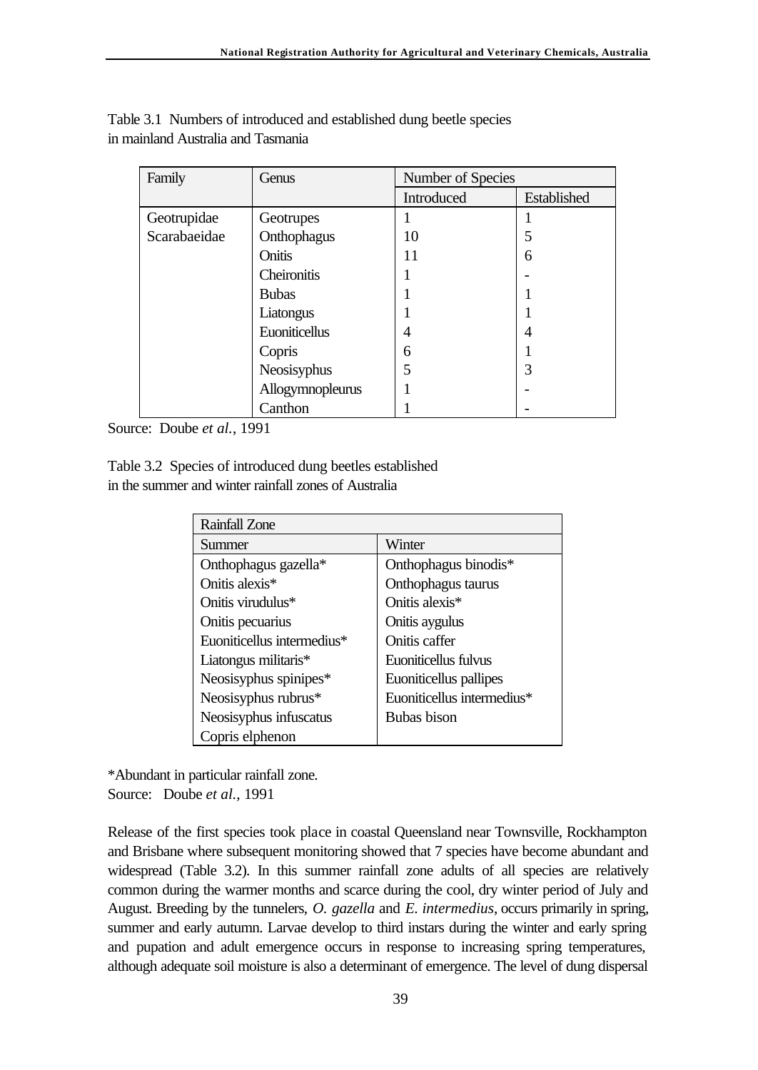Table 3.1 Numbers of introduced and established dung beetle species in mainland Australia and Tasmania

| Family | Genus | Number of Species | |
|---|---|---|---|
| | | Introduced | Established |
| Geotrupidae | Geotrupes | 1 | 1 |
| Scarabaeidae | Onthophagus | 10 | 5 |
| | Onitis | 11 | 6 |
| | Cheironitis | 1 | - |
| | Bubas | 1 | 1 |
| | Liatongus | 1 | 1 |
| | Euoniticellus | 4 | 4 |
| | Copris | 6 | 1 |
| | Neosisyphus | 5 | 3 |
| | Allogymnopleurus | 1 | - |
| | Canthon | 1 | - |

Source: Doube *et al.*, 1991

Table 3.2 Species of introduced dung beetles established in the summer and winter rainfall zones of Australia

| Rainfall Zone | |
|---|---|
| Summer | Winter |
| Onthophagus gazella* | Onthophagus binodis* |
| Onitis alexis* | Onthophagus taurus |
| Onitis virudulus* | Onitis alexis* |
| Onitis pecuarius | Onitis aygulus |
| Euoniticellus intermedius* | Onitis caffer |
| Liatongus militaris* | Euoniticellus fulvus |
| Neosisyphus spinipes* | Euoniticellus pallipes |
| Neosisyphus rubrus* | Euoniticellus intermedius* |
| Neosisyphus infuscatus | Bubas bison |
| Copris elphenon | |

*Abundant in particular rainfall zone.
Source: Doube *et al.*, 1991

Release of the first species took place in coastal Queensland near Townsville, Rockhampton and Brisbane where subsequent monitoring showed that 7 species have become abundant and widespread (Table 3.2). In this summer rainfall zone adults of all species are relatively common during the warmer months and scarce during the cool, dry winter period of July and August. Breeding by the tunnelers, *O. gazella* and *E. intermedius*, occurs primarily in spring, summer and early autumn. Larvae develop to third instars during the winter and early spring and pupation and adult emergence occurs in response to increasing spring temperatures, although adequate soil moisture is also a determinant of emergence. The level of dung dispersal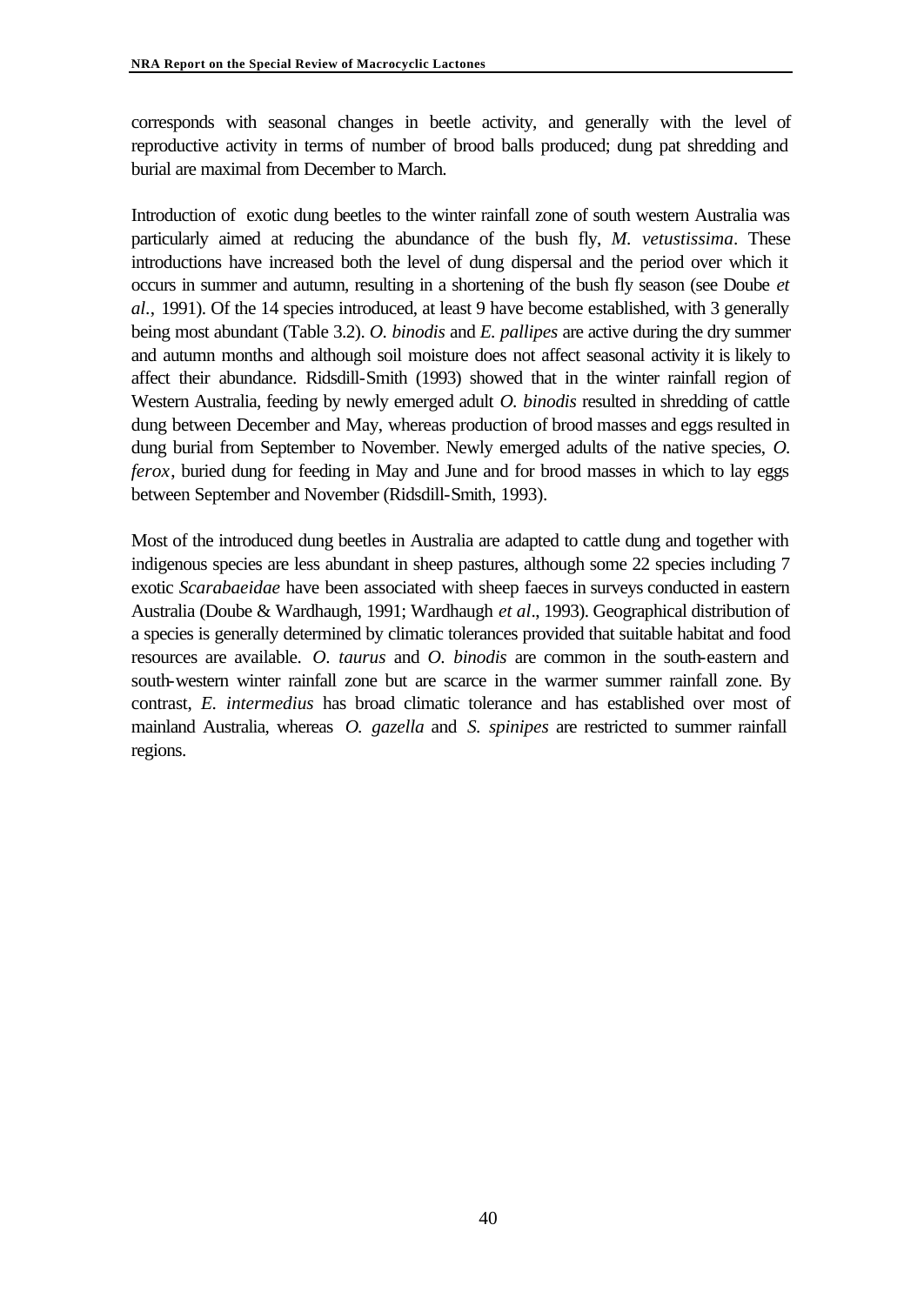corresponds with seasonal changes in beetle activity, and generally with the level of reproductive activity in terms of number of brood balls produced; dung pat shredding and burial are maximal from December to March.

Introduction of exotic dung beetles to the winter rainfall zone of south western Australia was particularly aimed at reducing the abundance of the bush fly, *M. vetustissima*. These introductions have increased both the level of dung dispersal and the period over which it occurs in summer and autumn, resulting in a shortening of the bush fly season (see Doube *et al.*, 1991). Of the 14 species introduced, at least 9 have become established, with 3 generally being most abundant (Table 3.2). *O. binodis* and *E. pallipes* are active during the dry summer and autumn months and although soil moisture does not affect seasonal activity it is likely to affect their abundance. Ridsdill-Smith (1993) showed that in the winter rainfall region of Western Australia, feeding by newly emerged adult *O. binodis* resulted in shredding of cattle dung between December and May, whereas production of brood masses and eggs resulted in dung burial from September to November. Newly emerged adults of the native species, *O. ferox*, buried dung for feeding in May and June and for brood masses in which to lay eggs between September and November (Ridsdill-Smith, 1993).

Most of the introduced dung beetles in Australia are adapted to cattle dung and together with indigenous species are less abundant in sheep pastures, although some 22 species including 7 exotic *Scarabaeidae* have been associated with sheep faeces in surveys conducted in eastern Australia (Doube & Wardhaugh, 1991; Wardhaugh *et al*., 1993). Geographical distribution of a species is generally determined by climatic tolerances provided that suitable habitat and food resources are available. *O. taurus* and *O. binodis* are common in the south-eastern and south-western winter rainfall zone but are scarce in the warmer summer rainfall zone. By contrast, *E. intermedius* has broad climatic tolerance and has established over most of mainland Australia, whereas *O. gazella* and *S. spinipes* are restricted to summer rainfall regions.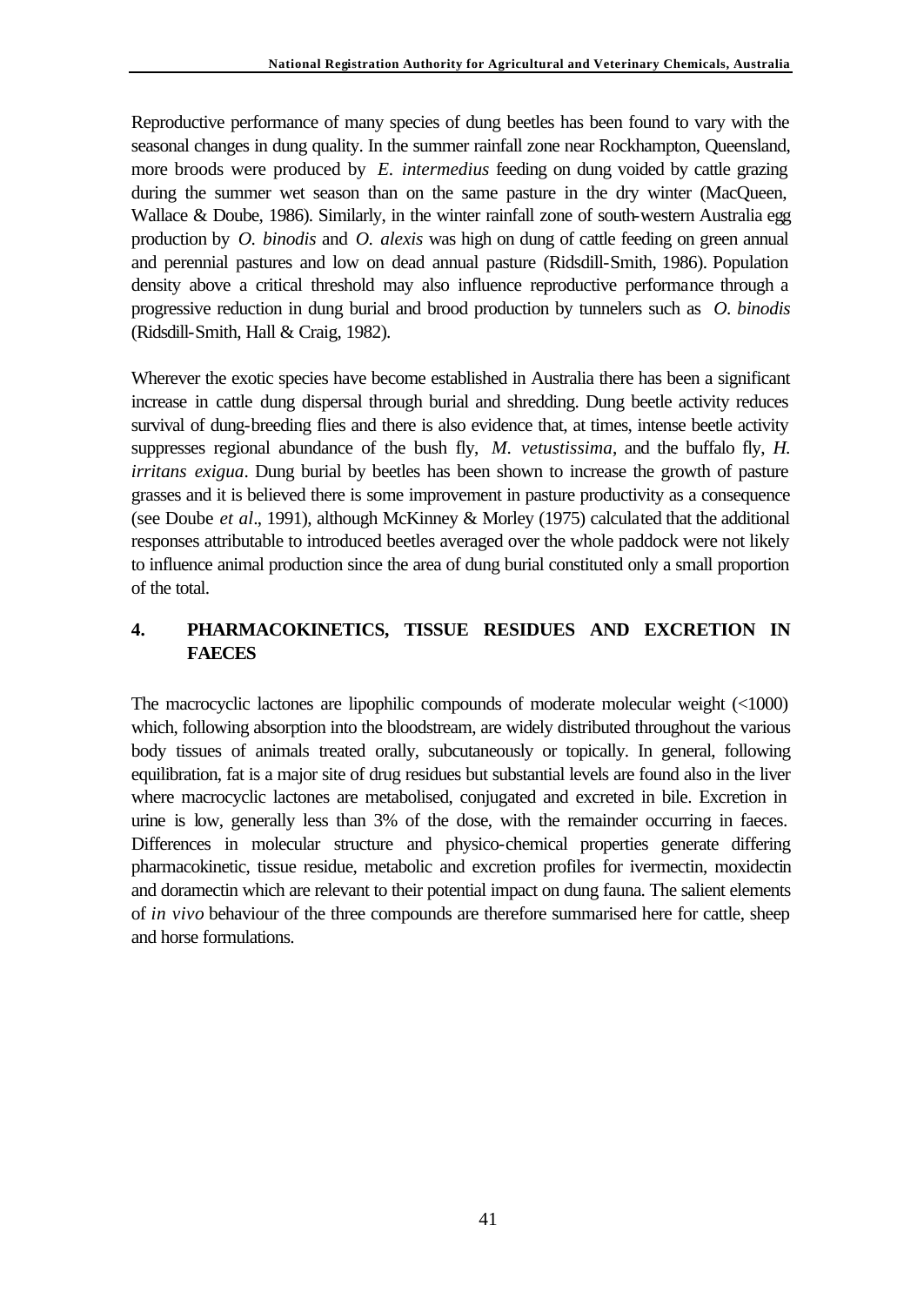Reproductive performance of many species of dung beetles has been found to vary with the seasonal changes in dung quality. In the summer rainfall zone near Rockhampton, Queensland, more broods were produced by *E. intermedius* feeding on dung voided by cattle grazing during the summer wet season than on the same pasture in the dry winter (MacQueen, Wallace & Doube, 1986). Similarly, in the winter rainfall zone of south-western Australia egg production by *O. binodis* and *O. alexis* was high on dung of cattle feeding on green annual and perennial pastures and low on dead annual pasture (Ridsdill-Smith, 1986). Population density above a critical threshold may also influence reproductive performance through a progressive reduction in dung burial and brood production by tunnelers such as *O. binodis* (Ridsdill-Smith, Hall & Craig, 1982).

Wherever the exotic species have become established in Australia there has been a significant increase in cattle dung dispersal through burial and shredding. Dung beetle activity reduces survival of dung-breeding flies and there is also evidence that, at times, intense beetle activity suppresses regional abundance of the bush fly, *M. vetustissima*, and the buffalo fly, *H. irritans exigua*. Dung burial by beetles has been shown to increase the growth of pasture grasses and it is believed there is some improvement in pasture productivity as a consequence (see Doube *et al*., 1991), although McKinney & Morley (1975) calculated that the additional responses attributable to introduced beetles averaged over the whole paddock were not likely to influence animal production since the area of dung burial constituted only a small proportion of the total.

## 4. PHARMACOKINETICS, TISSUE RESIDUES AND EXCRETION IN FAECES

The macrocyclic lactones are lipophilic compounds of moderate molecular weight (<1000) which, following absorption into the bloodstream, are widely distributed throughout the various body tissues of animals treated orally, subcutaneously or topically. In general, following equilibration, fat is a major site of drug residues but substantial levels are found also in the liver where macrocyclic lactones are metabolised, conjugated and excreted in bile. Excretion in urine is low, generally less than 3% of the dose, with the remainder occurring in faeces. Differences in molecular structure and physico-chemical properties generate differing pharmacokinetic, tissue residue, metabolic and excretion profiles for ivermectin, moxidectin and doramectin which are relevant to their potential impact on dung fauna. The salient elements of *in vivo* behaviour of the three compounds are therefore summarised here for cattle, sheep and horse formulations.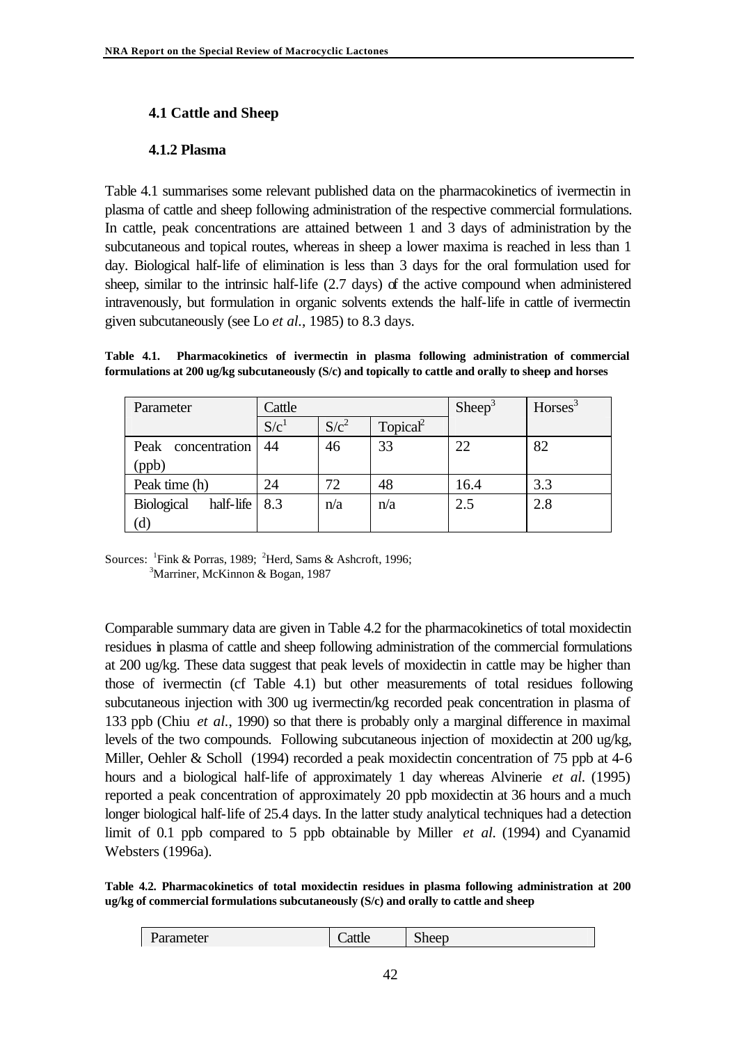### 4.1 Cattle and Sheep

### 4.1.2 Plasma

Table 4.1 summarises some relevant published data on the pharmacokinetics of ivermectin in plasma of cattle and sheep following administration of the respective commercial formulations. In cattle, peak concentrations are attained between 1 and 3 days of administration by the subcutaneous and topical routes, whereas in sheep a lower maxima is reached in less than 1 day. Biological half-life of elimination is less than 3 days for the oral formulation used for sheep, similar to the intrinsic half-life (2.7 days) of the active compound when administered intravenously, but formulation in organic solvents extends the half-life in cattle of ivermectin given subcutaneously (see Lo *et al.*, 1985) to 8.3 days.

**Table 4.1. Pharmacokinetics of ivermectin in plasma following administration of commercial formulations at 200 ug/kg subcutaneously (S/c) and topically to cattle and orally to sheep and horses**

| Parameter | Cattle | | | Sheep[3] | Horses[3] |
|---|---|---|---|---|---|
| | S/c[1] | S/c[2] | Topical[2] | | |
| Peak concentration (ppb) | 44 | 46 | 33 | 22 | 82 |
| Peak time (h) | 24 | 72 | 48 | 16.4 | 3.3 |
| Biological half-life (d) | 8.3 | n/a | n/a | 2.5 | 2.8 |

Sources: [1]Fink & Porras, 1989; [2]Herd, Sams & Ashcroft, 1996; [3]Marriner, McKinnon & Bogan, 1987

Comparable summary data are given in Table 4.2 for the pharmacokinetics of total moxidectin residues in plasma of cattle and sheep following administration of the commercial formulations at 200 ug/kg. These data suggest that peak levels of moxidectin in cattle may be higher than those of ivermectin (cf Table 4.1) but other measurements of total residues following subcutaneous injection with 300 ug ivermectin/kg recorded peak concentration in plasma of 133 ppb (Chiu *et al.*, 1990) so that there is probably only a marginal difference in maximal levels of the two compounds. Following subcutaneous injection of moxidectin at 200 ug/kg, Miller, Oehler & Scholl (1994) recorded a peak moxidectin concentration of 75 ppb at 4-6 hours and a biological half-life of approximately 1 day whereas Alvinerie *et al*. (1995) reported a peak concentration of approximately 20 ppb moxidectin at 36 hours and a much longer biological half-life of 25.4 days. In the latter study analytical techniques had a detection limit of 0.1 ppb compared to 5 ppb obtainable by Miller *et al*. (1994) and Cyanamid Websters (1996a).

**Table 4.2. Pharmacokinetics of total moxidectin residues in plasma following administration at 200 ug/kg of commercial formulations subcutaneously (S/c) and orally to cattle and sheep**

| Parameter | Cattle | Sheep |
|---|---|---|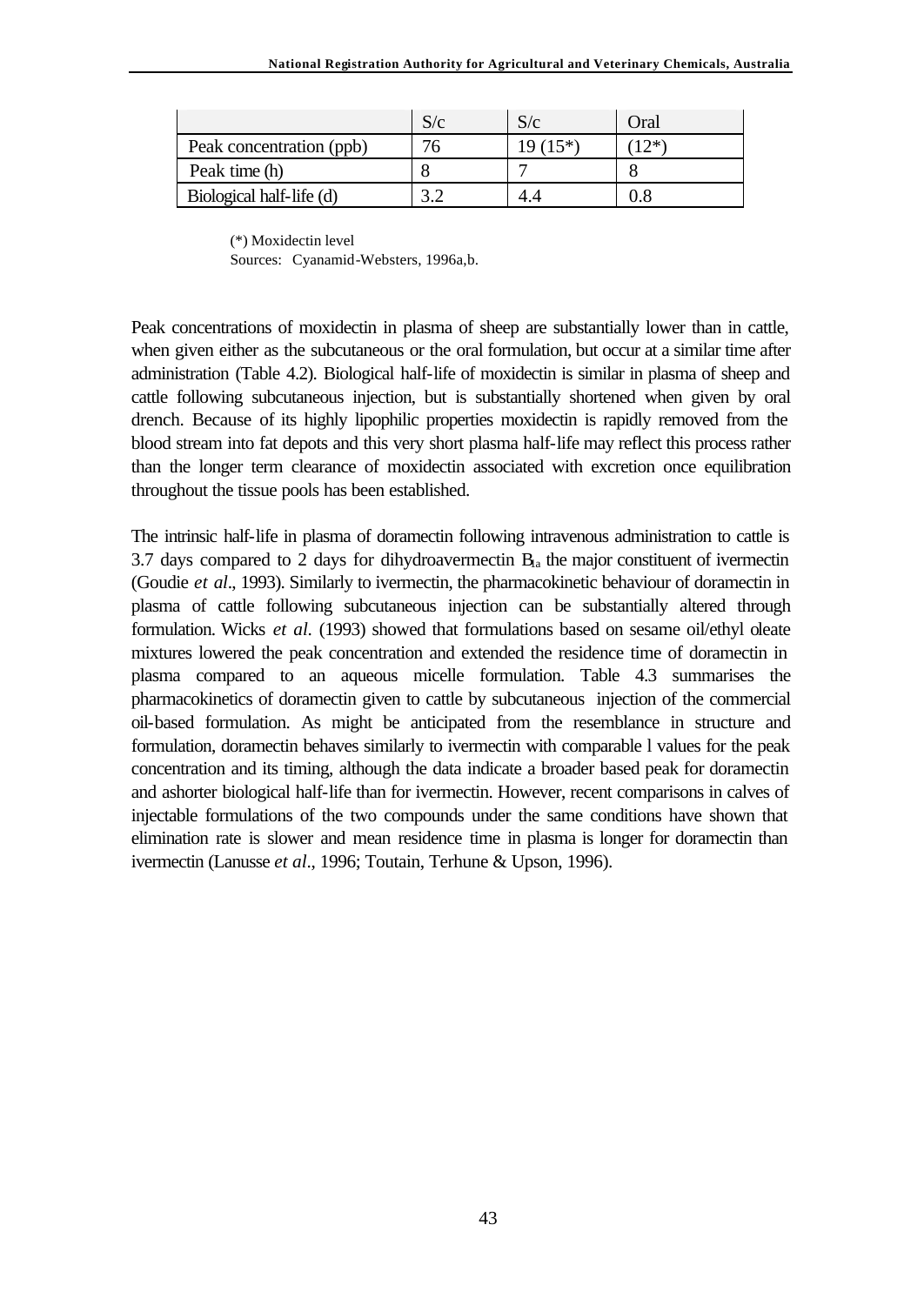|  | S/c | S/c | Oral |
|---|---|---|---|
| Peak concentration (ppb) | 76 | 19 (15*) | (12*) |
| Peak time (h) | 8 | 7 | 8 |
| Biological half-life (d) | 3.2 | 4.4 | 0.8 |

(*) Moxidectin level
Sources: Cyanamid-Websters, 1996a,b.

Peak concentrations of moxidectin in plasma of sheep are substantially lower than in cattle, when given either as the subcutaneous or the oral formulation, but occur at a similar time after administration (Table 4.2). Biological half-life of moxidectin is similar in plasma of sheep and cattle following subcutaneous injection, but is substantially shortened when given by oral drench. Because of its highly lipophilic properties moxidectin is rapidly removed from the blood stream into fat depots and this very short plasma half-life may reflect this process rather than the longer term clearance of moxidectin associated with excretion once equilibration throughout the tissue pools has been established.

The intrinsic half-life in plasma of doramectin following intravenous administration to cattle is 3.7 days compared to 2 days for dihydroavermectin $B_{1a}$ the major constituent of ivermectin (Goudie *et al*., 1993). Similarly to ivermectin, the pharmacokinetic behaviour of doramectin in plasma of cattle following subcutaneous injection can be substantially altered through formulation. Wicks *et al*. (1993) showed that formulations based on sesame oil/ethyl oleate mixtures lowered the peak concentration and extended the residence time of doramectin in plasma compared to an aqueous micelle formulation. Table 4.3 summarises the pharmacokinetics of doramectin given to cattle by subcutaneous injection of the commercial oil-based formulation. As might be anticipated from the resemblance in structure and formulation, doramectin behaves similarly to ivermectin with comparable l values for the peak concentration and its timing, although the data indicate a broader based peak for doramectin and ashorter biological half-life than for ivermectin. However, recent comparisons in calves of injectable formulations of the two compounds under the same conditions have shown that elimination rate is slower and mean residence time in plasma is longer for doramectin than ivermectin (Lanusse *et al*., 1996; Toutain, Terhune & Upson, 1996).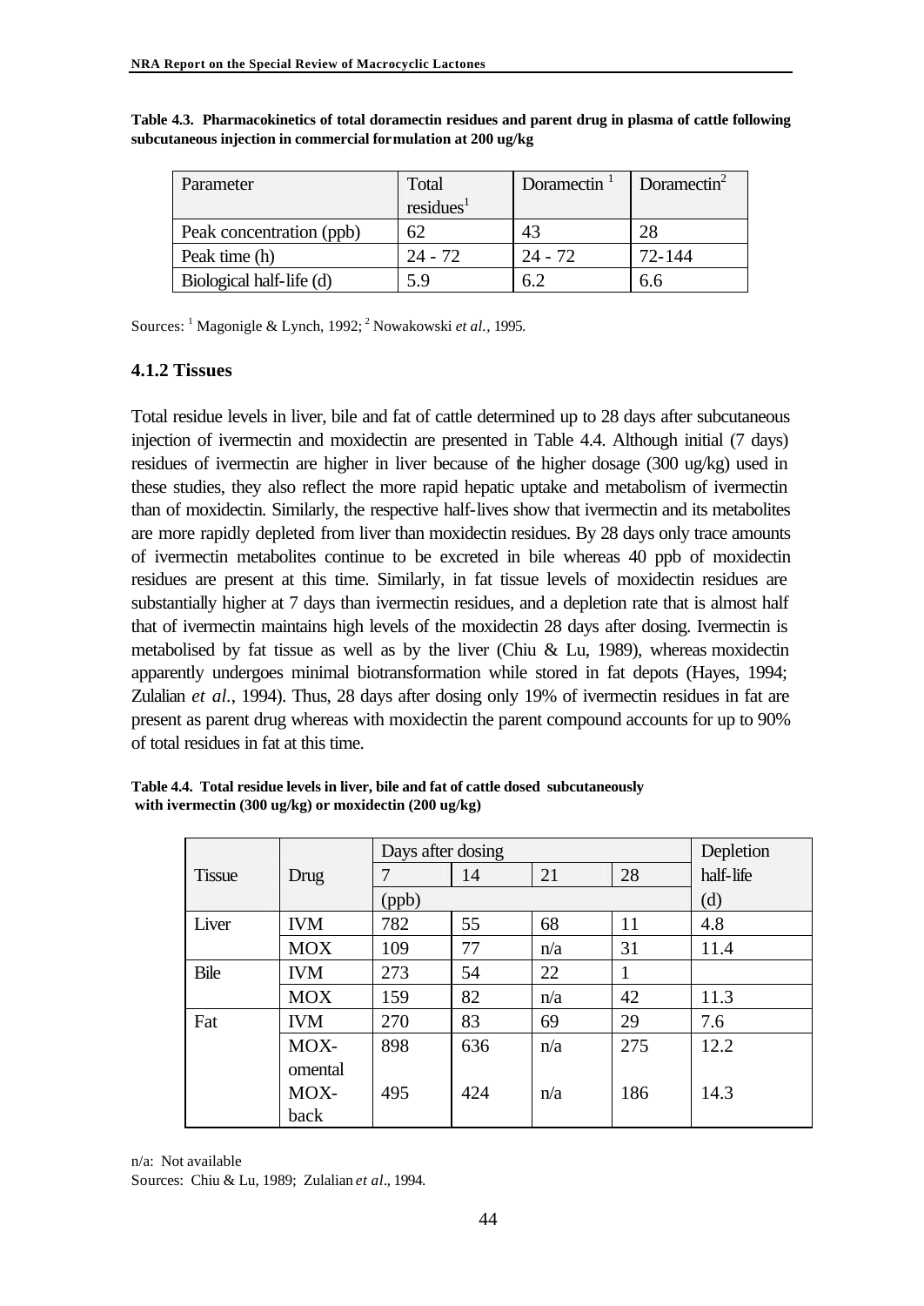**Table 4.3. Pharmacokinetics of total doramectin residues and parent drug in plasma of cattle following subcutaneous injection in commercial formulation at 200 ug/kg**

| Parameter | Total residues[1] | Doramectin [1] | Doramectin[2] |
|---|---|---|---|
| Peak concentration (ppb) | 62 | 43 | 28 |
| Peak time (h) | 24 - 72 | 24 - 72 | 72-144 |
| Biological half-life (d) | 5.9 | 6.2 | 6.6 |

Sources: [1] Magonigle & Lynch, 1992; [2] Nowakowski *et al.*, 1995.

### 4.1.2 Tissues

Total residue levels in liver, bile and fat of cattle determined up to 28 days after subcutaneous injection of ivermectin and moxidectin are presented in Table 4.4. Although initial (7 days) residues of ivermectin are higher in liver because of the higher dosage (300 ug/kg) used in these studies, they also reflect the more rapid hepatic uptake and metabolism of ivermectin than of moxidectin. Similarly, the respective half-lives show that ivermectin and its metabolites are more rapidly depleted from liver than moxidectin residues. By 28 days only trace amounts of ivermectin metabolites continue to be excreted in bile whereas 40 ppb of moxidectin residues are present at this time. Similarly, in fat tissue levels of moxidectin residues are substantially higher at 7 days than ivermectin residues, and a depletion rate that is almost half that of ivermectin maintains high levels of the moxidectin 28 days after dosing. Ivermectin is metabolised by fat tissue as well as by the liver (Chiu & Lu, 1989), whereas moxidectin apparently undergoes minimal biotransformation while stored in fat depots (Hayes, 1994; Zulalian *et al.*, 1994). Thus, 28 days after dosing only 19% of ivermectin residues in fat are present as parent drug whereas with moxidectin the parent compound accounts for up to 90% of total residues in fat at this time.

**Table 4.4. Total residue levels in liver, bile and fat of cattle dosed subcutaneously with ivermectin (300 ug/kg) or moxidectin (200 ug/kg)**

| Tissue | Drug | Days after dosing | | | | Depletion half-life |
|---|---|---|---|---|---|---|
| | | 7 | 14 | 21 | 28 | |
| | | (ppb) | | | | (d) |
| Liver | IVM | 782 | 55 | 68 | 11 | 4.8 |
| | MOX | 109 | 77 | n/a | 31 | 11.4 |
| Bile | IVM | 273 | 54 | 22 | 1 | |
| | MOX | 159 | 82 | n/a | 42 | 11.3 |
| Fat | IVM | 270 | 83 | 69 | 29 | 7.6 |
| | MOX-omental | 898 | 636 | n/a | 275 | 12.2 |
| | MOX-back | 495 | 424 | n/a | 186 | 14.3 |

n/a: Not available

Sources: Chiu & Lu, 1989; Zulalian *et al*., 1994.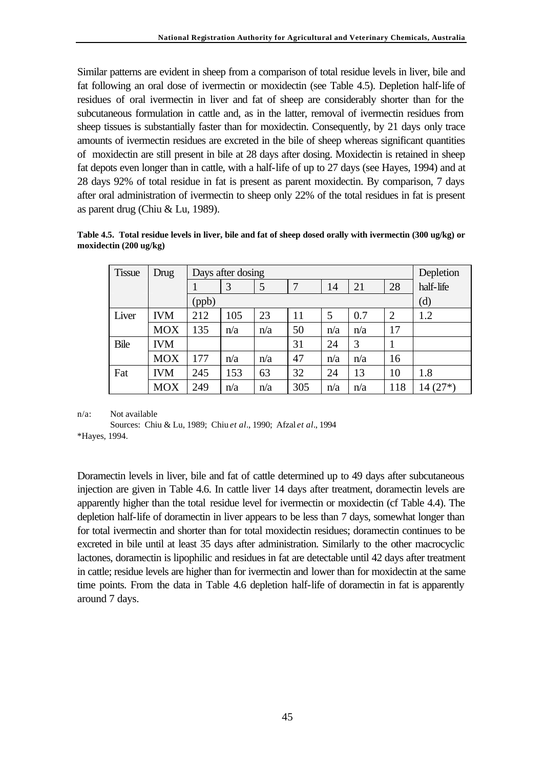Similar patterns are evident in sheep from a comparison of total residue levels in liver, bile and fat following an oral dose of ivermectin or moxidectin (see Table 4.5). Depletion half-life of residues of oral ivermectin in liver and fat of sheep are considerably shorter than for the subcutaneous formulation in cattle and, as in the latter, removal of ivermectin residues from sheep tissues is substantially faster than for moxidectin. Consequently, by 21 days only trace amounts of ivermectin residues are excreted in the bile of sheep whereas significant quantities of moxidectin are still present in bile at 28 days after dosing. Moxidectin is retained in sheep fat depots even longer than in cattle, with a half-life of up to 27 days (see Hayes, 1994) and at 28 days 92% of total residue in fat is present as parent moxidectin. By comparison, 7 days after oral administration of ivermectin to sheep only 22% of the total residues in fat is present as parent drug (Chiu & Lu, 1989).

**Table 4.5. Total residue levels in liver, bile and fat of sheep dosed orally with ivermectin (300 ug/kg) or moxidectin (200 ug/kg)**

| Tissue | Drug | Days after dosing | | | | | | | Depletion half-life |
|---|---|---|---|---|---|---|---|---|---|
| | | 1 | 3 | 5 | 7 | 14 | 21 | 28 | |
| | | (ppb) | | | | | | | (d) |
| Liver | IVM | 212 | 105 | 23 | 11 | 5 | 0.7 | 2 | 1.2 |
| | MOX | 135 | n/a | n/a | 50 | n/a | n/a | 17 | |
| Bile | IVM | | | | 31 | 24 | 3 | 1 | |
| | MOX | 177 | n/a | n/a | 47 | n/a | n/a | 16 | |
| Fat | IVM | 245 | 153 | 63 | 32 | 24 | 13 | 10 | 1.8 |
| | MOX | 249 | n/a | n/a | 305 | n/a | n/a | 118 | 14 (27*) |

n/a: Not available

Sources: Chiu & Lu, 1989; Chiu *et al*., 1990; Afzal *et al*., 1994

*Hayes, 1994.

Doramectin levels in liver, bile and fat of cattle determined up to 49 days after subcutaneous injection are given in Table 4.6. In cattle liver 14 days after treatment, doramectin levels are apparently higher than the total residue level for ivermectin or moxidectin (cf Table 4.4). The depletion half-life of doramectin in liver appears to be less than 7 days, somewhat longer than for total ivermectin and shorter than for total moxidectin residues; doramectin continues to be excreted in bile until at least 35 days after administration. Similarly to the other macrocyclic lactones, doramectin is lipophilic and residues in fat are detectable until 42 days after treatment in cattle; residue levels are higher than for ivermectin and lower than for moxidectin at the same time points. From the data in Table 4.6 depletion half-life of doramectin in fat is apparently around 7 days.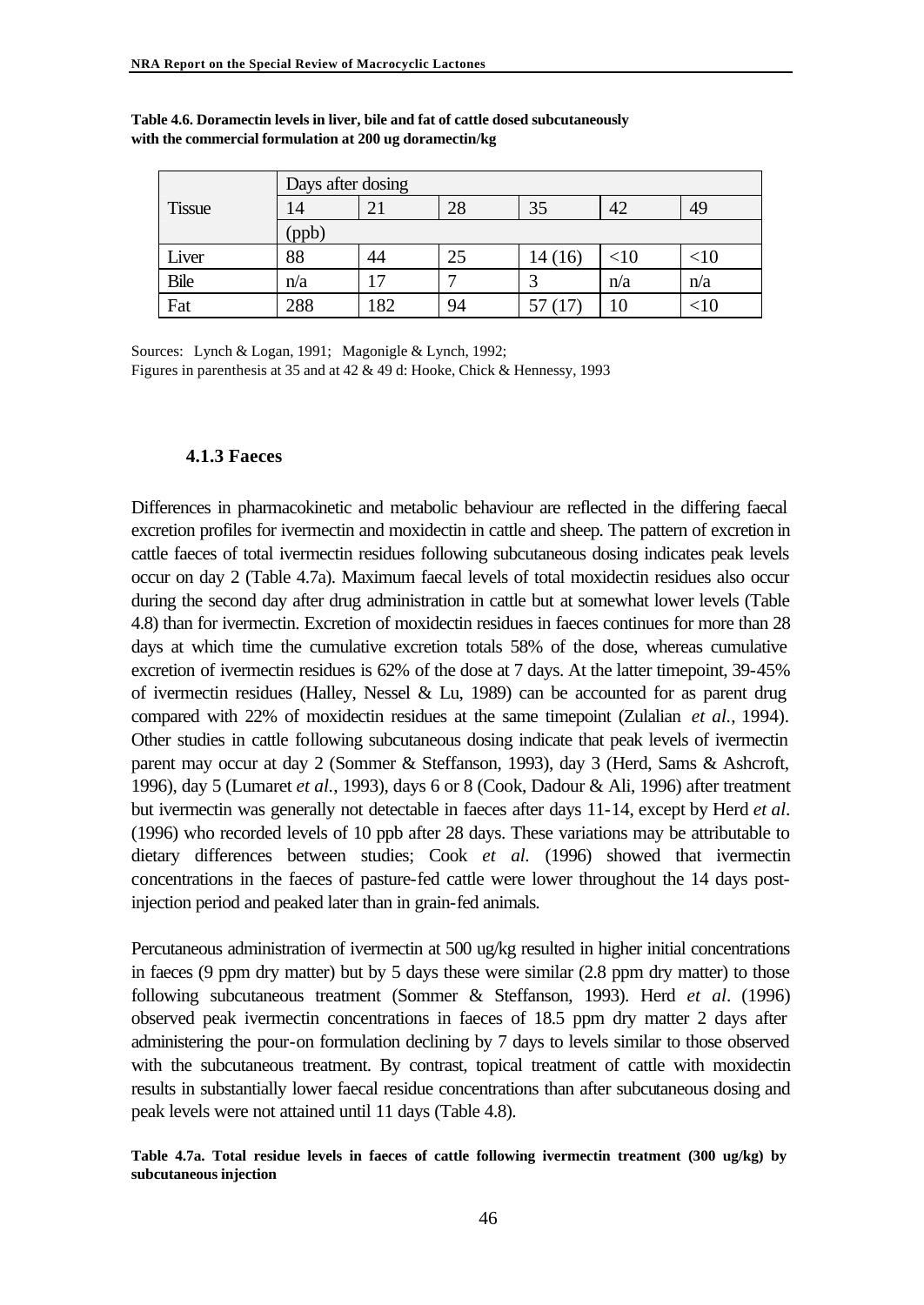**Table 4.6. Doramectin levels in liver, bile and fat of cattle dosed subcutaneously with the commercial formulation at 200 ug doramectin/kg**

| Tissue | Days after dosing | | | | | |
|---|---|---|---|---|---|---|
| | 14 | 21 | 28 | 35 | 42 | 49 |
| | (ppb) | | | | | |
| Liver | 88 | 44 | 25 | 14 (16) | <10 | <10 |
| Bile | n/a | 17 | 7 | 3 | n/a | n/a |
| Fat | 288 | 182 | 94 | 57 (17) | 10 | <10 |

Sources: Lynch & Logan, 1991; Magonigle & Lynch, 1992;
Figures in parenthesis at 35 and at 42 & 49 d: Hooke, Chick & Hennessy, 1993

### 4.1.3 Faeces

Differences in pharmacokinetic and metabolic behaviour are reflected in the differing faecal excretion profiles for ivermectin and moxidectin in cattle and sheep. The pattern of excretion in cattle faeces of total ivermectin residues following subcutaneous dosing indicates peak levels occur on day 2 (Table 4.7a). Maximum faecal levels of total moxidectin residues also occur during the second day after drug administration in cattle but at somewhat lower levels (Table 4.8) than for ivermectin. Excretion of moxidectin residues in faeces continues for more than 28 days at which time the cumulative excretion totals 58% of the dose, whereas cumulative excretion of ivermectin residues is 62% of the dose at 7 days. At the latter timepoint, 39-45% of ivermectin residues (Halley, Nessel & Lu, 1989) can be accounted for as parent drug compared with 22% of moxidectin residues at the same timepoint (Zulalian *et al.*, 1994). Other studies in cattle following subcutaneous dosing indicate that peak levels of ivermectin parent may occur at day 2 (Sommer & Steffanson, 1993), day 3 (Herd, Sams & Ashcroft, 1996), day 5 (Lumaret *et al.*, 1993), days 6 or 8 (Cook, Dadour & Ali, 1996) after treatment but ivermectin was generally not detectable in faeces after days 11-14, except by Herd *et al*. (1996) who recorded levels of 10 ppb after 28 days. These variations may be attributable to dietary differences between studies; Cook *et al.* (1996) showed that ivermectin concentrations in the faeces of pasture-fed cattle were lower throughout the 14 days post-injection period and peaked later than in grain-fed animals.

Percutaneous administration of ivermectin at 500 ug/kg resulted in higher initial concentrations in faeces (9 ppm dry matter) but by 5 days these were similar (2.8 ppm dry matter) to those following subcutaneous treatment (Sommer & Steffanson, 1993). Herd *et al*. (1996) observed peak ivermectin concentrations in faeces of 18.5 ppm dry matter 2 days after administering the pour-on formulation declining by 7 days to levels similar to those observed with the subcutaneous treatment. By contrast, topical treatment of cattle with moxidectin results in substantially lower faecal residue concentrations than after subcutaneous dosing and peak levels were not attained until 11 days (Table 4.8).

**Table 4.7a. Total residue levels in faeces of cattle following ivermectin treatment (300 ug/kg) by subcutaneous injection**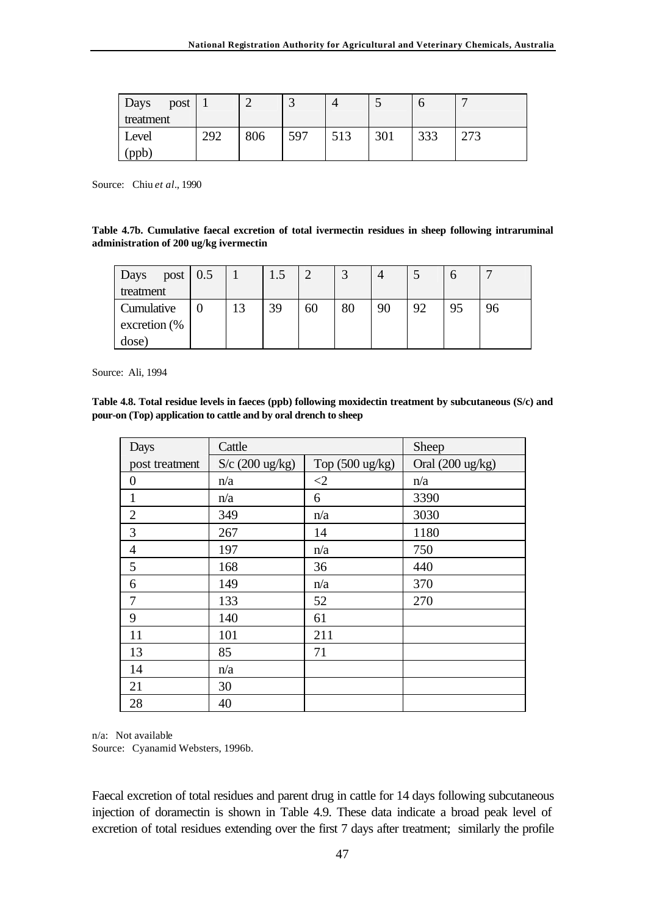| Days post treatment | 1 | 2 | 3 | 4 | 5 | 6 | 7 |
|---|---|---|---|---|---|---|---|
| Level (ppb) | 292 | 806 | 597 | 513 | 301 | 333 | 273 |

Source: Chiu *et al*., 1990

**Table 4.7b. Cumulative faecal excretion of total ivermectin residues in sheep following intraruminal administration of 200 ug/kg ivermectin**

| Days post treatment | 0.5 | 1 | 1.5 | 2 | 3 | 4 | 5 | 6 | 7 |
|---|---|---|---|---|---|---|---|---|---|
| Cumulative excretion (% dose) | 0 | 13 | 39 | 60 | 80 | 90 | 92 | 95 | 96 |

Source: Ali, 1994

**Table 4.8. Total residue levels in faeces (ppb) following moxidectin treatment by subcutaneous (S/c) and pour-on (Top) application to cattle and by oral drench to sheep**

| Days | Cattle | | Sheep |
|---|---|---|---|
| post treatment | S/c (200 ug/kg) | Top (500 ug/kg) | Oral (200 ug/kg) |
| 0 | n/a | <2 | n/a |
| 1 | n/a | 6 | 3390 |
| 2 | 349 | n/a | 3030 |
| 3 | 267 | 14 | 1180 |
| 4 | 197 | n/a | 750 |
| 5 | 168 | 36 | 440 |
| 6 | 149 | n/a | 370 |
| 7 | 133 | 52 | 270 |
| 9 | 140 | 61 | |
| 11 | 101 | 211 | |
| 13 | 85 | 71 | |
| 14 | n/a | | |
| 21 | 30 | | |
| 28 | 40 | | |

n/a: Not available
Source: Cyanamid Websters, 1996b.

Faecal excretion of total residues and parent drug in cattle for 14 days following subcutaneous injection of doramectin is shown in Table 4.9. These data indicate a broad peak level of excretion of total residues extending over the first 7 days after treatment; similarly the profile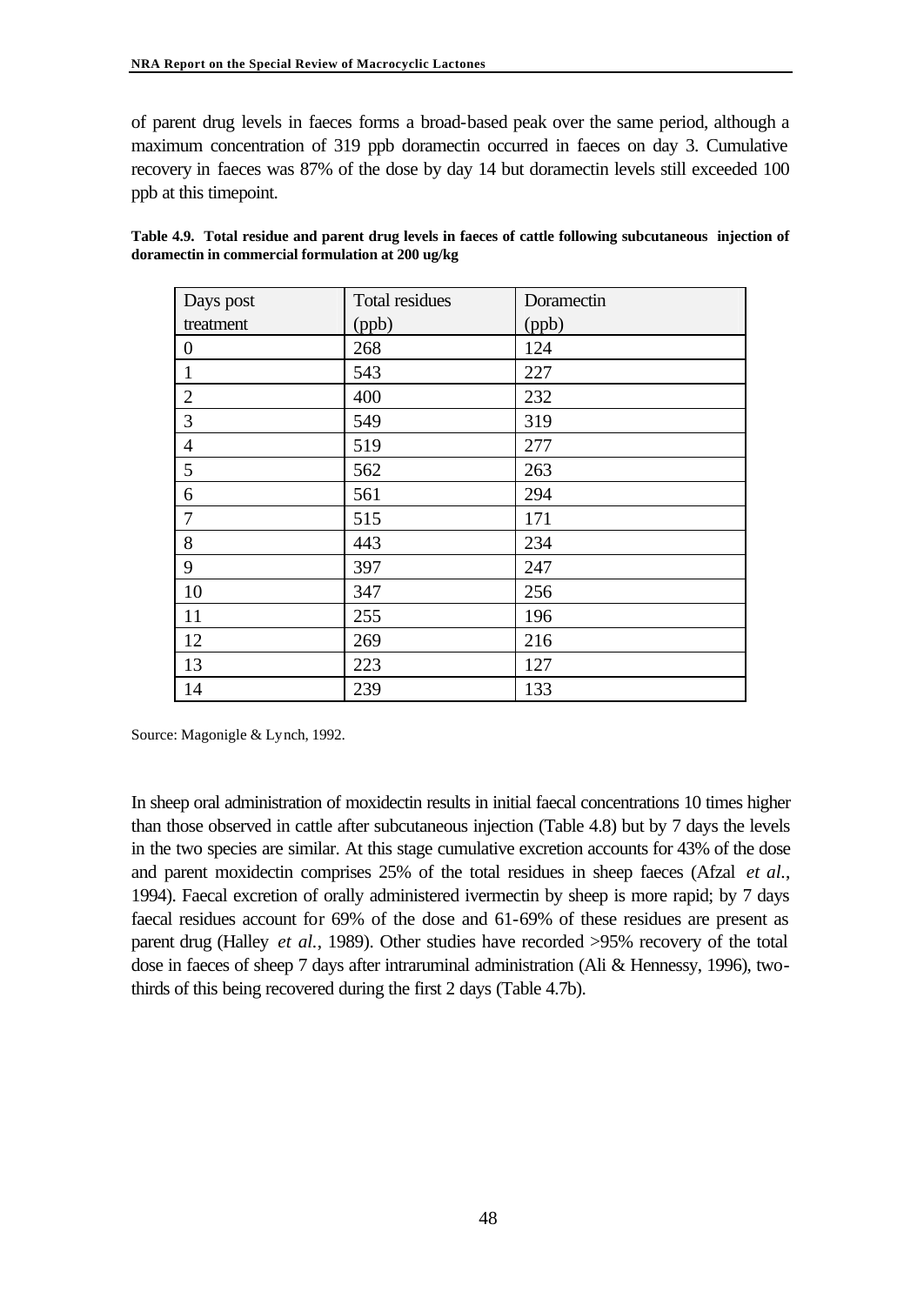of parent drug levels in faeces forms a broad-based peak over the same period, although a maximum concentration of 319 ppb doramectin occurred in faeces on day 3. Cumulative recovery in faeces was 87% of the dose by day 14 but doramectin levels still exceeded 100 ppb at this timepoint.

**Table 4.9. Total residue and parent drug levels in faeces of cattle following subcutaneous injection of doramectin in commercial formulation at 200 ug/kg**

| Days post treatment | Total residues (ppb) | Doramectin (ppb) |
|---|---|---|
| 0 | 268 | 124 |
| 1 | 543 | 227 |
| 2 | 400 | 232 |
| 3 | 549 | 319 |
| 4 | 519 | 277 |
| 5 | 562 | 263 |
| 6 | 561 | 294 |
| 7 | 515 | 171 |
| 8 | 443 | 234 |
| 9 | 397 | 247 |
| 10 | 347 | 256 |
| 11 | 255 | 196 |
| 12 | 269 | 216 |
| 13 | 223 | 127 |
| 14 | 239 | 133 |

Source: Magonigle & Lynch, 1992.

In sheep oral administration of moxidectin results in initial faecal concentrations 10 times higher than those observed in cattle after subcutaneous injection (Table 4.8) but by 7 days the levels in the two species are similar. At this stage cumulative excretion accounts for 43% of the dose and parent moxidectin comprises 25% of the total residues in sheep faeces (Afzal *et al.*, 1994). Faecal excretion of orally administered ivermectin by sheep is more rapid; by 7 days faecal residues account for 69% of the dose and 61-69% of these residues are present as parent drug (Halley *et al.*, 1989). Other studies have recorded >95% recovery of the total dose in faeces of sheep 7 days after intraruminal administration (Ali & Hennessy, 1996), two-thirds of this being recovered during the first 2 days (Table 4.7b).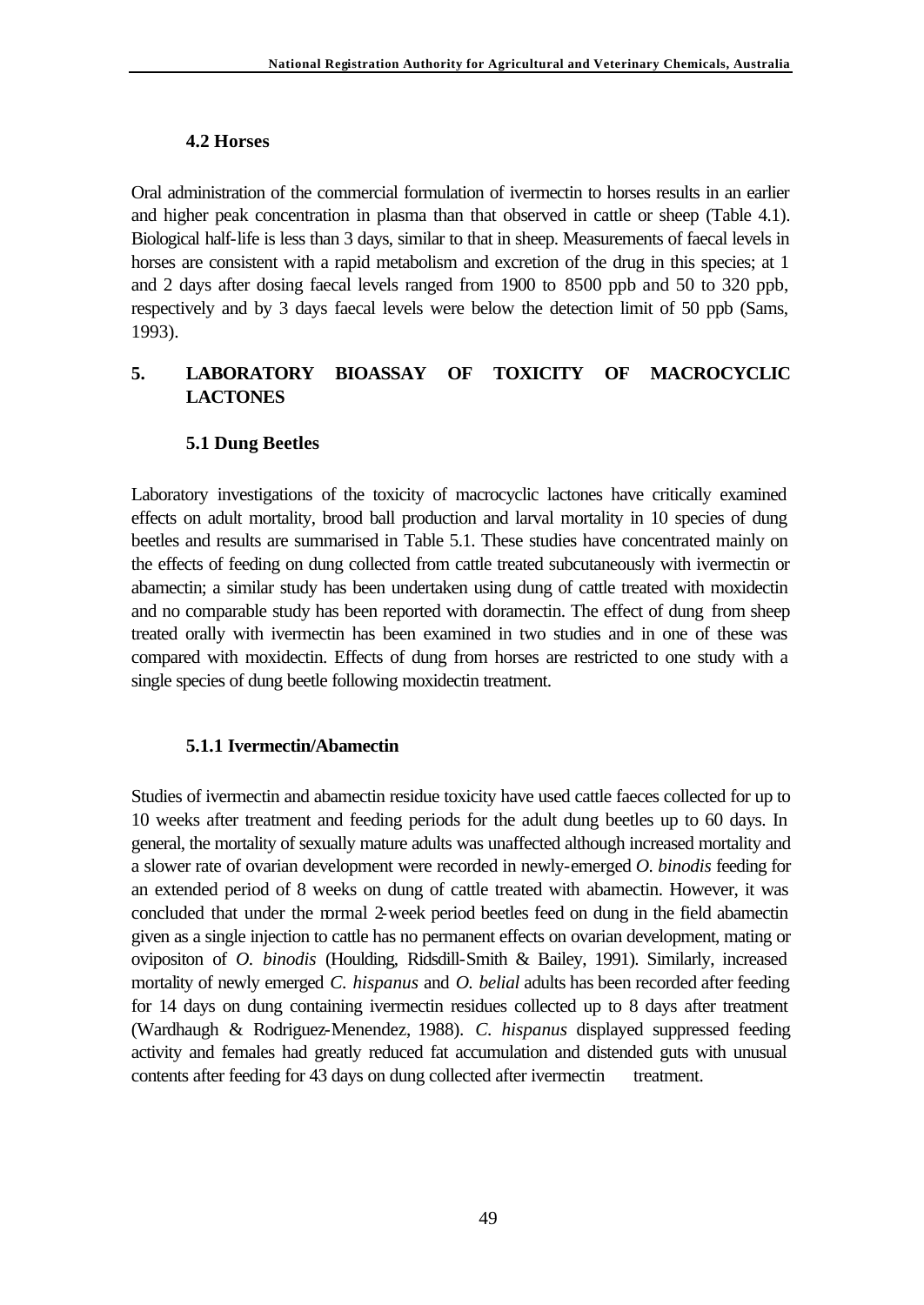### 4.2 Horses

Oral administration of the commercial formulation of ivermectin to horses results in an earlier and higher peak concentration in plasma than that observed in cattle or sheep (Table 4.1). Biological half-life is less than 3 days, similar to that in sheep. Measurements of faecal levels in horses are consistent with a rapid metabolism and excretion of the drug in this species; at 1 and 2 days after dosing faecal levels ranged from 1900 to 8500 ppb and 50 to 320 ppb, respectively and by 3 days faecal levels were below the detection limit of 50 ppb (Sams, 1993).

## 5. LABORATORY BIOASSAY OF TOXICITY OF MACROCYCLIC LACTONES

### 5.1 Dung Beetles

Laboratory investigations of the toxicity of macrocyclic lactones have critically examined effects on adult mortality, brood ball production and larval mortality in 10 species of dung beetles and results are summarised in Table 5.1. These studies have concentrated mainly on the effects of feeding on dung collected from cattle treated subcutaneously with ivermectin or abamectin; a similar study has been undertaken using dung of cattle treated with moxidectin and no comparable study has been reported with doramectin. The effect of dung from sheep treated orally with ivermectin has been examined in two studies and in one of these was compared with moxidectin. Effects of dung from horses are restricted to one study with a single species of dung beetle following moxidectin treatment.

#### 5.1.1 Ivermectin/Abamectin

Studies of ivermectin and abamectin residue toxicity have used cattle faeces collected for up to 10 weeks after treatment and feeding periods for the adult dung beetles up to 60 days. In general, the mortality of sexually mature adults was unaffected although increased mortality and a slower rate of ovarian development were recorded in newly-emerged *O. binodis* feeding for an extended period of 8 weeks on dung of cattle treated with abamectin. However, it was concluded that under the rormal 2-week period beetles feed on dung in the field abamectin given as a single injection to cattle has no permanent effects on ovarian development, mating or ovipositon of *O. binodis* (Houlding, Ridsdill-Smith & Bailey, 1991). Similarly, increased mortality of newly emerged *C. hispanus* and *O. belial* adults has been recorded after feeding for 14 days on dung containing ivermectin residues collected up to 8 days after treatment (Wardhaugh & Rodriguez-Menendez, 1988). *C. hispanus* displayed suppressed feeding activity and females had greatly reduced fat accumulation and distended guts with unusual contents after feeding for 43 days on dung collected after ivermectin treatment.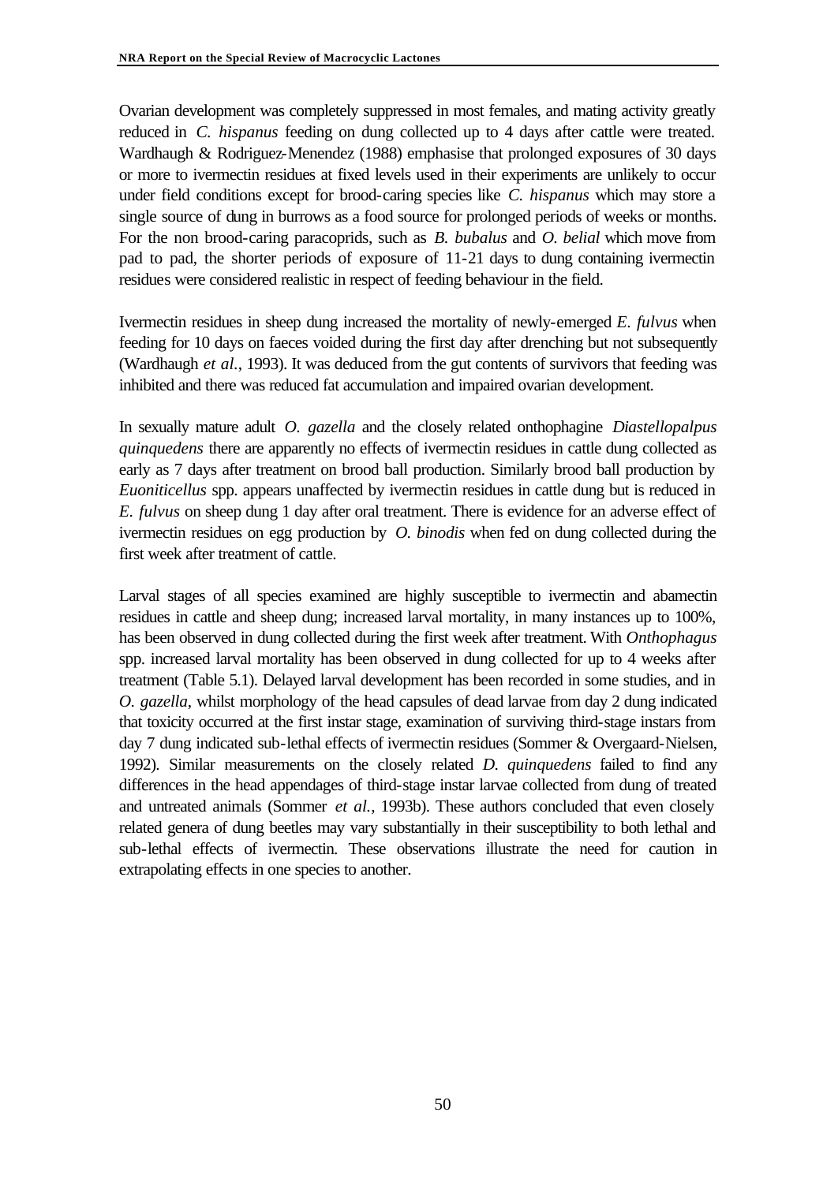Ovarian development was completely suppressed in most females, and mating activity greatly reduced in *C. hispanus* feeding on dung collected up to 4 days after cattle were treated. Wardhaugh & Rodriguez-Menendez (1988) emphasise that prolonged exposures of 30 days or more to ivermectin residues at fixed levels used in their experiments are unlikely to occur under field conditions except for brood-caring species like *C. hispanus* which may store a single source of dung in burrows as a food source for prolonged periods of weeks or months. For the non brood-caring paracoprids, such as *B. bubalus* and *O. belial* which move from pad to pad, the shorter periods of exposure of 11-21 days to dung containing ivermectin residues were considered realistic in respect of feeding behaviour in the field.

Ivermectin residues in sheep dung increased the mortality of newly-emerged *E. fulvus* when feeding for 10 days on faeces voided during the first day after drenching but not subsequently (Wardhaugh *et al.*, 1993). It was deduced from the gut contents of survivors that feeding was inhibited and there was reduced fat accumulation and impaired ovarian development.

In sexually mature adult *O. gazella* and the closely related onthophagine *Diastellopalpus quinquedens* there are apparently no effects of ivermectin residues in cattle dung collected as early as 7 days after treatment on brood ball production. Similarly brood ball production by *Euoniticellus* spp. appears unaffected by ivermectin residues in cattle dung but is reduced in *E. fulvus* on sheep dung 1 day after oral treatment. There is evidence for an adverse effect of ivermectin residues on egg production by *O. binodis* when fed on dung collected during the first week after treatment of cattle.

Larval stages of all species examined are highly susceptible to ivermectin and abamectin residues in cattle and sheep dung; increased larval mortality, in many instances up to 100%, has been observed in dung collected during the first week after treatment. With *Onthophagus* spp. increased larval mortality has been observed in dung collected for up to 4 weeks after treatment (Table 5.1). Delayed larval development has been recorded in some studies, and in *O. gazella*, whilst morphology of the head capsules of dead larvae from day 2 dung indicated that toxicity occurred at the first instar stage, examination of surviving third-stage instars from day 7 dung indicated sub-lethal effects of ivermectin residues (Sommer & Overgaard-Nielsen, 1992). Similar measurements on the closely related *D. quinquedens* failed to find any differences in the head appendages of third-stage instar larvae collected from dung of treated and untreated animals (Sommer *et al.*, 1993b). These authors concluded that even closely related genera of dung beetles may vary substantially in their susceptibility to both lethal and sub-lethal effects of ivermectin. These observations illustrate the need for caution in extrapolating effects in one species to another.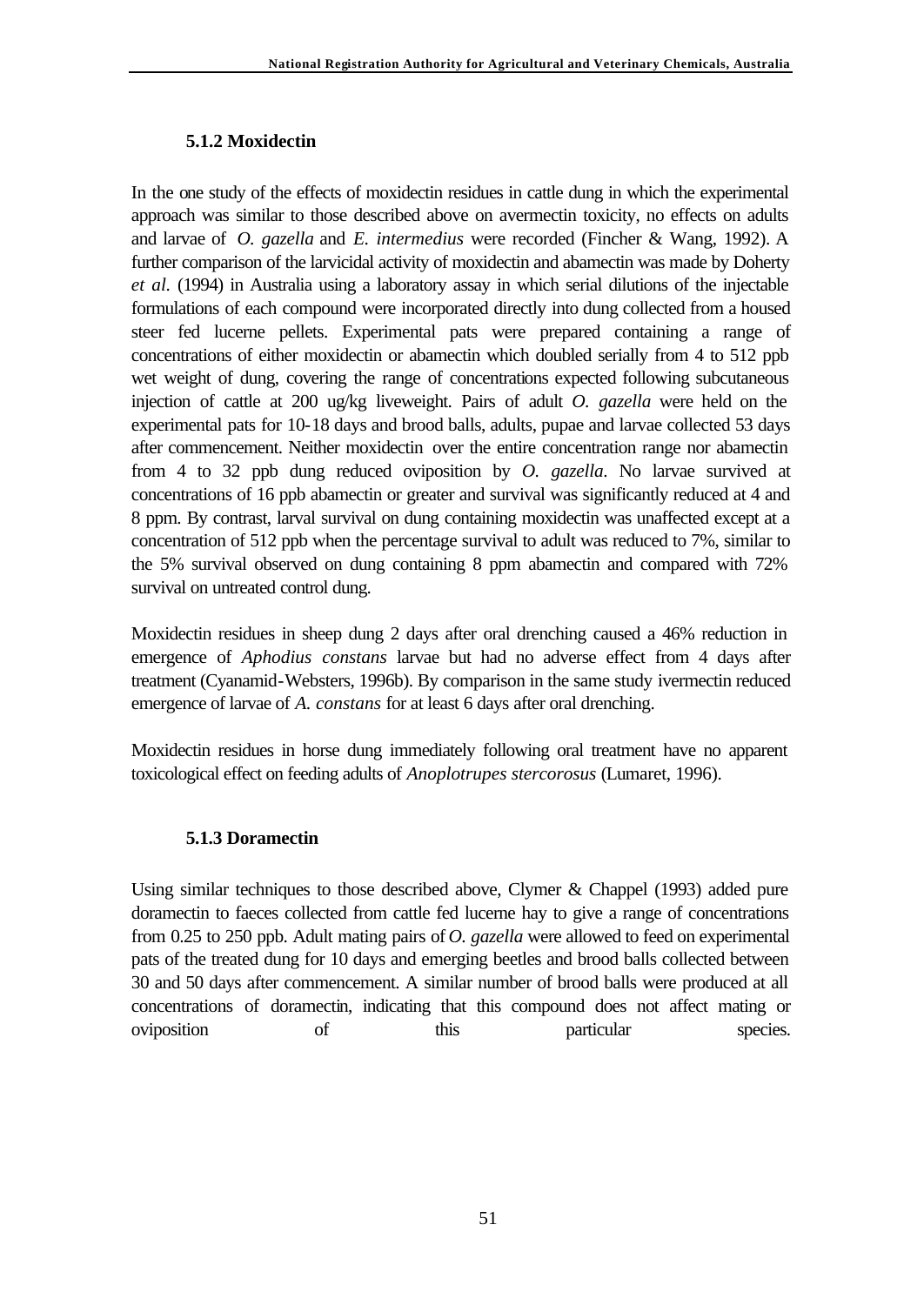### 5.1.2 Moxidectin

In the one study of the effects of moxidectin residues in cattle dung in which the experimental approach was similar to those described above on avermectin toxicity, no effects on adults and larvae of *O. gazella* and *E. intermedius* were recorded (Fincher & Wang, 1992). A further comparison of the larvicidal activity of moxidectin and abamectin was made by Doherty *et al*. (1994) in Australia using a laboratory assay in which serial dilutions of the injectable formulations of each compound were incorporated directly into dung collected from a housed steer fed lucerne pellets. Experimental pats were prepared containing a range of concentrations of either moxidectin or abamectin which doubled serially from 4 to 512 ppb wet weight of dung, covering the range of concentrations expected following subcutaneous injection of cattle at 200 ug/kg liveweight. Pairs of adult *O. gazella* were held on the experimental pats for 10-18 days and brood balls, adults, pupae and larvae collected 53 days after commencement. Neither moxidectin over the entire concentration range nor abamectin from 4 to 32 ppb dung reduced oviposition by *O. gazella*. No larvae survived at concentrations of 16 ppb abamectin or greater and survival was significantly reduced at 4 and 8 ppm. By contrast, larval survival on dung containing moxidectin was unaffected except at a concentration of 512 ppb when the percentage survival to adult was reduced to 7%, similar to the 5% survival observed on dung containing 8 ppm abamectin and compared with 72% survival on untreated control dung.

Moxidectin residues in sheep dung 2 days after oral drenching caused a 46% reduction in emergence of *Aphodius constans* larvae but had no adverse effect from 4 days after treatment (Cyanamid-Websters, 1996b). By comparison in the same study ivermectin reduced emergence of larvae of *A. constans* for at least 6 days after oral drenching.

Moxidectin residues in horse dung immediately following oral treatment have no apparent toxicological effect on feeding adults of *Anoplotrupes stercorosus* (Lumaret, 1996).

### 5.1.3 Doramectin

Using similar techniques to those described above, Clymer & Chappel (1993) added pure doramectin to faeces collected from cattle fed lucerne hay to give a range of concentrations from 0.25 to 250 ppb. Adult mating pairs of *O. gazella* were allowed to feed on experimental pats of the treated dung for 10 days and emerging beetles and brood balls collected between 30 and 50 days after commencement. A similar number of brood balls were produced at all concentrations of doramectin, indicating that this compound does not affect mating or oviposition of this particular species.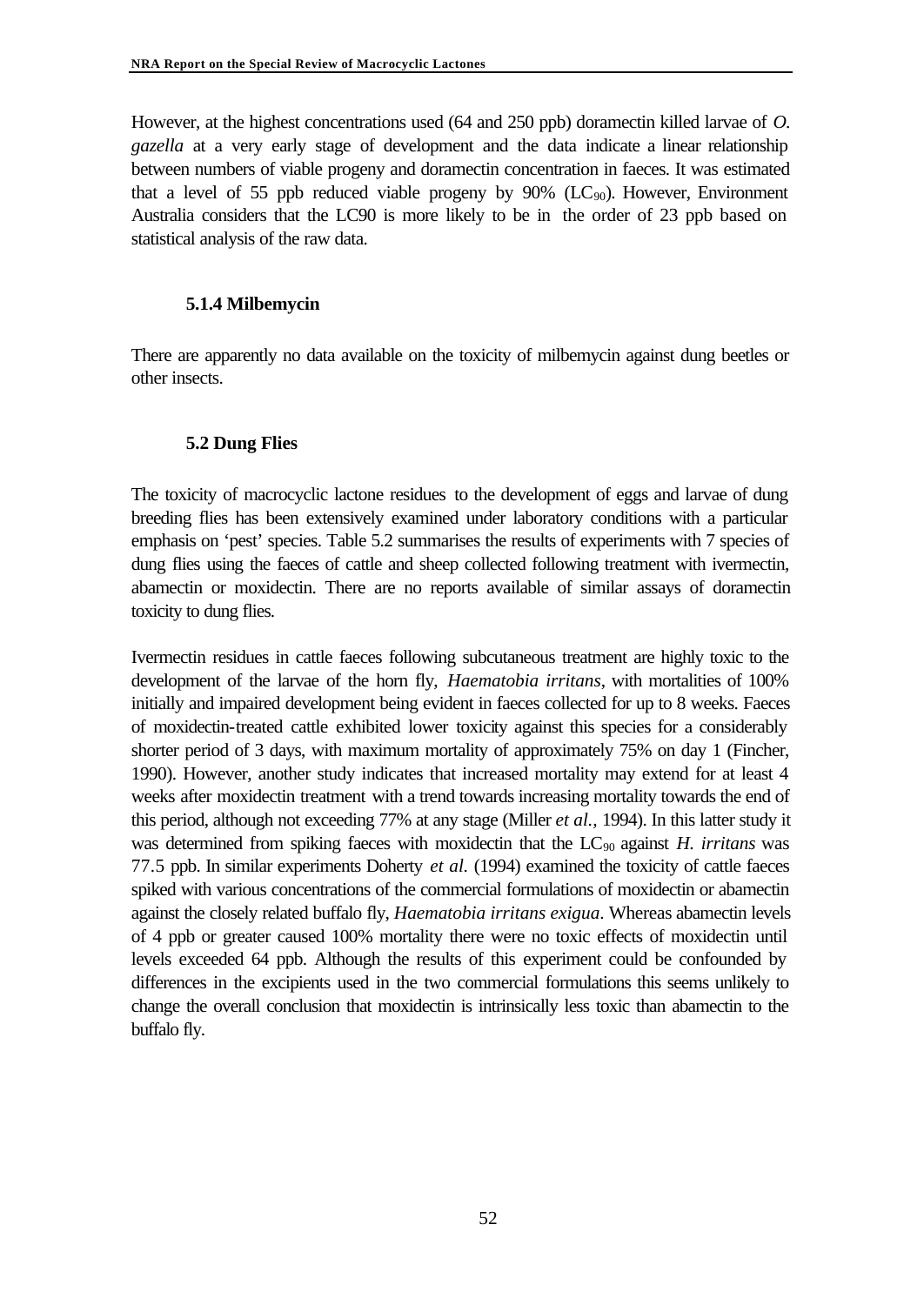However, at the highest concentrations used (64 and 250 ppb) doramectin killed larvae of *O. gazella* at a very early stage of development and the data indicate a linear relationship between numbers of viable progeny and doramectin concentration in faeces. It was estimated that a level of 55 ppb reduced viable progeny by 90% ($LC_{90}$). However, Environment Australia considers that the LC90 is more likely to be in the order of 23 ppb based on statistical analysis of the raw data.

### 5.1.4 Milbemycin

There are apparently no data available on the toxicity of milbemycin against dung beetles or other insects.

## 5.2 Dung Flies

The toxicity of macrocyclic lactone residues to the development of eggs and larvae of dung breeding flies has been extensively examined under laboratory conditions with a particular emphasis on 'pest' species. Table 5.2 summarises the results of experiments with 7 species of dung flies using the faeces of cattle and sheep collected following treatment with ivermectin, abamectin or moxidectin. There are no reports available of similar assays of doramectin toxicity to dung flies.

Ivermectin residues in cattle faeces following subcutaneous treatment are highly toxic to the development of the larvae of the horn fly, *Haematobia irritans*, with mortalities of 100% initially and impaired development being evident in faeces collected for up to 8 weeks. Faeces of moxidectin-treated cattle exhibited lower toxicity against this species for a considerably shorter period of 3 days, with maximum mortality of approximately 75% on day 1 (Fincher, 1990). However, another study indicates that increased mortality may extend for at least 4 weeks after moxidectin treatment with a trend towards increasing mortality towards the end of this period, although not exceeding 77% at any stage (Miller *et al.*, 1994). In this latter study it was determined from spiking faeces with moxidectin that the $LC_{90}$ against *H. irritans* was 77.5 ppb. In similar experiments Doherty *et al.* (1994) examined the toxicity of cattle faeces spiked with various concentrations of the commercial formulations of moxidectin or abamectin against the closely related buffalo fly, *Haematobia irritans exigua*. Whereas abamectin levels of 4 ppb or greater caused 100% mortality there were no toxic effects of moxidectin until levels exceeded 64 ppb. Although the results of this experiment could be confounded by differences in the excipients used in the two commercial formulations this seems unlikely to change the overall conclusion that moxidectin is intrinsically less toxic than abamectin to the buffalo fly.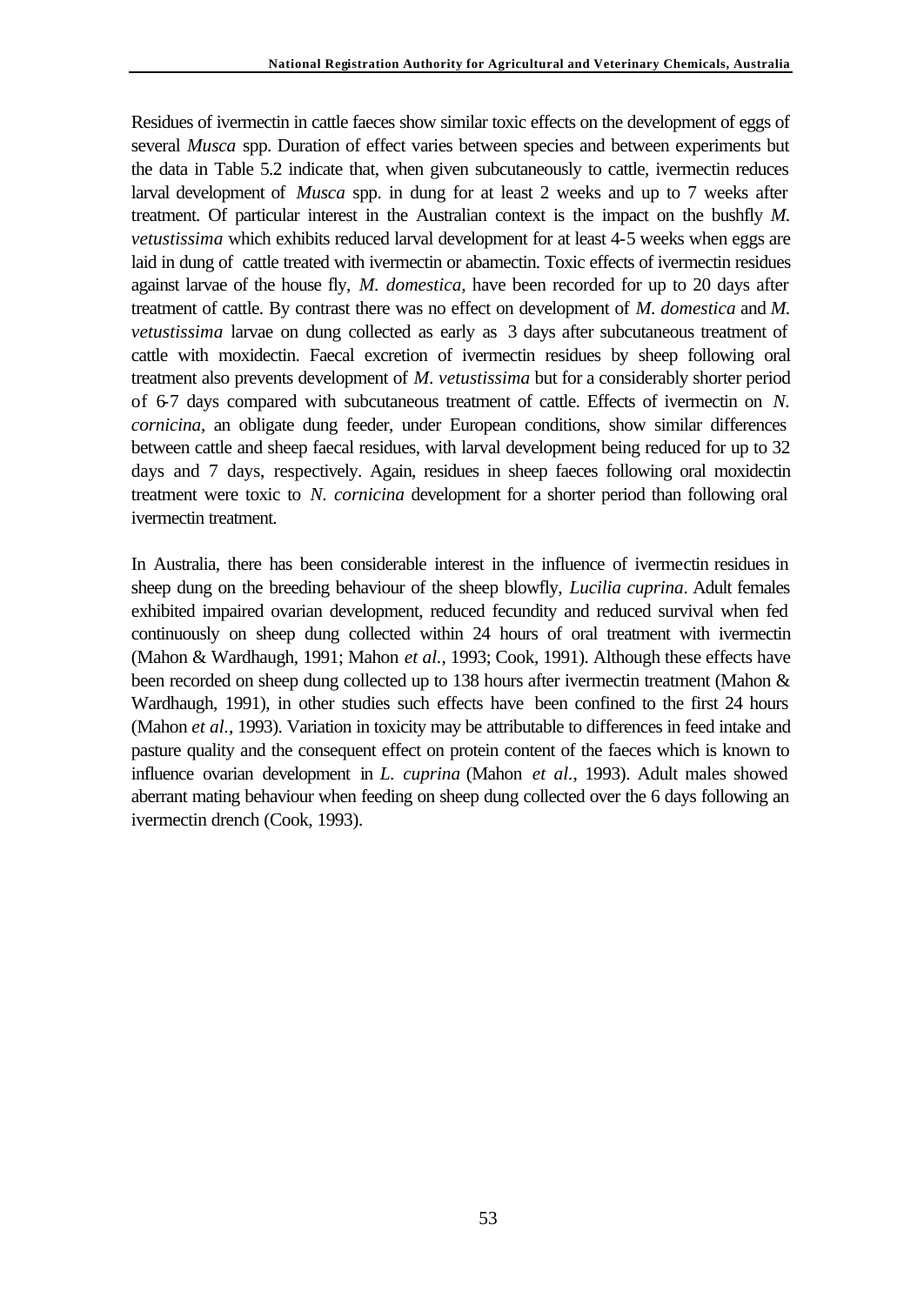Residues of ivermectin in cattle faeces show similar toxic effects on the development of eggs of several *Musca* spp. Duration of effect varies between species and between experiments but the data in Table 5.2 indicate that, when given subcutaneously to cattle, ivermectin reduces larval development of *Musca* spp. in dung for at least 2 weeks and up to 7 weeks after treatment. Of particular interest in the Australian context is the impact on the bushfly *M. vetustissima* which exhibits reduced larval development for at least 4-5 weeks when eggs are laid in dung of cattle treated with ivermectin or abamectin. Toxic effects of ivermectin residues against larvae of the house fly, *M. domestica*, have been recorded for up to 20 days after treatment of cattle. By contrast there was no effect on development of *M. domestica* and *M. vetustissima* larvae on dung collected as early as 3 days after subcutaneous treatment of cattle with moxidectin. Faecal excretion of ivermectin residues by sheep following oral treatment also prevents development of *M. vetustissima* but for a considerably shorter period of 6-7 days compared with subcutaneous treatment of cattle. Effects of ivermectin on *N. cornicina*, an obligate dung feeder, under European conditions, show similar differences between cattle and sheep faecal residues, with larval development being reduced for up to 32 days and 7 days, respectively. Again, residues in sheep faeces following oral moxidectin treatment were toxic to *N. cornicina* development for a shorter period than following oral ivermectin treatment.

In Australia, there has been considerable interest in the influence of ivermectin residues in sheep dung on the breeding behaviour of the sheep blowfly, *Lucilia cuprina*. Adult females exhibited impaired ovarian development, reduced fecundity and reduced survival when fed continuously on sheep dung collected within 24 hours of oral treatment with ivermectin (Mahon & Wardhaugh, 1991; Mahon *et al.*, 1993; Cook, 1991). Although these effects have been recorded on sheep dung collected up to 138 hours after ivermectin treatment (Mahon & Wardhaugh, 1991), in other studies such effects have been confined to the first 24 hours (Mahon *et al.*, 1993). Variation in toxicity may be attributable to differences in feed intake and pasture quality and the consequent effect on protein content of the faeces which is known to influence ovarian development in *L. cuprina* (Mahon *et al.*, 1993). Adult males showed aberrant mating behaviour when feeding on sheep dung collected over the 6 days following an ivermectin drench (Cook, 1993).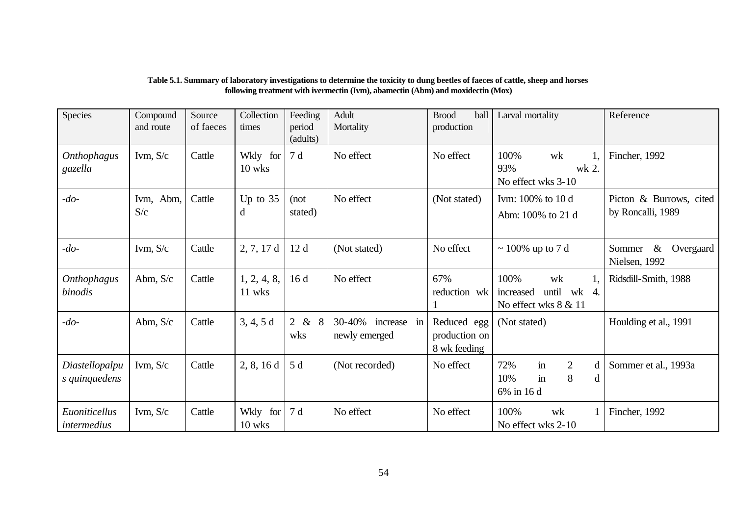**Table 5.1. Summary of laboratory investigations to determine the toxicity to dung beetles of faeces of cattle, sheep and horses following treatment with ivermectin (Ivm), abamectin (Abm) and moxidectin (Mox)**

| Species | Compound and route | Source of faeces | Collection times | Feeding period (adults) | Adult Mortality | Brood ball production | Larval mortality | Reference |
|---|---|---|---|---|---|---|---|---|
| *Onthophagus gazella* | Ivm, S/c | Cattle | Wkly for 10 wks | 7 d | No effect | No effect | 100% wk 1, 93% wk 2. No effect wks 3-10 | Fincher, 1992 |
| *-do-* | Ivm, Abm, S/c | Cattle | Up to 35 d | (not stated) | No effect | (Not stated) | Ivm: 100% to 10 d Abm: 100% to 21 d | Picton & Burrows, cited by Roncalli, 1989 |
| *-do-* | Ivm, S/c | Cattle | 2, 7, 17 d | 12 d | (Not stated) | No effect | ~ 100% up to 7 d | Sommer & Overgaard Nielsen, 1992 |
| *Onthophagus binodis* | Abm, S/c | Cattle | 1, 2, 4, 8, 11 wks | 16 d | No effect | 67% reduction wk 1 | 100% wk 1, increased until wk 4. No effect wks 8 & 11 | Ridsdill-Smith, 1988 |
| *-do-* | Abm, S/c | Cattle | 3, 4, 5 d | 2 & 8 wks | 30-40% increase in newly emerged | Reduced egg production on 8 wk feeding | (Not stated) | Houlding et al., 1991 |
| *Diastellopalpus quinquedens* | Ivm, S/c | Cattle | 2, 8, 16 d | 5 d | (Not recorded) | No effect | 72% in 2 d 10% in 8 d 6% in 16 d | Sommer et al., 1993a |
| *Euoniticellus intermedius* | Ivm, S/c | Cattle | Wkly for 10 wks | 7 d | No effect | No effect | 100% wk 1 No effect wks 2-10 | Fincher, 1992 |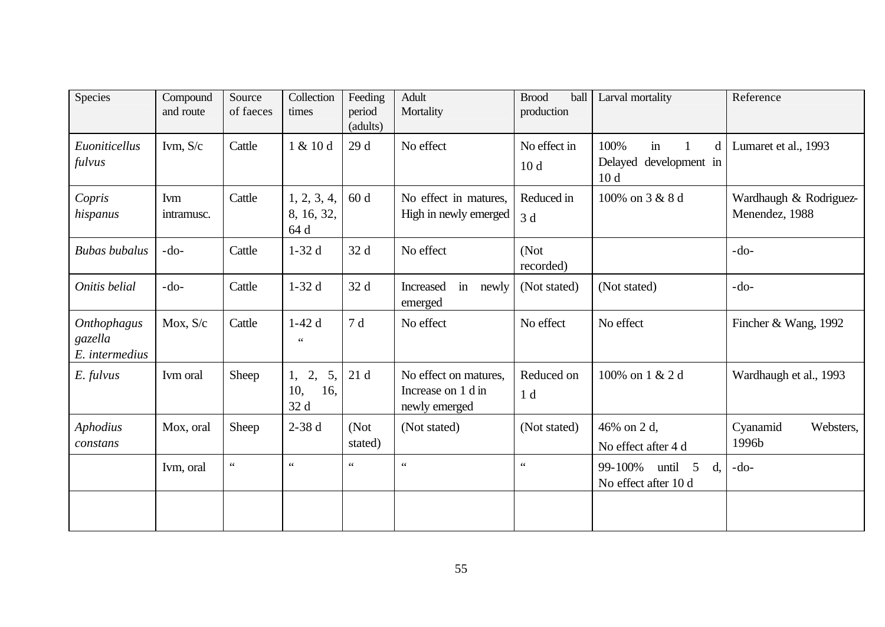| Species | Compound and route | Source of faeces | Collection times | Feeding period (adults) | Adult Mortality | Brood ball production | Larval mortality | Reference |
|---|---|---|---|---|---|---|---|---|
| *Euoniticellus fulvus* | Ivm, S/c | Cattle | 1 & 10 d | 29 d | No effect | No effect in 10 d | 100% in 1 d Delayed development in 10 d | Lumaret et al., 1993 |
| *Copris hispanus* | Ivm intramusc. | Cattle | 1, 2, 3, 4, 8, 16, 32, 64 d | 60 d | No effect in matures, High in newly emerged | Reduced in 3 d | 100% on 3 & 8 d | Wardhaugh & Rodriguez-Menendez, 1988 |
| *Bubas bubalus* | -do- | Cattle | 1-32 d | 32 d | No effect | (Not recorded) | | -do- |
| *Onitis belial* | -do- | Cattle | 1-32 d | 32 d | Increased in newly emerged | (Not stated) | (Not stated) | -do- |
| *Onthophagus gazella* *E. intermedius* | Mox, S/c | Cattle | 1-42 d " | 7 d | No effect | No effect | No effect | Fincher & Wang, 1992 |
| *E. fulvus* | Ivm oral | Sheep | 1, 2, 5, 10, 16, 32 d | 21 d | No effect on matures, Increase on 1 d in newly emerged | Reduced on 1 d | 100% on 1 & 2 d | Wardhaugh et al., 1993 |
| *Aphodius constans* | Mox, oral | Sheep | 2-38 d | (Not stated) | (Not stated) | (Not stated) | 46% on 2 d, No effect after 4 d | Cyanamid Websters, 1996b |
| | Ivm, oral | " | " | " | " | " | 99-100% until 5 d, No effect after 10 d | -do- |
| | | | | | | | | |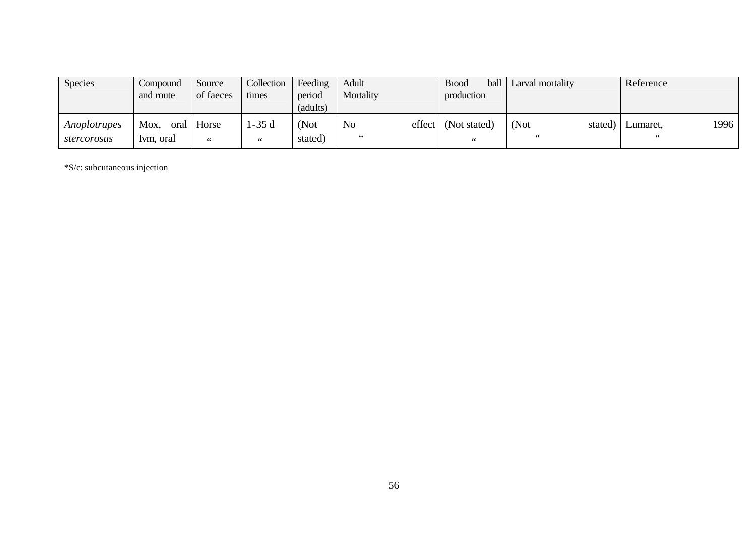| Species | Compound and route | Source of faeces | Collection times | Feeding period (adults) | Adult Mortality | Brood ball production | Larval mortality | Reference |
|---|---|---|---|---|---|---|---|---|
| *Anoplotrupes stercorosus* | Mox, oral<br>Ivm, oral | Horse<br>“ | 1-35 d<br>“ | (Not stated) | No effect<br>“ | (Not stated)<br>“ | (Not stated)<br>“ | Lumaret, 1996<br>“ |

*S/c: subcutaneous injection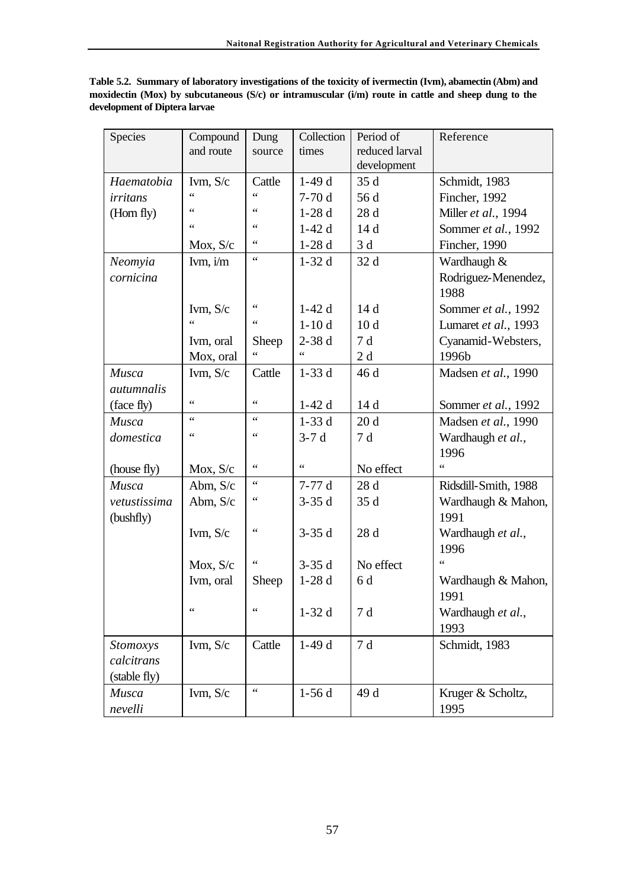**Table 5.2. Summary of laboratory investigations of the toxicity of ivermectin (Ivm), abamectin (Abm) and moxidectin (Mox) by subcutaneous (S/c) or intramuscular (i/m) route in cattle and sheep dung to the development of Diptera larvae**

| Species | Compound and route | Dung source | Collection times | Period of reduced larval development | Reference |
|---|---|---|---|---|---|
| *Haematobia irritans* (Horn fly) | Ivm, S/c | Cattle | 1-49 d | 35 d | Schmidt, 1983 |
| | " | " | 7-70 d | 56 d | Fincher, 1992 |
| | " | " | 1-28 d | 28 d | Miller *et al.*, 1994 |
| | " | " | 1-42 d | 14 d | Sommer *et al.*, 1992 |
| | Mox, S/c | " | 1-28 d | 3 d | Fincher, 1990 |
| *Neomyia cornicina* | Ivm, i/m | " | 1-32 d | 32 d | Wardhaugh & Rodriguez-Menendez, 1988 |
| | Ivm, S/c | " | 1-42 d | 14 d | Sommer *et al.*, 1992 |
| | " | " | 1-10 d | 10 d | Lumaret *et al.*, 1993 |
| | Ivm, oral | Sheep | 2-38 d | 7 d | Cyanamid-Websters, |
| | Mox, oral | " | " | 2 d | 1996b |
| *Musca autumnalis* (face fly) | Ivm, S/c | Cattle | 1-33 d | 46 d | Madsen *et al.*, 1990 |
| | " | " | 1-42 d | 14 d | Sommer *et al.*, 1992 |
| *Musca domestica* (house fly) | " | " | 1-33 d | 20 d | Madsen *et al.*, 1990 |
| | " | " | 3-7 d | 7 d | Wardhaugh *et al.*, 1996 |
| | Mox, S/c | " | " | No effect | " |
| *Musca vetustissima* (bushfly) | Abm, S/c | " | 7-77 d | 28 d | Ridsdill-Smith, 1988 |
| | Abm, S/c | " | 3-35 d | 35 d | Wardhaugh & Mahon, 1991 |
| | Ivm, S/c | " | 3-35 d | 28 d | Wardhaugh *et al.*, 1996 |
| | Mox, S/c | " | 3-35 d | No effect | " |
| | Ivm, oral | Sheep | 1-28 d | 6 d | Wardhaugh & Mahon, 1991 |
| | " | " | 1-32 d | 7 d | Wardhaugh *et al.*, 1993 |
| *Stomoxys calcitrans* (stable fly) | Ivm, S/c | Cattle | 1-49 d | 7 d | Schmidt, 1983 |
| *Musca nevelli* | Ivm, S/c | " | 1-56 d | 49 d | Kruger & Scholtz, 1995 |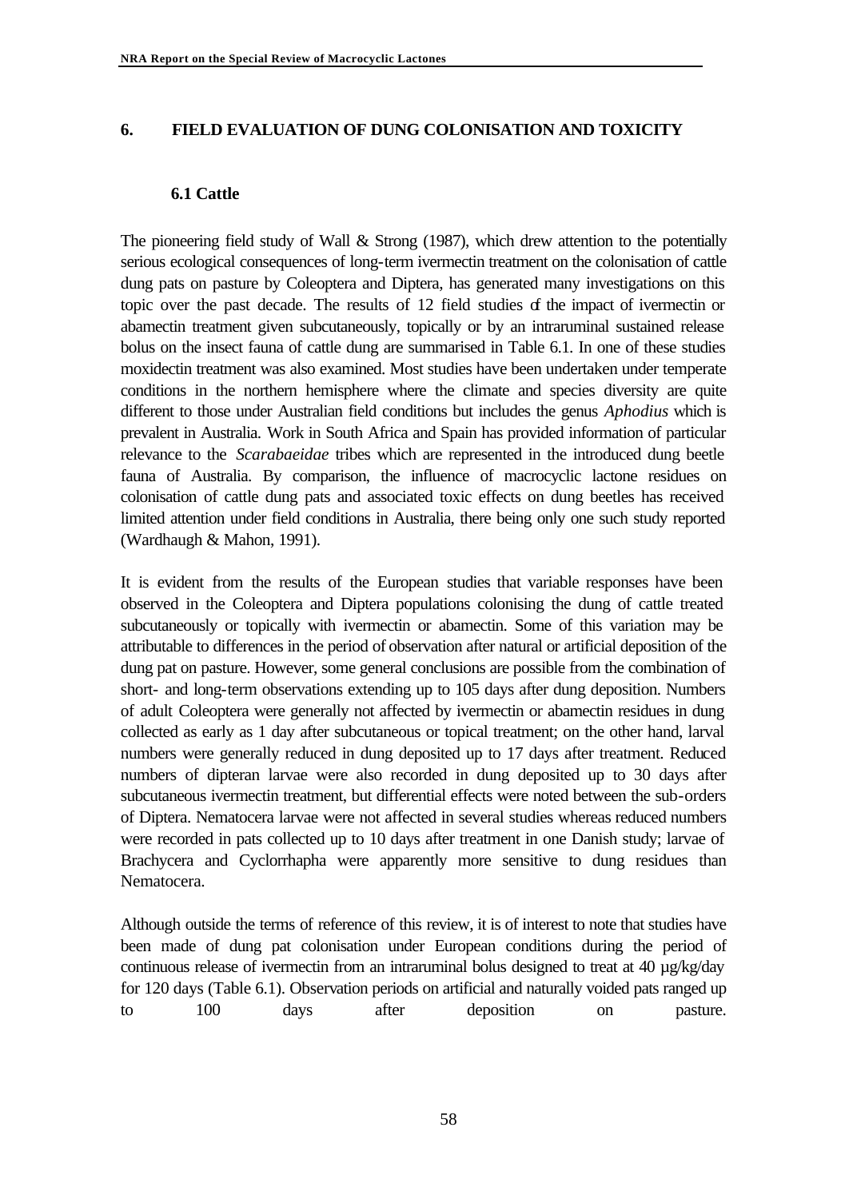# 6. FIELD EVALUATION OF DUNG COLONISATION AND TOXICITY

## 6.1 Cattle

The pioneering field study of Wall & Strong (1987), which drew attention to the potentially serious ecological consequences of long-term ivermectin treatment on the colonisation of cattle dung pats on pasture by Coleoptera and Diptera, has generated many investigations on this topic over the past decade. The results of 12 field studies of the impact of ivermectin or abamectin treatment given subcutaneously, topically or by an intraruminal sustained release bolus on the insect fauna of cattle dung are summarised in Table 6.1. In one of these studies moxidectin treatment was also examined. Most studies have been undertaken under temperate conditions in the northern hemisphere where the climate and species diversity are quite different to those under Australian field conditions but includes the genus *Aphodius* which is prevalent in Australia. Work in South Africa and Spain has provided information of particular relevance to the *Scarabaeidae* tribes which are represented in the introduced dung beetle fauna of Australia. By comparison, the influence of macrocyclic lactone residues on colonisation of cattle dung pats and associated toxic effects on dung beetles has received limited attention under field conditions in Australia, there being only one such study reported (Wardhaugh & Mahon, 1991).

It is evident from the results of the European studies that variable responses have been observed in the Coleoptera and Diptera populations colonising the dung of cattle treated subcutaneously or topically with ivermectin or abamectin. Some of this variation may be attributable to differences in the period of observation after natural or artificial deposition of the dung pat on pasture. However, some general conclusions are possible from the combination of short- and long-term observations extending up to 105 days after dung deposition. Numbers of adult Coleoptera were generally not affected by ivermectin or abamectin residues in dung collected as early as 1 day after subcutaneous or topical treatment; on the other hand, larval numbers were generally reduced in dung deposited up to 17 days after treatment. Reduced numbers of dipteran larvae were also recorded in dung deposited up to 30 days after subcutaneous ivermectin treatment, but differential effects were noted between the sub-orders of Diptera. Nematocera larvae were not affected in several studies whereas reduced numbers were recorded in pats collected up to 10 days after treatment in one Danish study; larvae of Brachycera and Cyclorrhapha were apparently more sensitive to dung residues than Nematocera.

Although outside the terms of reference of this review, it is of interest to note that studies have been made of dung pat colonisation under European conditions during the period of continuous release of ivermectin from an intraruminal bolus designed to treat at 40 µg/kg/day for 120 days (Table 6.1). Observation periods on artificial and naturally voided pats ranged up to 100 days after deposition on pasture.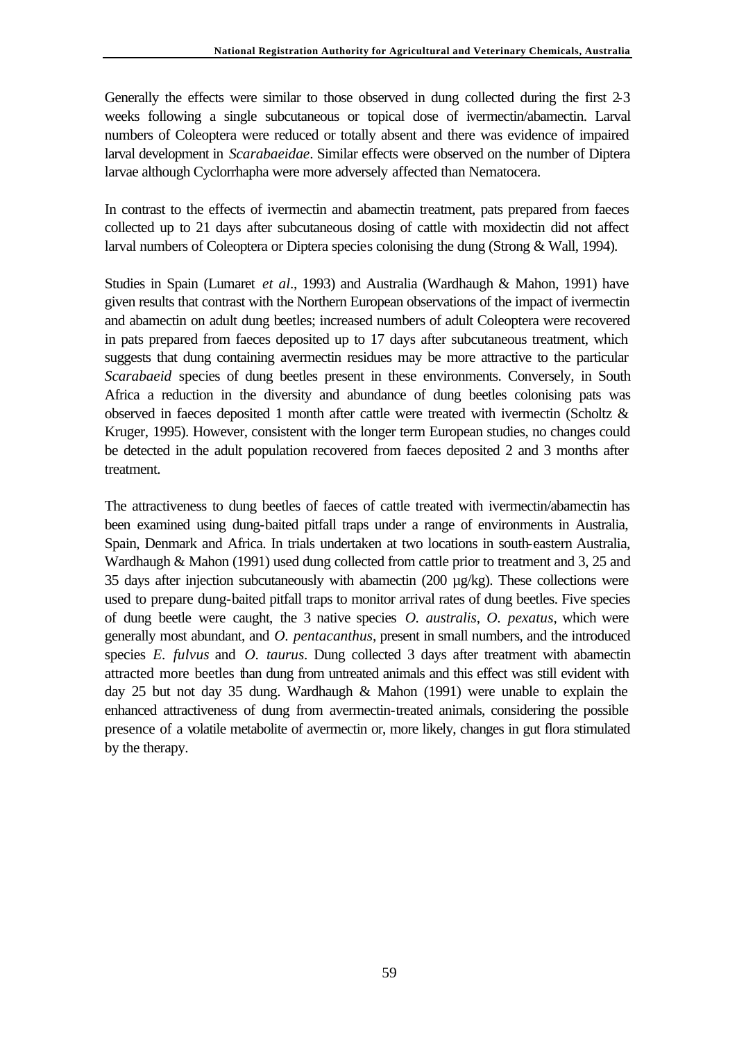Generally the effects were similar to those observed in dung collected during the first 2-3 weeks following a single subcutaneous or topical dose of ivermectin/abamectin. Larval numbers of Coleoptera were reduced or totally absent and there was evidence of impaired larval development in *Scarabaeidae*. Similar effects were observed on the number of Diptera larvae although Cyclorrhapha were more adversely affected than Nematocera.

In contrast to the effects of ivermectin and abamectin treatment, pats prepared from faeces collected up to 21 days after subcutaneous dosing of cattle with moxidectin did not affect larval numbers of Coleoptera or Diptera species colonising the dung (Strong & Wall, 1994).

Studies in Spain (Lumaret *et al*., 1993) and Australia (Wardhaugh & Mahon, 1991) have given results that contrast with the Northern European observations of the impact of ivermectin and abamectin on adult dung beetles; increased numbers of adult Coleoptera were recovered in pats prepared from faeces deposited up to 17 days after subcutaneous treatment, which suggests that dung containing avermectin residues may be more attractive to the particular *Scarabaeid* species of dung beetles present in these environments. Conversely, in South Africa a reduction in the diversity and abundance of dung beetles colonising pats was observed in faeces deposited 1 month after cattle were treated with ivermectin (Scholtz & Kruger, 1995). However, consistent with the longer term European studies, no changes could be detected in the adult population recovered from faeces deposited 2 and 3 months after treatment.

The attractiveness to dung beetles of faeces of cattle treated with ivermectin/abamectin has been examined using dung-baited pitfall traps under a range of environments in Australia, Spain, Denmark and Africa. In trials undertaken at two locations in south-eastern Australia, Wardhaugh & Mahon (1991) used dung collected from cattle prior to treatment and 3, 25 and 35 days after injection subcutaneously with abamectin (200 µg/kg). These collections were used to prepare dung-baited pitfall traps to monitor arrival rates of dung beetles. Five species of dung beetle were caught, the 3 native species *O. australis*, *O. pexatus*, which were generally most abundant, and *O. pentacanthus*, present in small numbers, and the introduced species *E. fulvus* and *O. taurus*. Dung collected 3 days after treatment with abamectin attracted more beetles than dung from untreated animals and this effect was still evident with day 25 but not day 35 dung. Wardhaugh & Mahon (1991) were unable to explain the enhanced attractiveness of dung from avermectin-treated animals, considering the possible presence of a volatile metabolite of avermectin or, more likely, changes in gut flora stimulated by the therapy.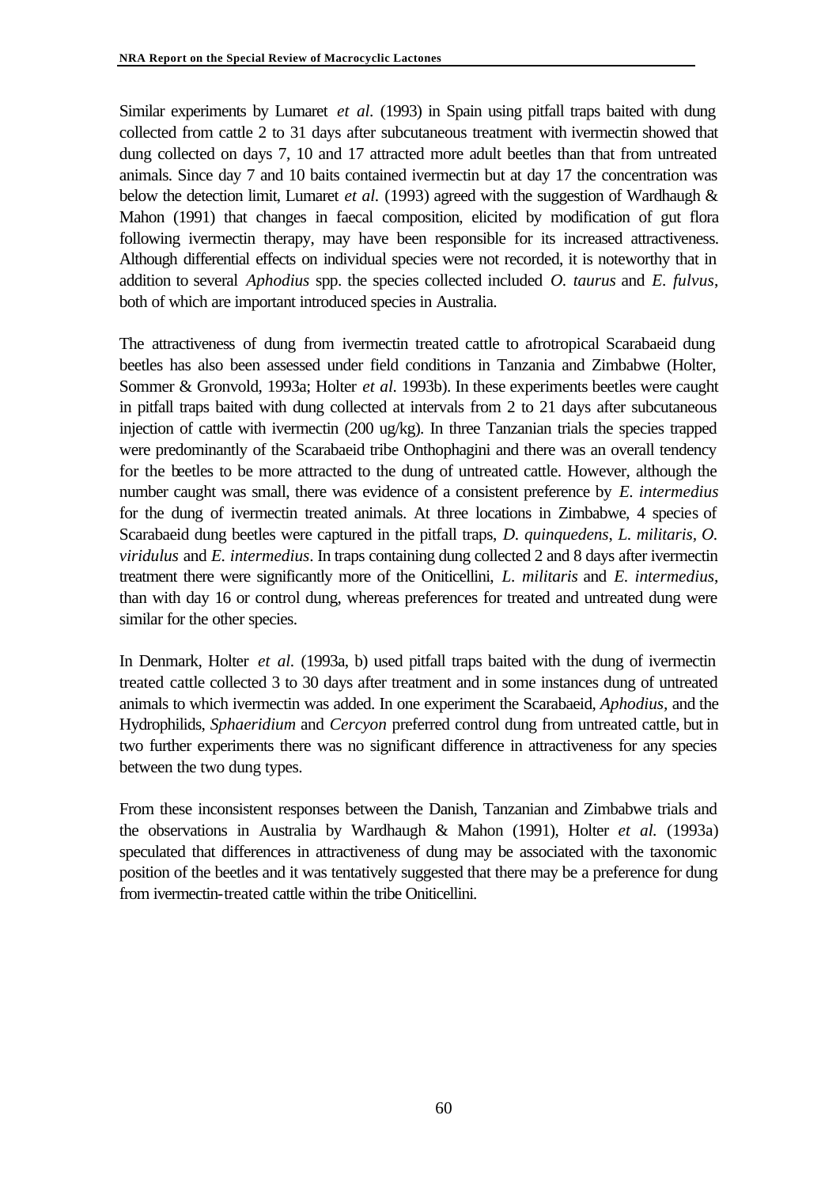Similar experiments by Lumaret *et al*. (1993) in Spain using pitfall traps baited with dung collected from cattle 2 to 31 days after subcutaneous treatment with ivermectin showed that dung collected on days 7, 10 and 17 attracted more adult beetles than that from untreated animals. Since day 7 and 10 baits contained ivermectin but at day 17 the concentration was below the detection limit, Lumaret *et al.* (1993) agreed with the suggestion of Wardhaugh & Mahon (1991) that changes in faecal composition, elicited by modification of gut flora following ivermectin therapy, may have been responsible for its increased attractiveness. Although differential effects on individual species were not recorded, it is noteworthy that in addition to several *Aphodius* spp. the species collected included *O. taurus* and *E. fulvus*, both of which are important introduced species in Australia.

The attractiveness of dung from ivermectin treated cattle to afrotropical Scarabaeid dung beetles has also been assessed under field conditions in Tanzania and Zimbabwe (Holter, Sommer & Gronvold, 1993a; Holter *et al*. 1993b). In these experiments beetles were caught in pitfall traps baited with dung collected at intervals from 2 to 21 days after subcutaneous injection of cattle with ivermectin (200 ug/kg). In three Tanzanian trials the species trapped were predominantly of the Scarabaeid tribe Onthophagini and there was an overall tendency for the beetles to be more attracted to the dung of untreated cattle. However, although the number caught was small, there was evidence of a consistent preference by *E. intermedius* for the dung of ivermectin treated animals. At three locations in Zimbabwe, 4 species of Scarabaeid dung beetles were captured in the pitfall traps, *D. quinquedens*, *L. militaris*, *O. viridulus* and *E. intermedius*. In traps containing dung collected 2 and 8 days after ivermectin treatment there were significantly more of the Oniticellini, *L. militaris* and *E. intermedius*, than with day 16 or control dung, whereas preferences for treated and untreated dung were similar for the other species.

In Denmark, Holter *et al*. (1993a, b) used pitfall traps baited with the dung of ivermectin treated cattle collected 3 to 30 days after treatment and in some instances dung of untreated animals to which ivermectin was added. In one experiment the Scarabaeid, *Aphodius*, and the Hydrophilids, *Sphaeridium* and *Cercyon* preferred control dung from untreated cattle, but in two further experiments there was no significant difference in attractiveness for any species between the two dung types.

From these inconsistent responses between the Danish, Tanzanian and Zimbabwe trials and the observations in Australia by Wardhaugh & Mahon (1991), Holter *et al.* (1993a) speculated that differences in attractiveness of dung may be associated with the taxonomic position of the beetles and it was tentatively suggested that there may be a preference for dung from ivermectin-treated cattle within the tribe Oniticellini.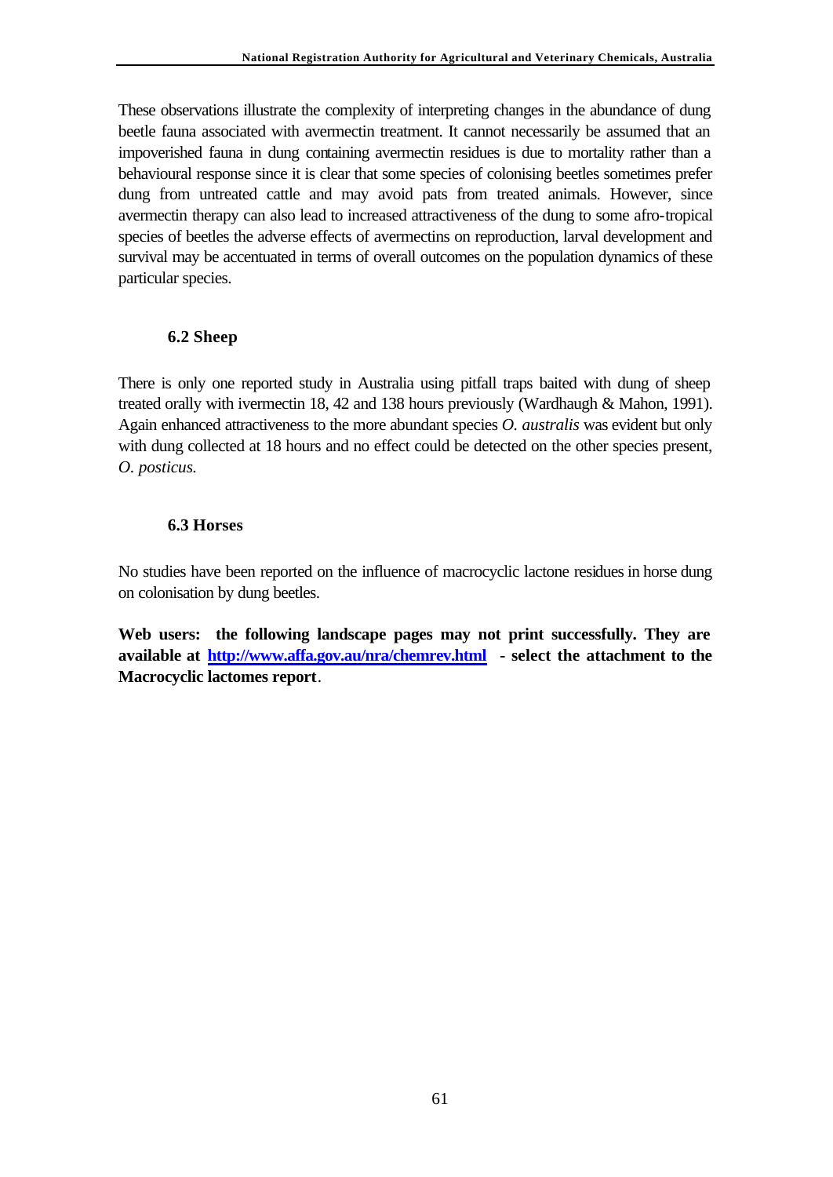These observations illustrate the complexity of interpreting changes in the abundance of dung beetle fauna associated with avermectin treatment. It cannot necessarily be assumed that an impoverished fauna in dung containing avermectin residues is due to mortality rather than a behavioural response since it is clear that some species of colonising beetles sometimes prefer dung from untreated cattle and may avoid pats from treated animals. However, since avermectin therapy can also lead to increased attractiveness of the dung to some afro-tropical species of beetles the adverse effects of avermectins on reproduction, larval development and survival may be accentuated in terms of overall outcomes on the population dynamics of these particular species.

### 6.2 Sheep

There is only one reported study in Australia using pitfall traps baited with dung of sheep treated orally with ivermectin 18, 42 and 138 hours previously (Wardhaugh & Mahon, 1991). Again enhanced attractiveness to the more abundant species *O. australis* was evident but only with dung collected at 18 hours and no effect could be detected on the other species present, *O. posticus.*

### 6.3 Horses

No studies have been reported on the influence of macrocyclic lactone residues in horse dung on colonisation by dung beetles.

**Web users: the following landscape pages may not print successfully. They are available at [http://www.affa.gov.au/nra/chemrev.html](http://www.affa.gov.au/nra/chemrev.html) - select the attachment to the Macrocyclic lactomes report**.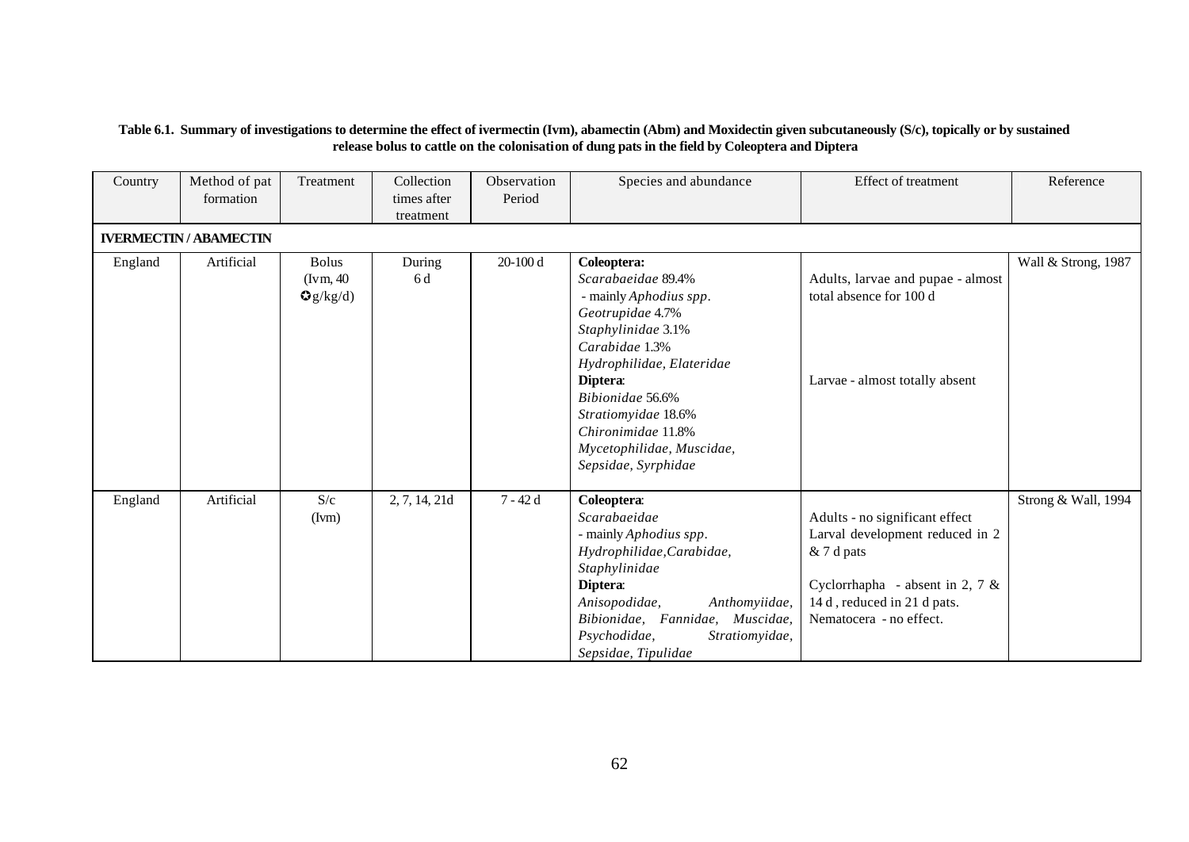**Table 6.1. Summary of investigations to determine the effect of ivermectin (Ivm), abamectin (Abm) and Moxidectin given subcutaneously (S/c), topically or by sustained release bolus to cattle on the colonisation of dung pats in the field by Coleoptera and Diptera**

| Country | Method of pat formation | Treatment | Collection times after treatment | Observation Period | Species and abundance | Effect of treatment | Reference |
|---|---|---|---|---|---|---|---|
| **IVERMECTIN / ABAMECTIN** | | | | | | | |
| England | Artificial | Bolus (Ivm, 40 ✪g/kg/d) | During 6 d | 20-100 d | **Coleoptera:** *Scarabaeidae* 89.4% - mainly *Aphodius spp*. *Geotrupidae* 4.7% *Staphylinidae* 3.1% *Carabidae* 1.3% *Hydrophilidae, Elateridae* **Diptera**: *Bibionidae* 56.6% *Stratiomyidae* 18.6% *Chironimidae* 11.8% *Mycetophilidae, Muscidae, Sepsidae, Syrphidae* | Adults, larvae and pupae - almost total absence for 100 d<br><br>Larvae - almost totally absent | Wall & Strong, 1987 |
| England | Artificial | S/c (Ivm) | 2, 7, 14, 21d | 7 - 42 d | **Coleoptera**: *Scarabaeidae* - mainly *Aphodius spp*. *Hydrophilidae, Carabidae, Staphylinidae* **Diptera**: *Anisopodidae, Anthomyiidae, Bibionidae, Fannidae, Muscidae, Psychodidae, Stratiomyidae, Sepsidae, Tipulidae* | Adults - no significant effect Larval development reduced in 2 & 7 d pats<br><br>Cyclorrhapha - absent in 2, 7 & 14 d , reduced in 21 d pats. Nematocera - no effect. | Strong & Wall, 1994 |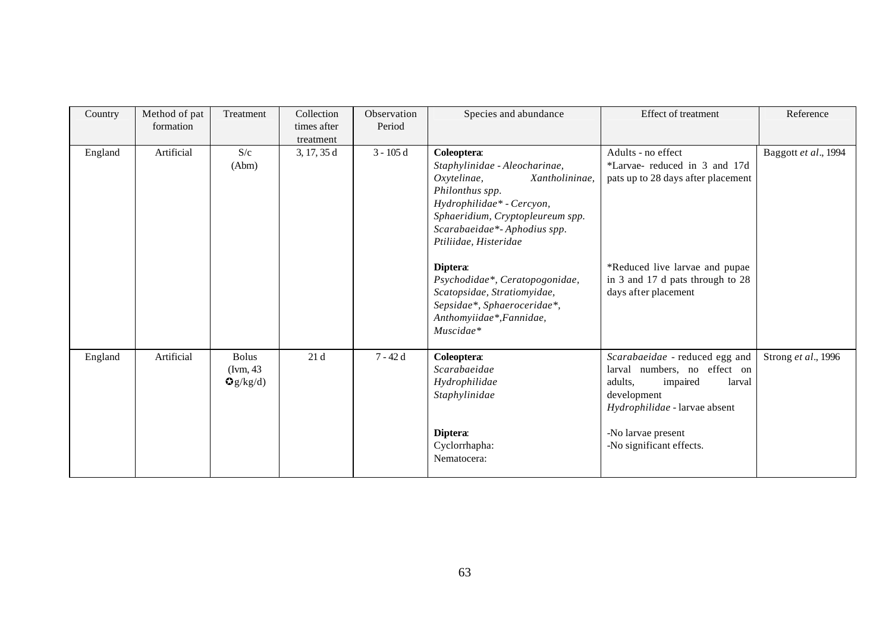| Country | Method of pat formation | Treatment | Collection times after treatment | Observation Period | Species and abundance | Effect of treatment | Reference |
|---|---|---|---|---|---|---|---|
| England | Artificial | S/c (Abm) | 3, 17, 35 d | 3 - 105 d | **Coleoptera**: *Staphylinidae - Aleocharinae, Oxytelinae, Xantholininae, Philonthus spp.* *Hydrophilidae* - Cercyon, Sphaeridium, Cryptopleureum spp.* *Scarabaeidae*- Aphodius spp.* *Ptiliidae, Histeridae*<br><br>**Diptera**: *Psychodidae*, Ceratopogonidae, Scatopsidae, Stratiomyidae, Sepsidae*, Sphaeroceridae*, Anthomyiidae*,Fannidae, Muscidae** | Adults - no effect *Larvae- reduced in 3 and 17d pats up to 28 days after placement<br><br>*Reduced live larvae and pupae in 3 and 17 d pats through to 28 days after placement | Baggott *et al*., 1994 |
| England | Artificial | Bolus (Ivm, 43 ✪g/kg/d) | 21 d | 7 - 42 d | **Coleoptera**: *Scarabaeidae* *Hydrophilidae* *Staphylinidae*<br><br>**Diptera**: Cyclorrhapha: Nematocera: | *Scarabaeidae* - reduced egg and larval numbers, no effect on adults, impaired larval development *Hydrophilidae* - larvae absent<br><br>-No larvae present -No significant effects. | Strong *et al*., 1996 |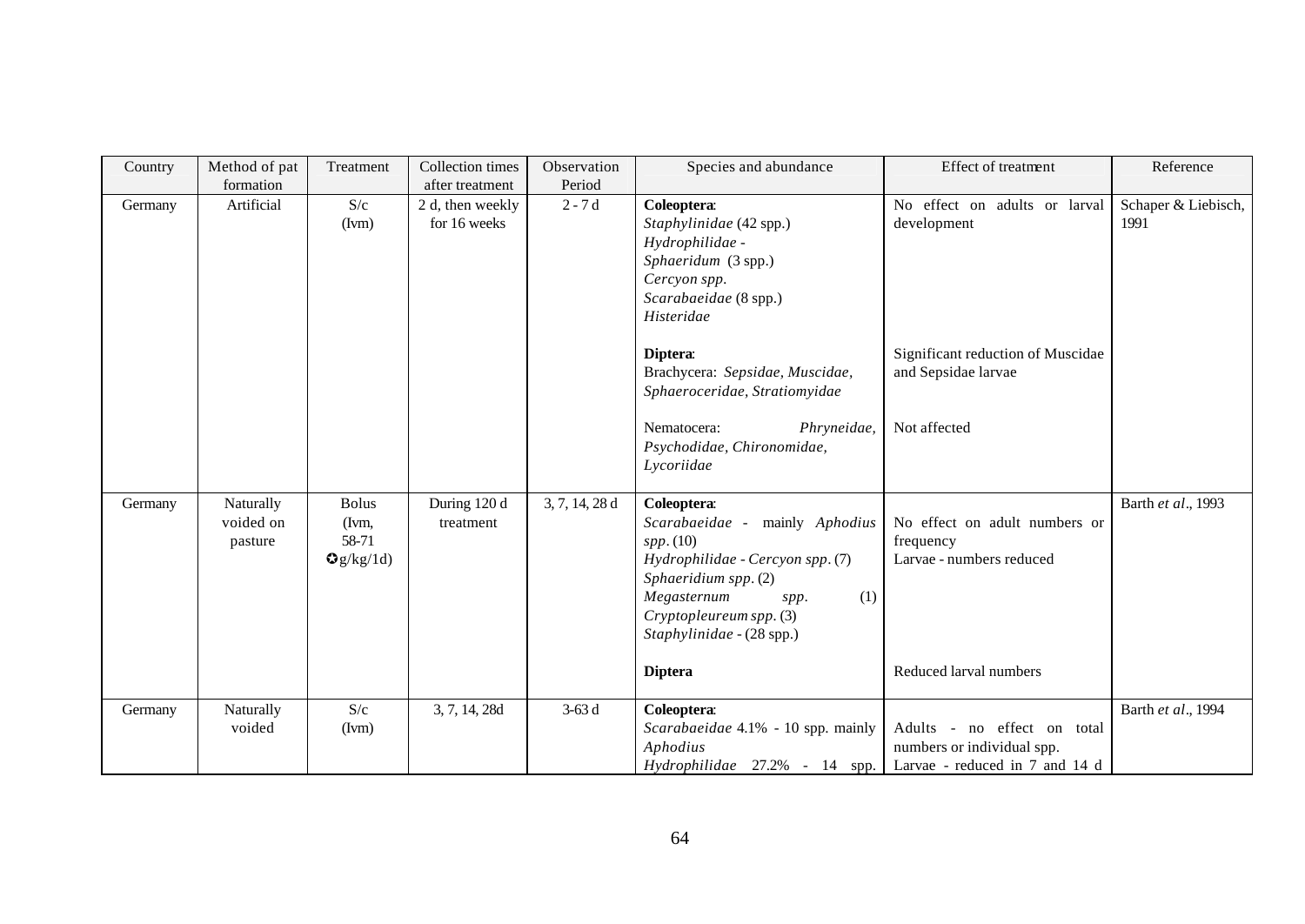| Country | Method of pat formation | Treatment | Collection times after treatment | Observation Period | Species and abundance | Effect of treatment | Reference |
|---|---|---|---|---|---|---|---|
| Germany | Artificial | S/c (Ivm) | 2 d, then weekly for 16 weeks | 2 - 7 d | **Coleoptera**: *Staphylinidae* (42 spp.) *Hydrophilidae - Sphaeridum* (3 spp.) *Cercyon spp.* *Scarabaeidae* (8 spp.) *Histeridae* | No effect on adults or larval development | Schaper & Liebisch, 1991 |
| | | | | | **Diptera**: Brachycera: *Sepsidae, Muscidae, Sphaeroceridae, Stratiomyidae* | Significant reduction of Muscidae and Sepsidae larvae | |
| | | | | | Nematocera: *Phryneidae, Psychodidae, Chironomidae, Lycoriidae* | Not affected | |
| Germany | Naturally voided on pasture | Bolus (Ivm, 58-71 ✪g/kg/1d) | During 120 d treatment | 3, 7, 14, 28 d | **Coleoptera**: *Scarabaeidae* - mainly *Aphodius spp*. (10) *Hydrophilidae - Cercyon spp*. (7) *Sphaeridium spp*. (2) *Megasternum spp*. (1) *Cryptopleureum spp*. (3) *Staphylinidae* - (28 spp.) | No effect on adult numbers or frequency Larvae - numbers reduced | Barth *et al*., 1993 |
| | | | | | **Diptera** | Reduced larval numbers | |
| Germany | Naturally voided | S/c (Ivm) | 3, 7, 14, 28d | 3-63 d | **Coleoptera**: *Scarabaeidae* 4.1% - 10 spp. mainly *Aphodius* *Hydrophilidae* 27.2% - 14 spp. | Adults - no effect on total numbers or individual spp. Larvae - reduced in 7 and 14 d | Barth *et al*., 1994 |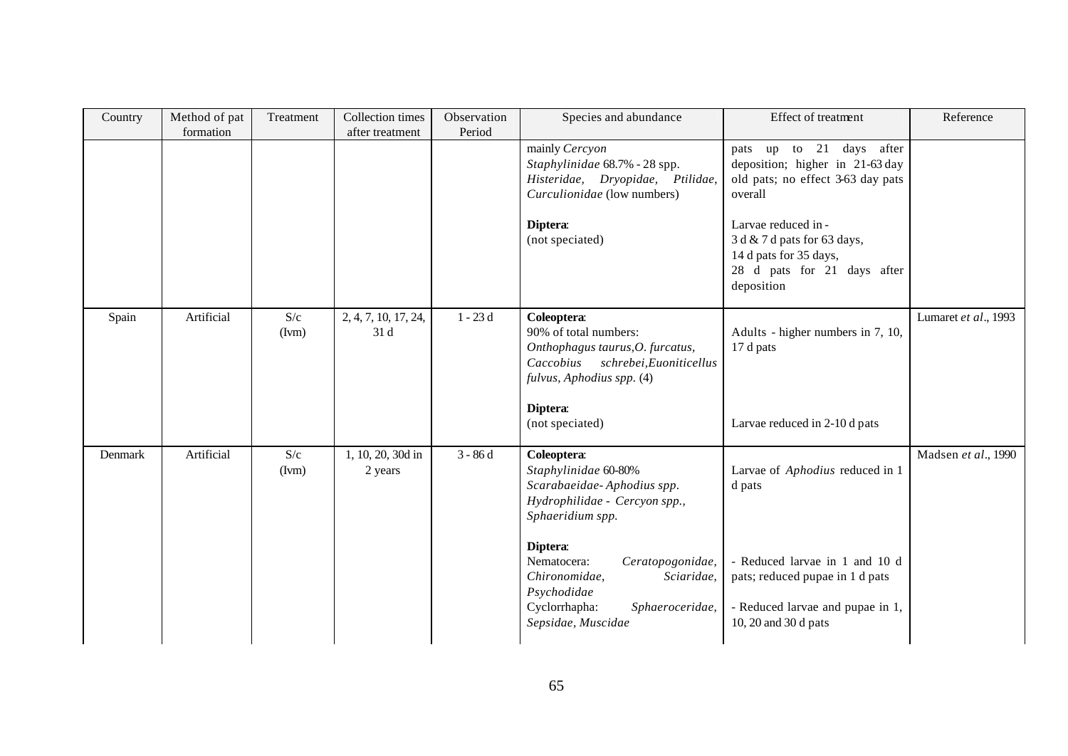| Country | Method of pat formation | Treatment | Collection times after treatment | Observation Period | Species and abundance | Effect of treatment | Reference |
|---|---|---|---|---|---|---|---|
| | | | | | mainly *Cercyon*<br>*Staphylinidae* 68.7% - 28 spp.<br>*Histeridae, Dryopidae, Ptilidae, Curculionidae* (low numbers)<br><br>**Diptera**:<br>(not speciated) | pats up to 21 days after deposition; higher in 21-63 day old pats; no effect 3-63 day pats overall<br><br>Larvae reduced in -<br>3 d & 7 d pats for 63 days,<br>14 d pats for 35 days,<br>28 d pats for 21 days after deposition | |
| Spain | Artificial | S/c (Ivm) | 2, 4, 7, 10, 17, 24, 31 d | 1 - 23 d | **Coleoptera**:<br>90% of total numbers:<br>*Onthophagus taurus, O. furcatus, Caccobius schrebei, Euoniticellus fulvus, Aphodius spp.* (4)<br><br>**Diptera**:<br>(not speciated) | Adults - higher numbers in 7, 10, 17 d pats<br><br>Larvae reduced in 2-10 d pats | Lumaret *et al.*, 1993 |
| Denmark | Artificial | S/c (Ivm) | 1, 10, 20, 30d in 2 years | 3 - 86 d | **Coleoptera**:<br>*Staphylinidae* 60-80%<br>*Scarabaeidae- Aphodius spp.*<br>*Hydrophilidae - Cercyon spp., Sphaeridium spp.*<br><br>**Diptera**:<br>Nematocera: *Ceratopogonidae, Chironomidae, Sciaridae, Psychodidae*<br>Cyclorrhapha: *Sphaeroceridae, Sepsidae, Muscidae* | Larvae of *Aphodius* reduced in 1 d pats<br><br>- Reduced larvae in 1 and 10 d pats; reduced pupae in 1 d pats<br><br>- Reduced larvae and pupae in 1, 10, 20 and 30 d pats | Madsen *et al.*, 1990 |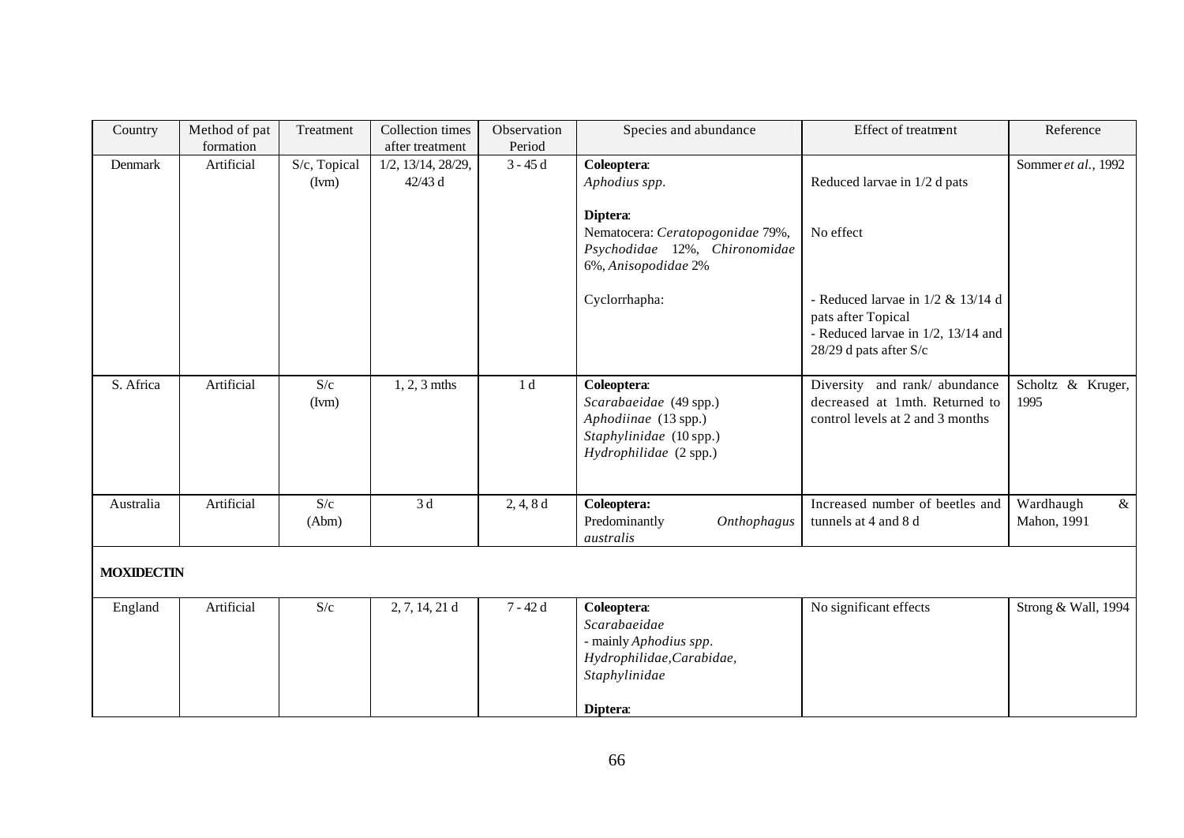| Country | Method of pat formation | Treatment | Collection times after treatment | Observation Period | Species and abundance | Effect of treatment | Reference |
|---|---|---|---|---|---|---|---|
| Denmark | Artificial | S/c, Topical (Ivm) | 1/2, 13/14, 28/29, 42/43 d | 3 - 45 d | **Coleoptera**: *Aphodius spp.* | Reduced larvae in 1/2 d pats | Sommer *et al.*, 1992 |
| | | | | | **Diptera**: Nematocera: *Ceratopogonidae* 79%, *Psychodidae* 12%, *Chironomidae* 6%, *Anisopodidae* 2% | No effect | |
| | | | | | Cyclorrhapha: | - Reduced larvae in 1/2 & 13/14 d pats after Topical<br>- Reduced larvae in 1/2, 13/14 and 28/29 d pats after S/c | |
| S. Africa | Artificial | S/c (Ivm) | 1, 2, 3 mths | 1 d | **Coleoptera**: *Scarabaeidae* (49 spp.) *Aphodiinae* (13 spp.) *Staphylinidae* (10 spp.) *Hydrophilidae* (2 spp.) | Diversity and rank/ abundance decreased at 1mth. Returned to control levels at 2 and 3 months | Scholtz & Kruger, 1995 |
| Australia | Artificial | S/c (Abm) | 3 d | 2, 4, 8 d | **Coleoptera:** Predominantly *Onthophagus australis* | Increased number of beetles and tunnels at 4 and 8 d | Wardhaugh & Mahon, 1991 |
| **MOXIDECTIN** | | | | | | | |
| England | Artificial | S/c | 2, 7, 14, 21 d | 7 - 42 d | **Coleoptera**: *Scarabaeidae* - mainly *Aphodius spp.* *Hydrophilidae,Carabidae, Staphylinidae*<br><br>**Diptera**: | No significant effects | Strong & Wall, 1994 |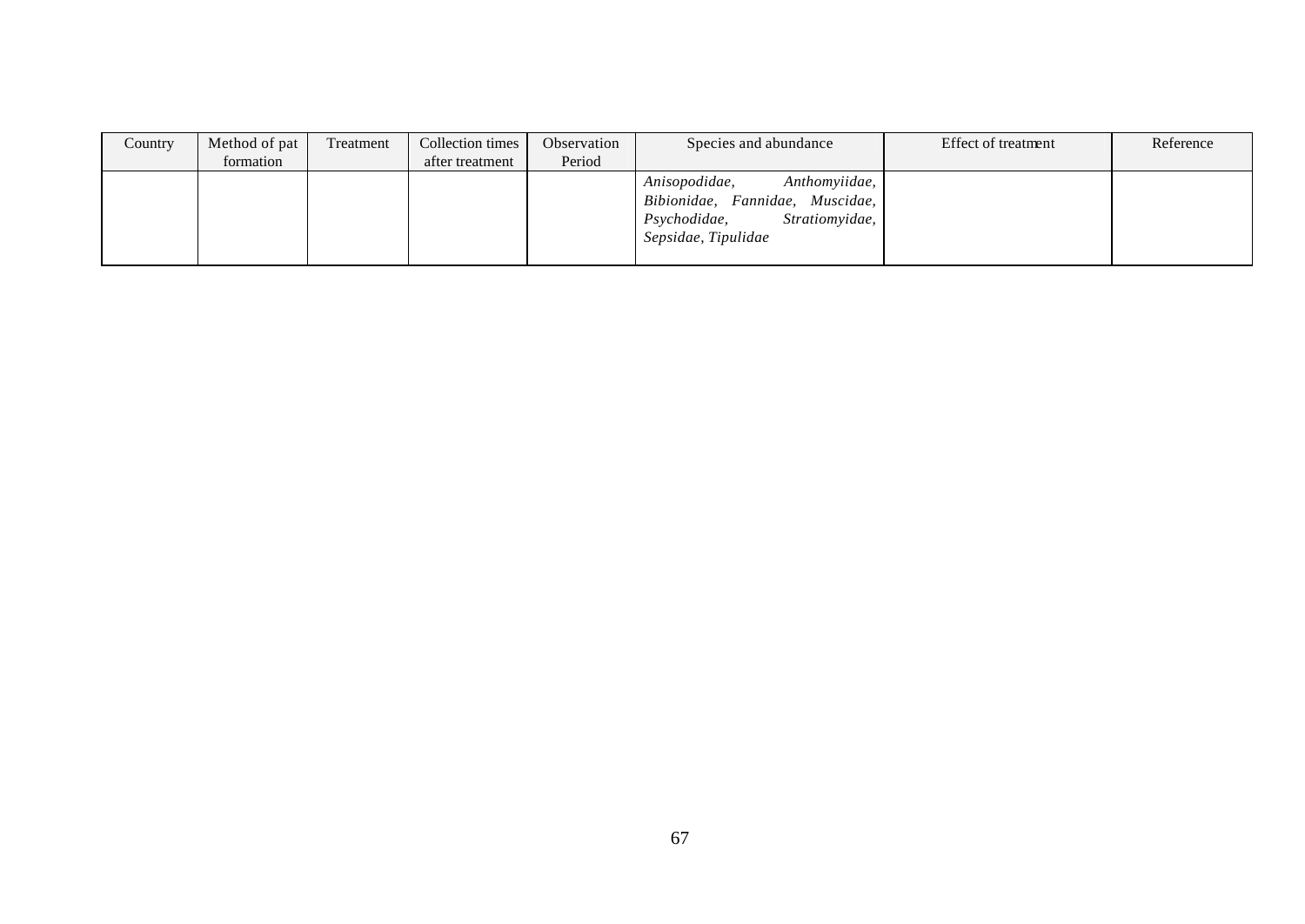| Country | Method of pat formation | Treatment | Collection times after treatment | Observation Period | Species and abundance | Effect of treatment | Reference |
|---|---|---|---|---|---|---|---|
| | | | | | *Anisopodidae, Anthomyiidae, Bibionidae, Fannidae, Muscidae, Psychodidae, Stratiomyidae, Sepsidae, Tipulidae* | | |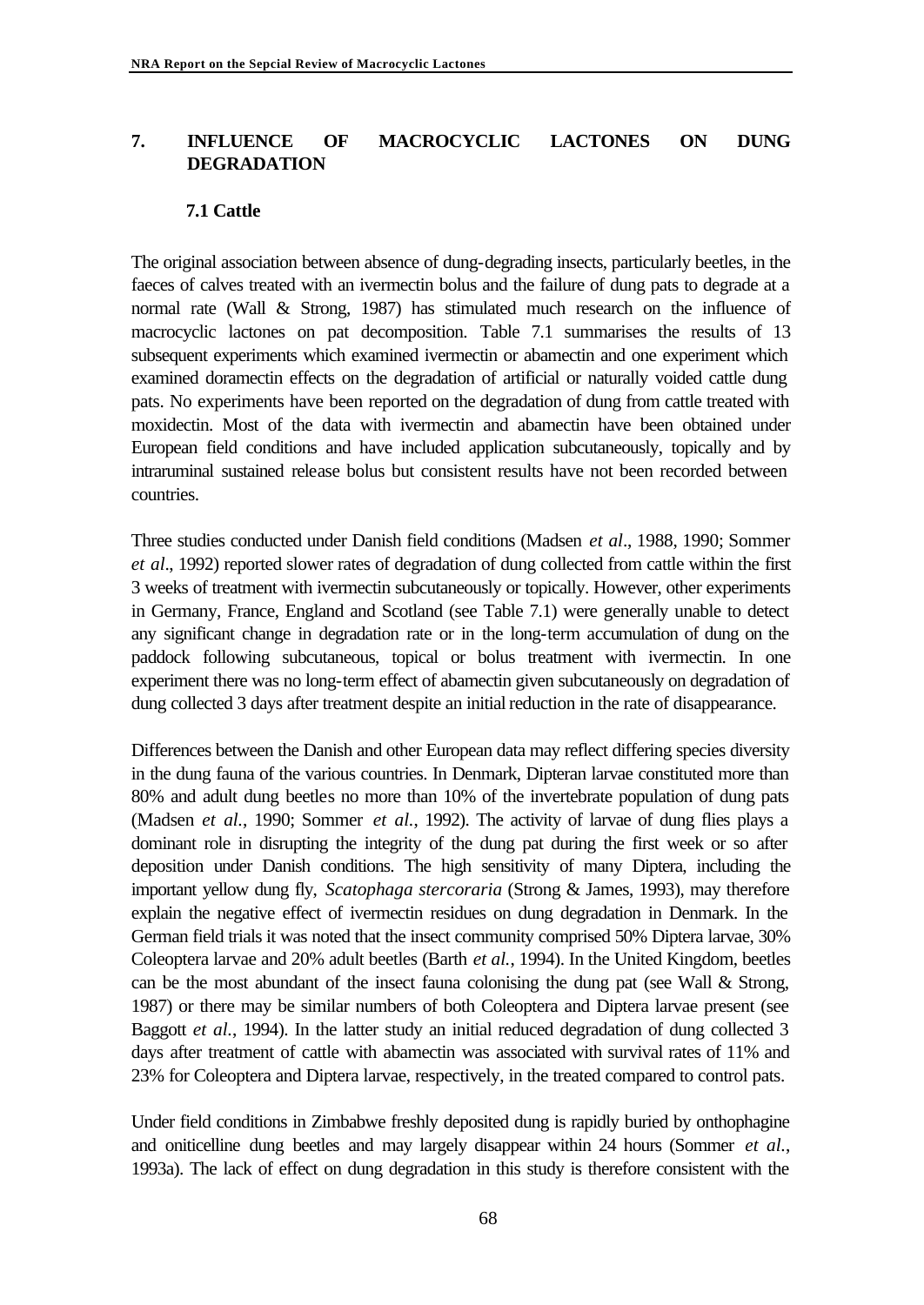## 7. INFLUENCE OF MACROCYCLIC LACTONES ON DUNG DEGRADATION

### 7.1 Cattle

The original association between absence of dung-degrading insects, particularly beetles, in the faeces of calves treated with an ivermectin bolus and the failure of dung pats to degrade at a normal rate (Wall & Strong, 1987) has stimulated much research on the influence of macrocyclic lactones on pat decomposition. Table 7.1 summarises the results of 13 subsequent experiments which examined ivermectin or abamectin and one experiment which examined doramectin effects on the degradation of artificial or naturally voided cattle dung pats. No experiments have been reported on the degradation of dung from cattle treated with moxidectin. Most of the data with ivermectin and abamectin have been obtained under European field conditions and have included application subcutaneously, topically and by intraruminal sustained release bolus but consistent results have not been recorded between countries.

Three studies conducted under Danish field conditions (Madsen *et al*., 1988, 1990; Sommer *et al*., 1992) reported slower rates of degradation of dung collected from cattle within the first 3 weeks of treatment with ivermectin subcutaneously or topically. However, other experiments in Germany, France, England and Scotland (see Table 7.1) were generally unable to detect any significant change in degradation rate or in the long-term accumulation of dung on the paddock following subcutaneous, topical or bolus treatment with ivermectin. In one experiment there was no long-term effect of abamectin given subcutaneously on degradation of dung collected 3 days after treatment despite an initial reduction in the rate of disappearance.

Differences between the Danish and other European data may reflect differing species diversity in the dung fauna of the various countries. In Denmark, Dipteran larvae constituted more than 80% and adult dung beetles no more than 10% of the invertebrate population of dung pats (Madsen *et al*., 1990; Sommer *et al*., 1992). The activity of larvae of dung flies plays a dominant role in disrupting the integrity of the dung pat during the first week or so after deposition under Danish conditions. The high sensitivity of many Diptera, including the important yellow dung fly, *Scatophaga stercoraria* (Strong & James, 1993), may therefore explain the negative effect of ivermectin residues on dung degradation in Denmark. In the German field trials it was noted that the insect community comprised 50% Diptera larvae, 30% Coleoptera larvae and 20% adult beetles (Barth *et al*., 1994). In the United Kingdom, beetles can be the most abundant of the insect fauna colonising the dung pat (see Wall & Strong, 1987) or there may be similar numbers of both Coleoptera and Diptera larvae present (see Baggott *et al*., 1994). In the latter study an initial reduced degradation of dung collected 3 days after treatment of cattle with abamectin was associated with survival rates of 11% and 23% for Coleoptera and Diptera larvae, respectively, in the treated compared to control pats.

Under field conditions in Zimbabwe freshly deposited dung is rapidly buried by onthophagine and oniticelline dung beetles and may largely disappear within 24 hours (Sommer *et al*., 1993a). The lack of effect on dung degradation in this study is therefore consistent with the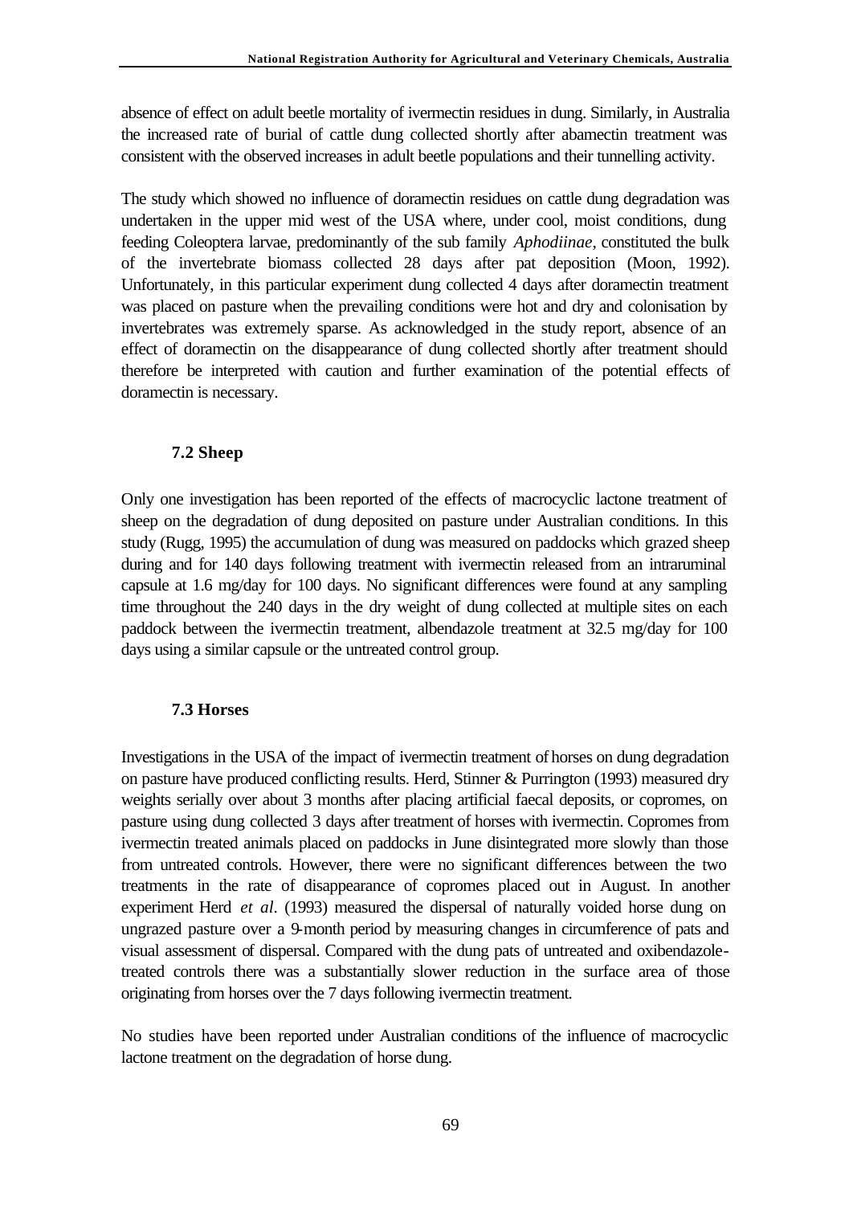absence of effect on adult beetle mortality of ivermectin residues in dung. Similarly, in Australia the increased rate of burial of cattle dung collected shortly after abamectin treatment was consistent with the observed increases in adult beetle populations and their tunnelling activity.

The study which showed no influence of doramectin residues on cattle dung degradation was undertaken in the upper mid west of the USA where, under cool, moist conditions, dung feeding Coleoptera larvae, predominantly of the sub family *Aphodiinae*, constituted the bulk of the invertebrate biomass collected 28 days after pat deposition (Moon, 1992). Unfortunately, in this particular experiment dung collected 4 days after doramectin treatment was placed on pasture when the prevailing conditions were hot and dry and colonisation by invertebrates was extremely sparse. As acknowledged in the study report, absence of an effect of doramectin on the disappearance of dung collected shortly after treatment should therefore be interpreted with caution and further examination of the potential effects of doramectin is necessary.

### 7.2 Sheep

Only one investigation has been reported of the effects of macrocyclic lactone treatment of sheep on the degradation of dung deposited on pasture under Australian conditions. In this study (Rugg, 1995) the accumulation of dung was measured on paddocks which grazed sheep during and for 140 days following treatment with ivermectin released from an intraruminal capsule at 1.6 mg/day for 100 days. No significant differences were found at any sampling time throughout the 240 days in the dry weight of dung collected at multiple sites on each paddock between the ivermectin treatment, albendazole treatment at 32.5 mg/day for 100 days using a similar capsule or the untreated control group.

### 7.3 Horses

Investigations in the USA of the impact of ivermectin treatment of horses on dung degradation on pasture have produced conflicting results. Herd, Stinner & Purrington (1993) measured dry weights serially over about 3 months after placing artificial faecal deposits, or copromes, on pasture using dung collected 3 days after treatment of horses with ivermectin. Copromes from ivermectin treated animals placed on paddocks in June disintegrated more slowly than those from untreated controls. However, there were no significant differences between the two treatments in the rate of disappearance of copromes placed out in August. In another experiment Herd *et al*. (1993) measured the dispersal of naturally voided horse dung on ungrazed pasture over a 9-month period by measuring changes in circumference of pats and visual assessment of dispersal. Compared with the dung pats of untreated and oxibendazole-treated controls there was a substantially slower reduction in the surface area of those originating from horses over the 7 days following ivermectin treatment.

No studies have been reported under Australian conditions of the influence of macrocyclic lactone treatment on the degradation of horse dung.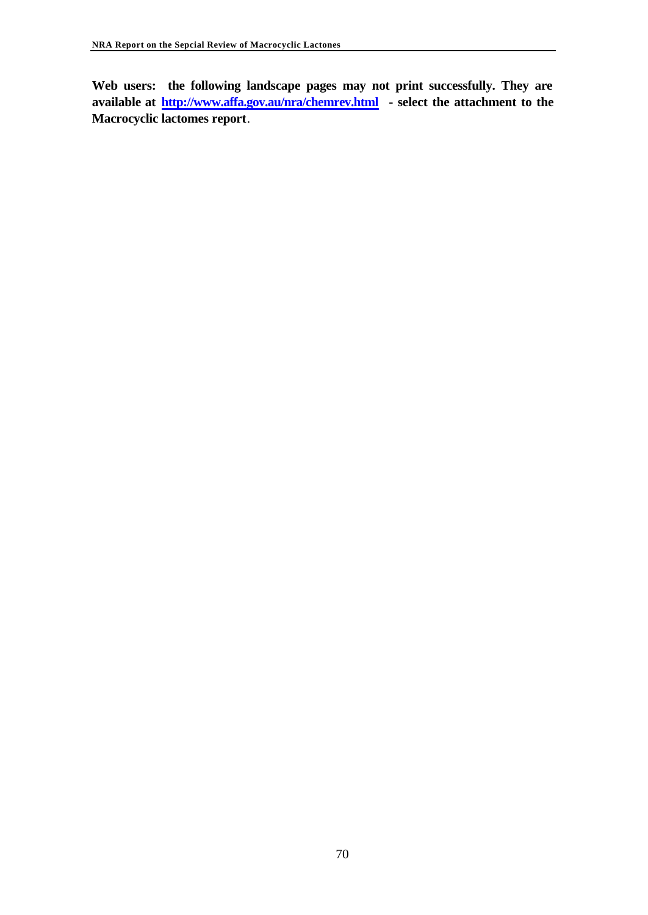**Web users: the following landscape pages may not print successfully. They are available at [http://www.affa.gov.au/nra/chemrev.html](http://www.affa.gov.au/nra/chemrev.html) - select the attachment to the Macrocyclic lactomes report**.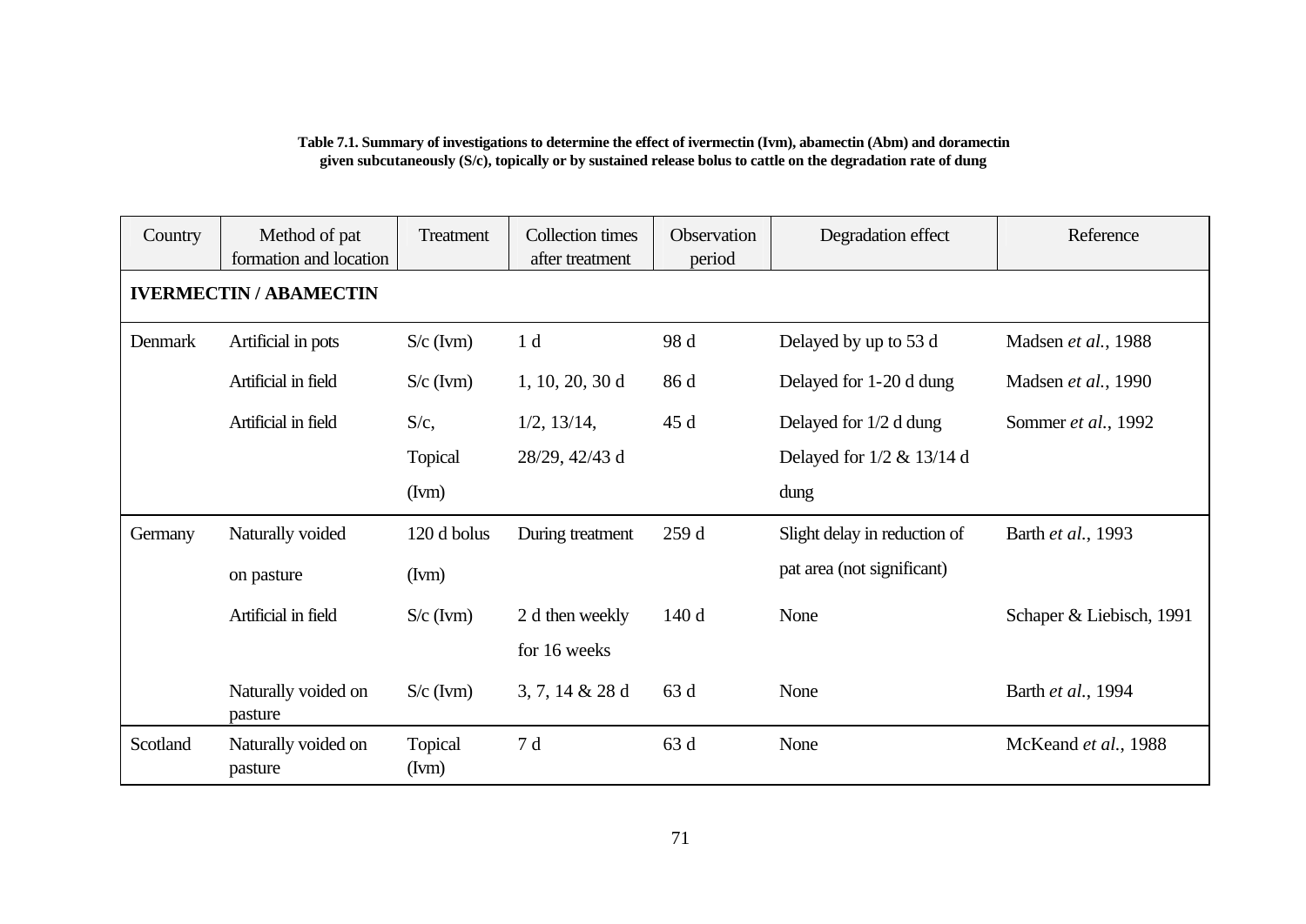**Table 7.1. Summary of investigations to determine the effect of ivermectin (Ivm), abamectin (Abm) and doramectin given subcutaneously (S/c), topically or by sustained release bolus to cattle on the degradation rate of dung**

| Country | Method of pat formation and location | Treatment | Collection times after treatment | Observation period | Degradation effect | Reference |
|---|---|---|---|---|---|---|
| **IVERMECTIN / ABAMECTIN** | | | | | | |
| Denmark | Artificial in pots | S/c (Ivm) | 1 d | 98 d | Delayed by up to 53 d | Madsen *et al.*, 1988 |
| | Artificial in field | S/c (Ivm) | 1, 10, 20, 30 d | 86 d | Delayed for 1-20 d dung | Madsen *et al.*, 1990 |
| | Artificial in field | S/c, Topical (Ivm) | 1/2, 13/14, 28/29, 42/43 d | 45 d | Delayed for 1/2 d dung Delayed for 1/2 & 13/14 d dung | Sommer *et al.*, 1992 |
| Germany | Naturally voided on pasture | 120 d bolus (Ivm) | During treatment | 259 d | Slight delay in reduction of pat area (not significant) | Barth *et al.*, 1993 |
| | Artificial in field | S/c (Ivm) | 2 d then weekly for 16 weeks | 140 d | None | Schaper & Liebisch, 1991 |
| | Naturally voided on pasture | S/c (Ivm) | 3, 7, 14 & 28 d | 63 d | None | Barth *et al.*, 1994 |
| Scotland | Naturally voided on pasture | Topical (Ivm) | 7 d | 63 d | None | McKeand *et al.*, 1988 |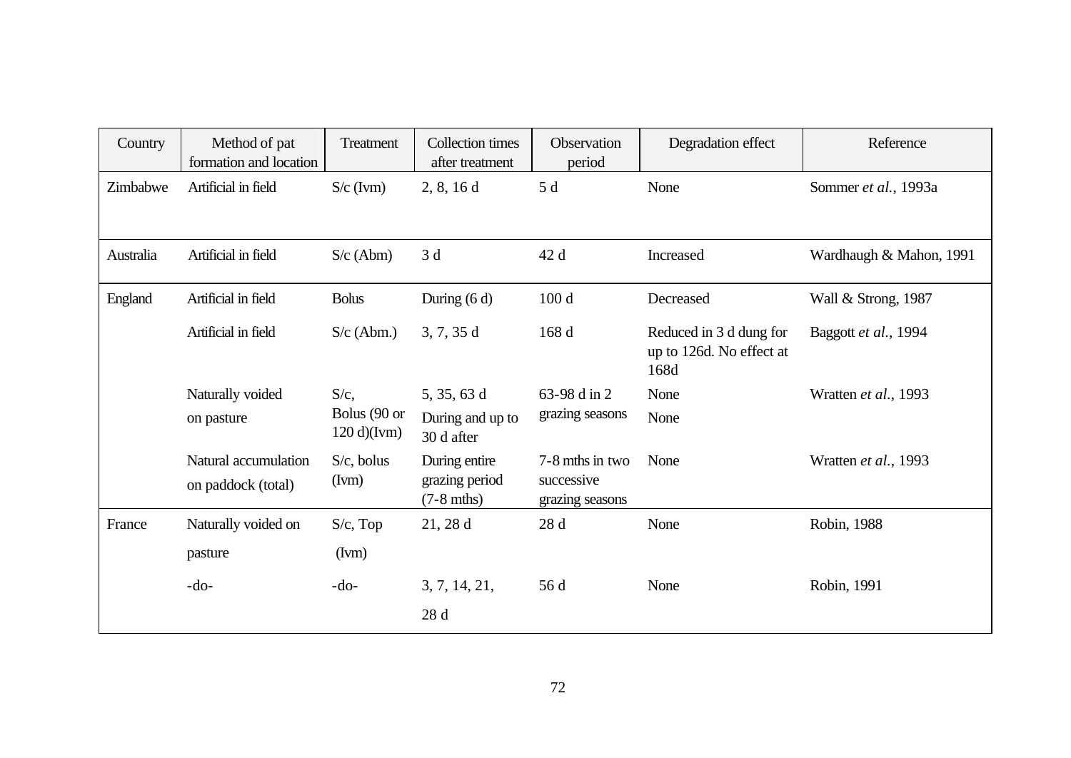| Country | Method of pat formation and location | Treatment | Collection times after treatment | Observation period | Degradation effect | Reference |
|---|---|---|---|---|---|---|
| Zimbabwe | Artificial in field | S/c (Ivm) | 2, 8, 16 d | 5 d | None | Sommer *et al.*, 1993a |
| Australia | Artificial in field | S/c (Abm) | 3 d | 42 d | Increased | Wardhaugh & Mahon, 1991 |
| England | Artificial in field | Bolus | During (6 d) | 100 d | Decreased | Wall & Strong, 1987 |
| | Artificial in field | S/c (Abm.) | 3, 7, 35 d | 168 d | Reduced in 3 d dung for up to 126d. No effect at 168d | Baggott *et al.*, 1994 |
| | Naturally voided on pasture | S/c, Bolus (90 or 120 d)(Ivm) | 5, 35, 63 d During and up to 30 d after | 63-98 d in 2 grazing seasons | None None | Wratten *et al.*, 1993 |
| | Natural accumulation on paddock (total) | S/c, bolus (Ivm) | During entire grazing period (7-8 mths) | 7-8 mths in two successive grazing seasons | None | Wratten *et al.*, 1993 |
| France | Naturally voided on pasture | S/c, Top (Ivm) | 21, 28 d | 28 d | None | Robin, 1988 |
| | -do- | -do- | 3, 7, 14, 21, 28 d | 56 d | None | Robin, 1991 |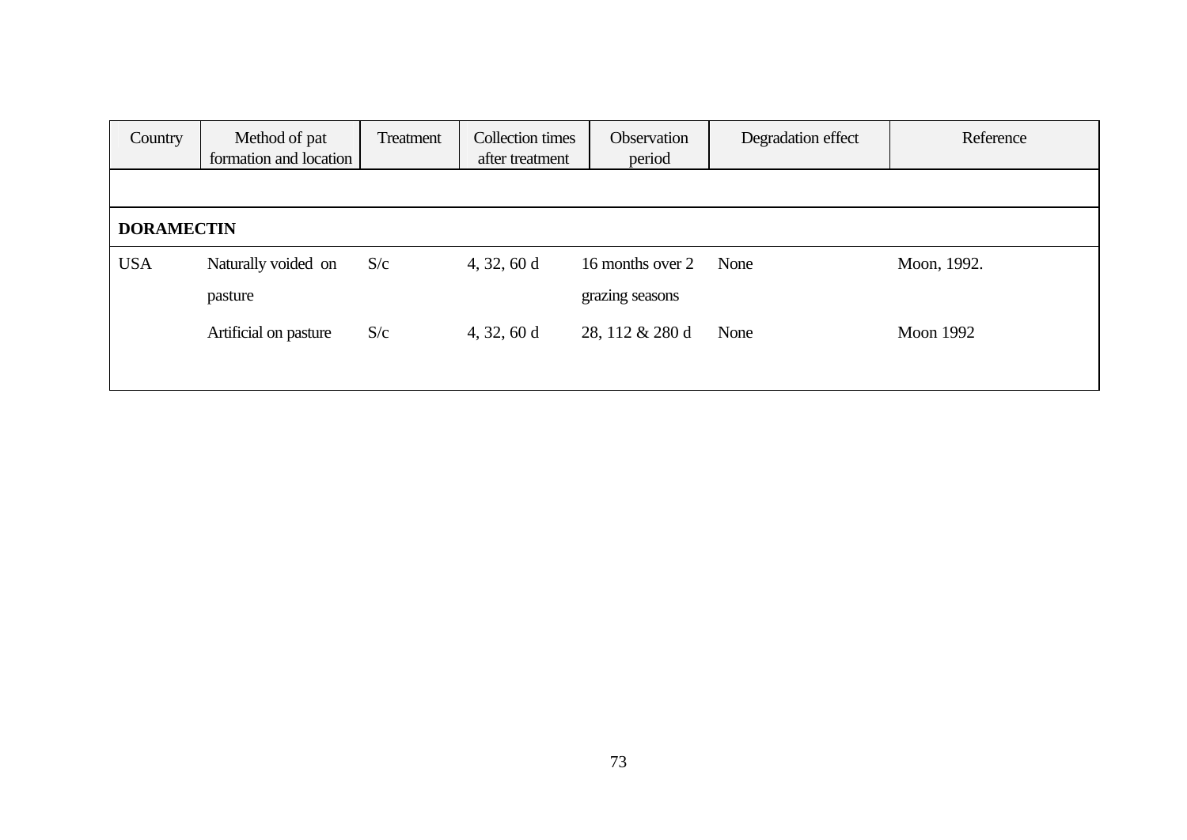| Country | Method of pat formation and location | Treatment | Collection times after treatment | Observation period | Degradation effect | Reference |
|---|---|---|---|---|---|---|
| | | | | | | |
| **DORAMECTIN** | | | | | | |
| USA | Naturally voided on pasture | S/c | 4, 32, 60 d | 16 months over 2 grazing seasons | None | Moon, 1992. |
| | Artificial on pasture | S/c | 4, 32, 60 d | 28, 112 & 280 d | None | Moon 1992 |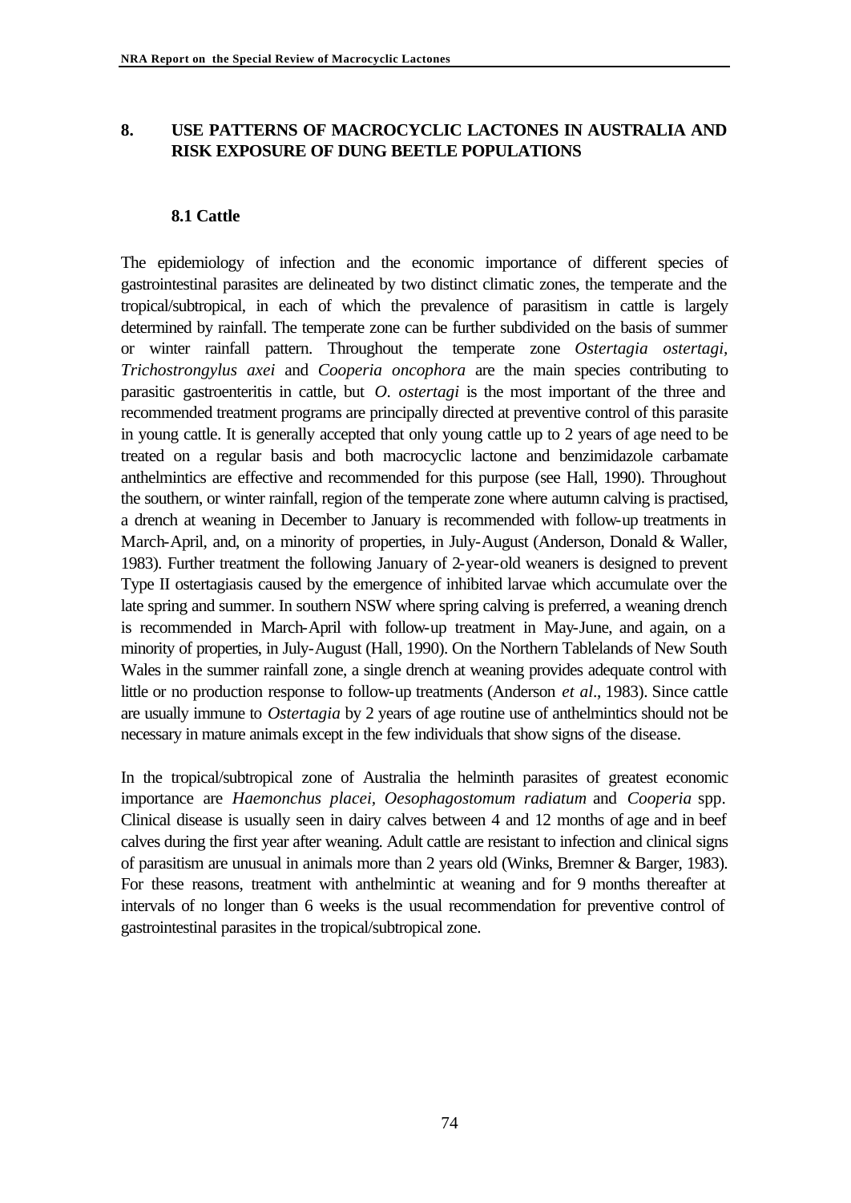## 8. USE PATTERNS OF MACROCYCLIC LACTONES IN AUSTRALIA AND RISK EXPOSURE OF DUNG BEETLE POPULATIONS

### 8.1 Cattle

The epidemiology of infection and the economic importance of different species of gastrointestinal parasites are delineated by two distinct climatic zones, the temperate and the tropical/subtropical, in each of which the prevalence of parasitism in cattle is largely determined by rainfall. The temperate zone can be further subdivided on the basis of summer or winter rainfall pattern. Throughout the temperate zone *Ostertagia ostertagi*, *Trichostrongylus axei* and *Cooperia oncophora* are the main species contributing to parasitic gastroenteritis in cattle, but *O. ostertagi* is the most important of the three and recommended treatment programs are principally directed at preventive control of this parasite in young cattle. It is generally accepted that only young cattle up to 2 years of age need to be treated on a regular basis and both macrocyclic lactone and benzimidazole carbamate anthelmintics are effective and recommended for this purpose (see Hall, 1990). Throughout the southern, or winter rainfall, region of the temperate zone where autumn calving is practised, a drench at weaning in December to January is recommended with follow-up treatments in March-April, and, on a minority of properties, in July-August (Anderson, Donald & Waller, 1983). Further treatment the following January of 2-year-old weaners is designed to prevent Type II ostertagiasis caused by the emergence of inhibited larvae which accumulate over the late spring and summer. In southern NSW where spring calving is preferred, a weaning drench is recommended in March-April with follow-up treatment in May-June, and again, on a minority of properties, in July-August (Hall, 1990). On the Northern Tablelands of New South Wales in the summer rainfall zone, a single drench at weaning provides adequate control with little or no production response to follow-up treatments (Anderson *et al*., 1983). Since cattle are usually immune to *Ostertagia* by 2 years of age routine use of anthelmintics should not be necessary in mature animals except in the few individuals that show signs of the disease.

In the tropical/subtropical zone of Australia the helminth parasites of greatest economic importance are *Haemonchus placei*, *Oesophagostomum radiatum* and *Cooperia* spp. Clinical disease is usually seen in dairy calves between 4 and 12 months of age and in beef calves during the first year after weaning. Adult cattle are resistant to infection and clinical signs of parasitism are unusual in animals more than 2 years old (Winks, Bremner & Barger, 1983). For these reasons, treatment with anthelmintic at weaning and for 9 months thereafter at intervals of no longer than 6 weeks is the usual recommendation for preventive control of gastrointestinal parasites in the tropical/subtropical zone.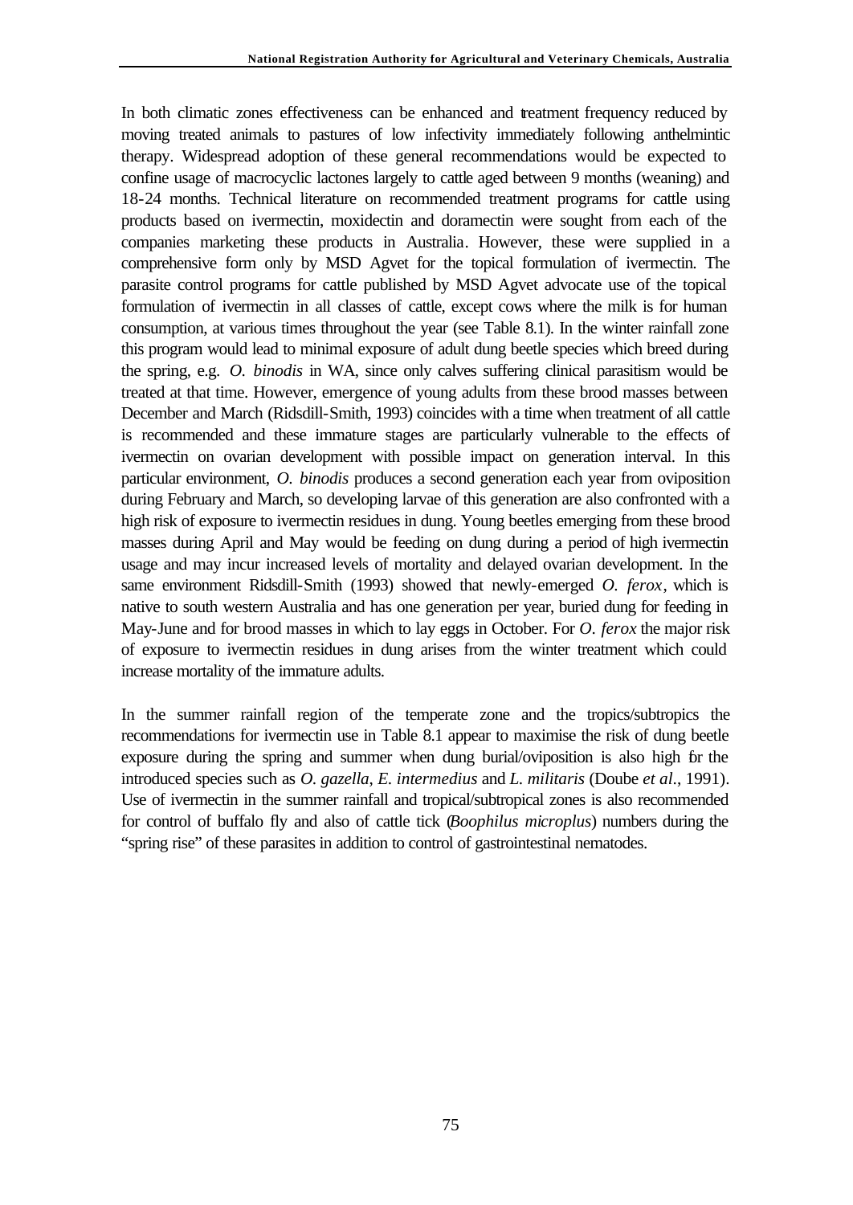In both climatic zones effectiveness can be enhanced and treatment frequency reduced by moving treated animals to pastures of low infectivity immediately following anthelmintic therapy. Widespread adoption of these general recommendations would be expected to confine usage of macrocyclic lactones largely to cattle aged between 9 months (weaning) and 18-24 months. Technical literature on recommended treatment programs for cattle using products based on ivermectin, moxidectin and doramectin were sought from each of the companies marketing these products in Australia. However, these were supplied in a comprehensive form only by MSD Agvet for the topical formulation of ivermectin. The parasite control programs for cattle published by MSD Agvet advocate use of the topical formulation of ivermectin in all classes of cattle, except cows where the milk is for human consumption, at various times throughout the year (see Table 8.1). In the winter rainfall zone this program would lead to minimal exposure of adult dung beetle species which breed during the spring, e.g. *O. binodis* in WA, since only calves suffering clinical parasitism would be treated at that time. However, emergence of young adults from these brood masses between December and March (Ridsdill-Smith, 1993) coincides with a time when treatment of all cattle is recommended and these immature stages are particularly vulnerable to the effects of ivermectin on ovarian development with possible impact on generation interval. In this particular environment, *O. binodis* produces a second generation each year from oviposition during February and March, so developing larvae of this generation are also confronted with a high risk of exposure to ivermectin residues in dung. Young beetles emerging from these brood masses during April and May would be feeding on dung during a period of high ivermectin usage and may incur increased levels of mortality and delayed ovarian development. In the same environment Ridsdill-Smith (1993) showed that newly-emerged *O. ferox*, which is native to south western Australia and has one generation per year, buried dung for feeding in May-June and for brood masses in which to lay eggs in October. For *O. ferox* the major risk of exposure to ivermectin residues in dung arises from the winter treatment which could increase mortality of the immature adults.

In the summer rainfall region of the temperate zone and the tropics/subtropics the recommendations for ivermectin use in Table 8.1 appear to maximise the risk of dung beetle exposure during the spring and summer when dung burial/oviposition is also high for the introduced species such as *O. gazella*, *E. intermedius* and *L. militaris* (Doube *et al.*, 1991). Use of ivermectin in the summer rainfall and tropical/subtropical zones is also recommended for control of buffalo fly and also of cattle tick (*Boophilus microplus*) numbers during the "spring rise" of these parasites in addition to control of gastrointestinal nematodes.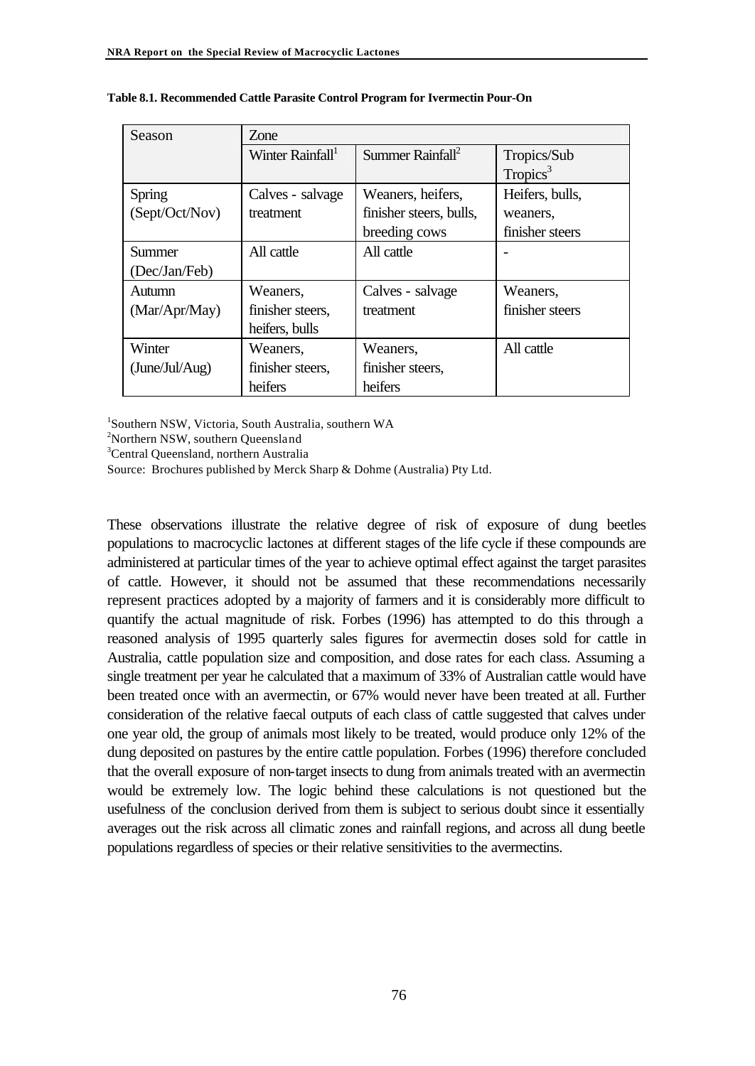**Table 8.1. Recommended Cattle Parasite Control Program for Ivermectin Pour-On**

| Season | Zone | | |
|---|---|---|---|
| | Winter Rainfall[1] | Summer Rainfall[2] | Tropics/Sub Tropics[3] |
| Spring (Sept/Oct/Nov) | Calves - salvage treatment | Weaners, heifers, finisher steers, bulls, breeding cows | Heifers, bulls, weaners, finisher steers |
| Summer (Dec/Jan/Feb) | All cattle | All cattle | - |
| Autumn (Mar/Apr/May) | Weaners, finisher steers, heifers, bulls | Calves - salvage treatment | Weaners, finisher steers |
| Winter (June/Jul/Aug) | Weaners, finisher steers, heifers | Weaners, finisher steers, heifers | All cattle |

[1]Southern NSW, Victoria, South Australia, southern WA
[2]Northern NSW, southern Queensland
[3]Central Queensland, northern Australia
Source: Brochures published by Merck Sharp & Dohme (Australia) Pty Ltd.

These observations illustrate the relative degree of risk of exposure of dung beetles populations to macrocyclic lactones at different stages of the life cycle if these compounds are administered at particular times of the year to achieve optimal effect against the target parasites of cattle. However, it should not be assumed that these recommendations necessarily represent practices adopted by a majority of farmers and it is considerably more difficult to quantify the actual magnitude of risk. Forbes (1996) has attempted to do this through a reasoned analysis of 1995 quarterly sales figures for avermectin doses sold for cattle in Australia, cattle population size and composition, and dose rates for each class. Assuming a single treatment per year he calculated that a maximum of 33% of Australian cattle would have been treated once with an avermectin, or 67% would never have been treated at all. Further consideration of the relative faecal outputs of each class of cattle suggested that calves under one year old, the group of animals most likely to be treated, would produce only 12% of the dung deposited on pastures by the entire cattle population. Forbes (1996) therefore concluded that the overall exposure of non-target insects to dung from animals treated with an avermectin would be extremely low. The logic behind these calculations is not questioned but the usefulness of the conclusion derived from them is subject to serious doubt since it essentially averages out the risk across all climatic zones and rainfall regions, and across all dung beetle populations regardless of species or their relative sensitivities to the avermectins.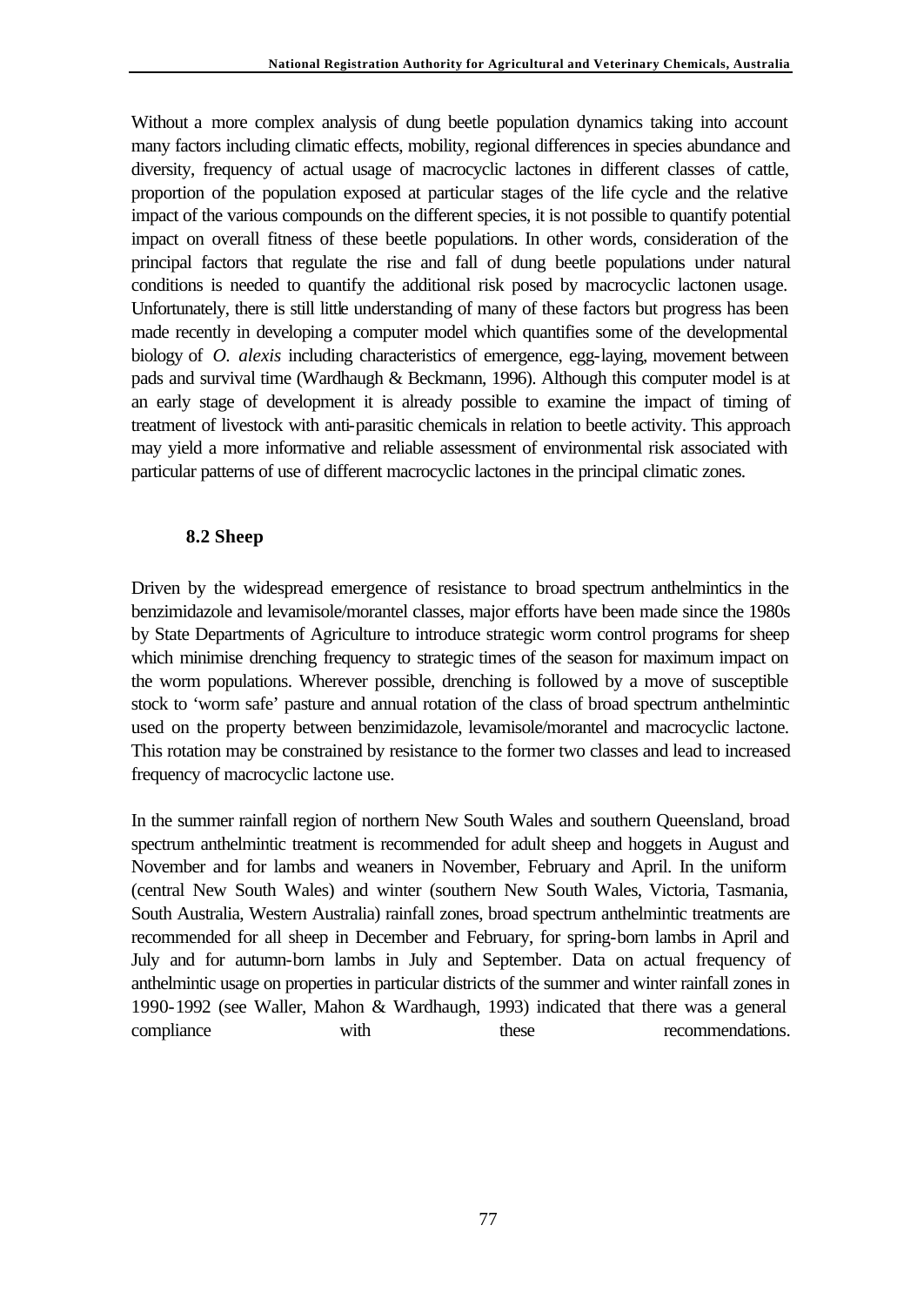Without a more complex analysis of dung beetle population dynamics taking into account many factors including climatic effects, mobility, regional differences in species abundance and diversity, frequency of actual usage of macrocyclic lactones in different classes of cattle, proportion of the population exposed at particular stages of the life cycle and the relative impact of the various compounds on the different species, it is not possible to quantify potential impact on overall fitness of these beetle populations. In other words, consideration of the principal factors that regulate the rise and fall of dung beetle populations under natural conditions is needed to quantify the additional risk posed by macrocyclic lactonen usage. Unfortunately, there is still little understanding of many of these factors but progress has been made recently in developing a computer model which quantifies some of the developmental biology of *O. alexis* including characteristics of emergence, egg-laying, movement between pads and survival time (Wardhaugh & Beckmann, 1996). Although this computer model is at an early stage of development it is already possible to examine the impact of timing of treatment of livestock with anti-parasitic chemicals in relation to beetle activity. This approach may yield a more informative and reliable assessment of environmental risk associated with particular patterns of use of different macrocyclic lactones in the principal climatic zones.

### 8.2 Sheep

Driven by the widespread emergence of resistance to broad spectrum anthelmintics in the benzimidazole and levamisole/morantel classes, major efforts have been made since the 1980s by State Departments of Agriculture to introduce strategic worm control programs for sheep which minimise drenching frequency to strategic times of the season for maximum impact on the worm populations. Wherever possible, drenching is followed by a move of susceptible stock to 'worm safe' pasture and annual rotation of the class of broad spectrum anthelmintic used on the property between benzimidazole, levamisole/morantel and macrocyclic lactone. This rotation may be constrained by resistance to the former two classes and lead to increased frequency of macrocyclic lactone use.

In the summer rainfall region of northern New South Wales and southern Queensland, broad spectrum anthelmintic treatment is recommended for adult sheep and hoggets in August and November and for lambs and weaners in November, February and April. In the uniform (central New South Wales) and winter (southern New South Wales, Victoria, Tasmania, South Australia, Western Australia) rainfall zones, broad spectrum anthelmintic treatments are recommended for all sheep in December and February, for spring-born lambs in April and July and for autumn-born lambs in July and September. Data on actual frequency of anthelmintic usage on properties in particular districts of the summer and winter rainfall zones in 1990-1992 (see Waller, Mahon & Wardhaugh, 1993) indicated that there was a general compliance with these recommendations.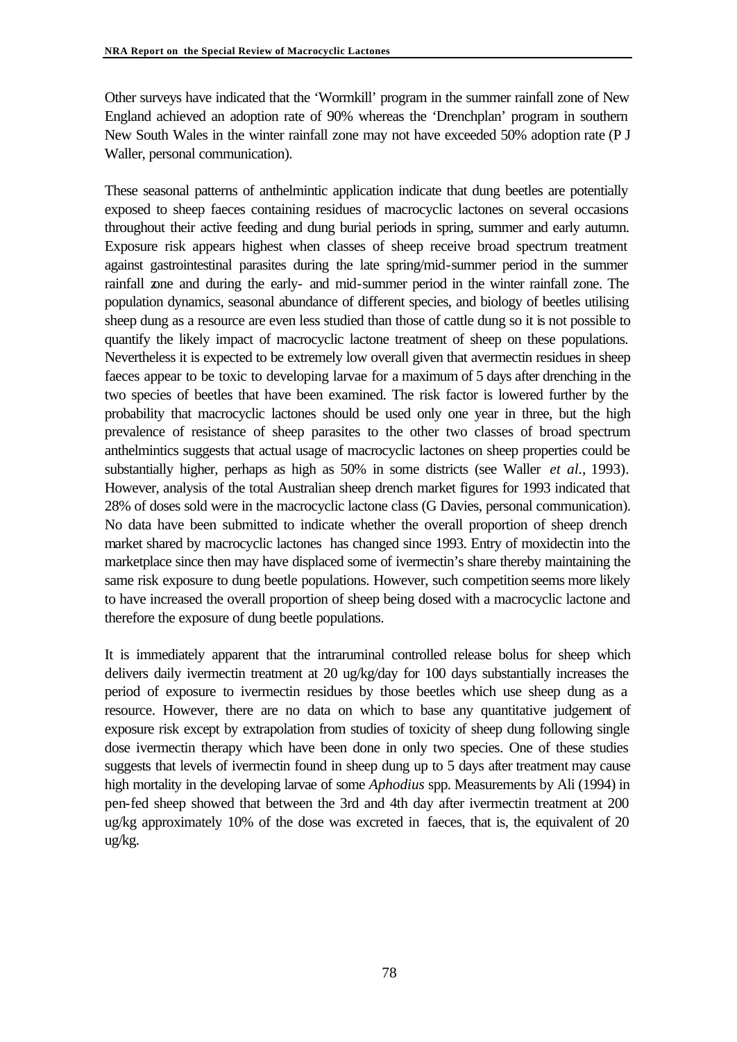Other surveys have indicated that the 'Wormkill' program in the summer rainfall zone of New England achieved an adoption rate of 90% whereas the 'Drenchplan' program in southern New South Wales in the winter rainfall zone may not have exceeded 50% adoption rate (P J Waller, personal communication).

These seasonal patterns of anthelmintic application indicate that dung beetles are potentially exposed to sheep faeces containing residues of macrocyclic lactones on several occasions throughout their active feeding and dung burial periods in spring, summer and early autumn. Exposure risk appears highest when classes of sheep receive broad spectrum treatment against gastrointestinal parasites during the late spring/mid-summer period in the summer rainfall zone and during the early- and mid-summer period in the winter rainfall zone. The population dynamics, seasonal abundance of different species, and biology of beetles utilising sheep dung as a resource are even less studied than those of cattle dung so it is not possible to quantify the likely impact of macrocyclic lactone treatment of sheep on these populations. Nevertheless it is expected to be extremely low overall given that avermectin residues in sheep faeces appear to be toxic to developing larvae for a maximum of 5 days after drenching in the two species of beetles that have been examined. The risk factor is lowered further by the probability that macrocyclic lactones should be used only one year in three, but the high prevalence of resistance of sheep parasites to the other two classes of broad spectrum anthelmintics suggests that actual usage of macrocyclic lactones on sheep properties could be substantially higher, perhaps as high as 50% in some districts (see Waller *et al.*, 1993). However, analysis of the total Australian sheep drench market figures for 1993 indicated that 28% of doses sold were in the macrocyclic lactone class (G Davies, personal communication). No data have been submitted to indicate whether the overall proportion of sheep drench market shared by macrocyclic lactones has changed since 1993. Entry of moxidectin into the marketplace since then may have displaced some of ivermectin's share thereby maintaining the same risk exposure to dung beetle populations. However, such competition seems more likely to have increased the overall proportion of sheep being dosed with a macrocyclic lactone and therefore the exposure of dung beetle populations.

It is immediately apparent that the intraruminal controlled release bolus for sheep which delivers daily ivermectin treatment at 20 ug/kg/day for 100 days substantially increases the period of exposure to ivermectin residues by those beetles which use sheep dung as a resource. However, there are no data on which to base any quantitative judgement of exposure risk except by extrapolation from studies of toxicity of sheep dung following single dose ivermectin therapy which have been done in only two species. One of these studies suggests that levels of ivermectin found in sheep dung up to 5 days after treatment may cause high mortality in the developing larvae of some *Aphodius* spp. Measurements by Ali (1994) in pen-fed sheep showed that between the 3rd and 4th day after ivermectin treatment at 200 ug/kg approximately 10% of the dose was excreted in faeces, that is, the equivalent of 20 ug/kg.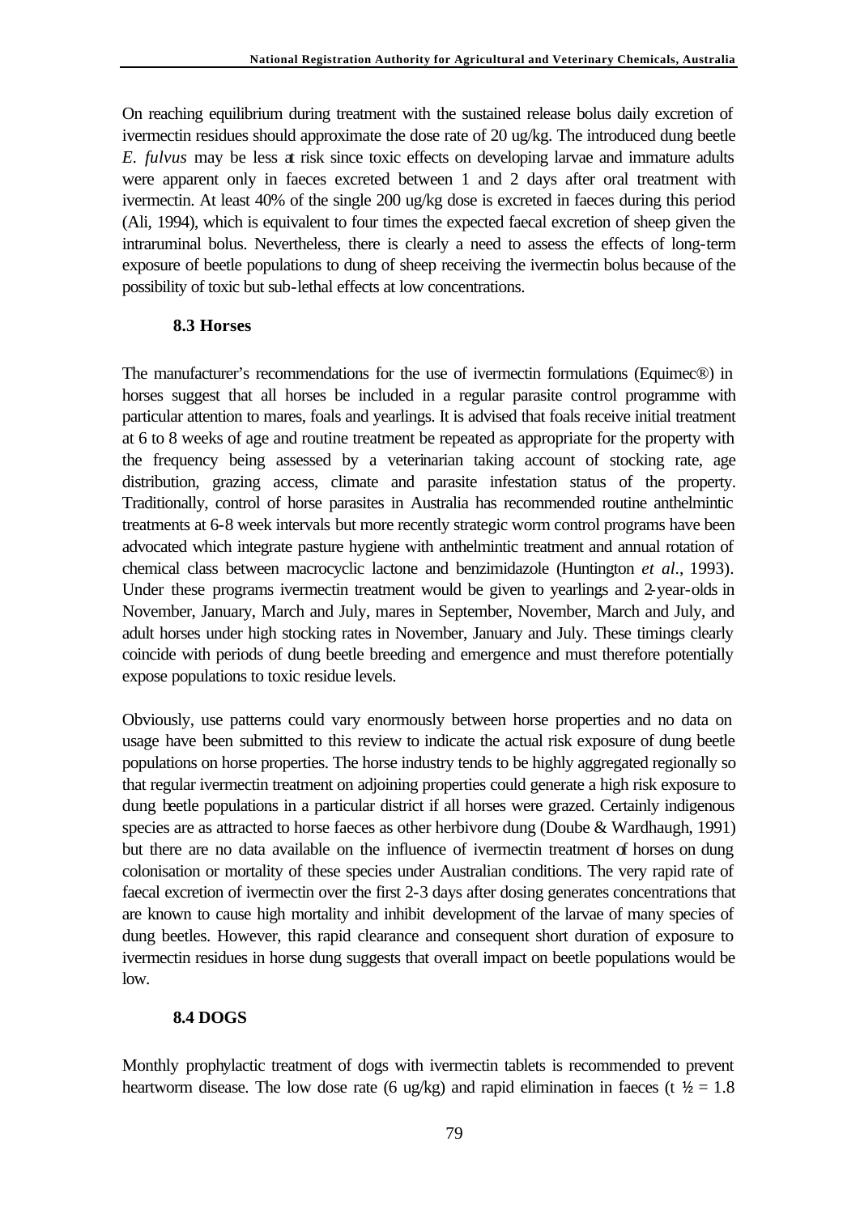On reaching equilibrium during treatment with the sustained release bolus daily excretion of ivermectin residues should approximate the dose rate of 20 ug/kg. The introduced dung beetle *E. fulvus* may be less at risk since toxic effects on developing larvae and immature adults were apparent only in faeces excreted between 1 and 2 days after oral treatment with ivermectin. At least 40% of the single 200 ug/kg dose is excreted in faeces during this period (Ali, 1994), which is equivalent to four times the expected faecal excretion of sheep given the intraruminal bolus. Nevertheless, there is clearly a need to assess the effects of long-term exposure of beetle populations to dung of sheep receiving the ivermectin bolus because of the possibility of toxic but sub-lethal effects at low concentrations.

### 8.3 Horses

The manufacturer's recommendations for the use of ivermectin formulations (Equimec®) in horses suggest that all horses be included in a regular parasite control programme with particular attention to mares, foals and yearlings. It is advised that foals receive initial treatment at 6 to 8 weeks of age and routine treatment be repeated as appropriate for the property with the frequency being assessed by a veterinarian taking account of stocking rate, age distribution, grazing access, climate and parasite infestation status of the property. Traditionally, control of horse parasites in Australia has recommended routine anthelmintic treatments at 6-8 week intervals but more recently strategic worm control programs have been advocated which integrate pasture hygiene with anthelmintic treatment and annual rotation of chemical class between macrocyclic lactone and benzimidazole (Huntington *et al*., 1993). Under these programs ivermectin treatment would be given to yearlings and 2-year-olds in November, January, March and July, mares in September, November, March and July, and adult horses under high stocking rates in November, January and July. These timings clearly coincide with periods of dung beetle breeding and emergence and must therefore potentially expose populations to toxic residue levels.

Obviously, use patterns could vary enormously between horse properties and no data on usage have been submitted to this review to indicate the actual risk exposure of dung beetle populations on horse properties. The horse industry tends to be highly aggregated regionally so that regular ivermectin treatment on adjoining properties could generate a high risk exposure to dung beetle populations in a particular district if all horses were grazed. Certainly indigenous species are as attracted to horse faeces as other herbivore dung (Doube & Wardhaugh, 1991) but there are no data available on the influence of ivermectin treatment of horses on dung colonisation or mortality of these species under Australian conditions. The very rapid rate of faecal excretion of ivermectin over the first 2-3 days after dosing generates concentrations that are known to cause high mortality and inhibit development of the larvae of many species of dung beetles. However, this rapid clearance and consequent short duration of exposure to ivermectin residues in horse dung suggests that overall impact on beetle populations would be low.

### 8.4 DOGS

Monthly prophylactic treatment of dogs with ivermectin tablets is recommended to prevent heartworm disease. The low dose rate (6 ug/kg) and rapid elimination in faeces (t ½ = 1.8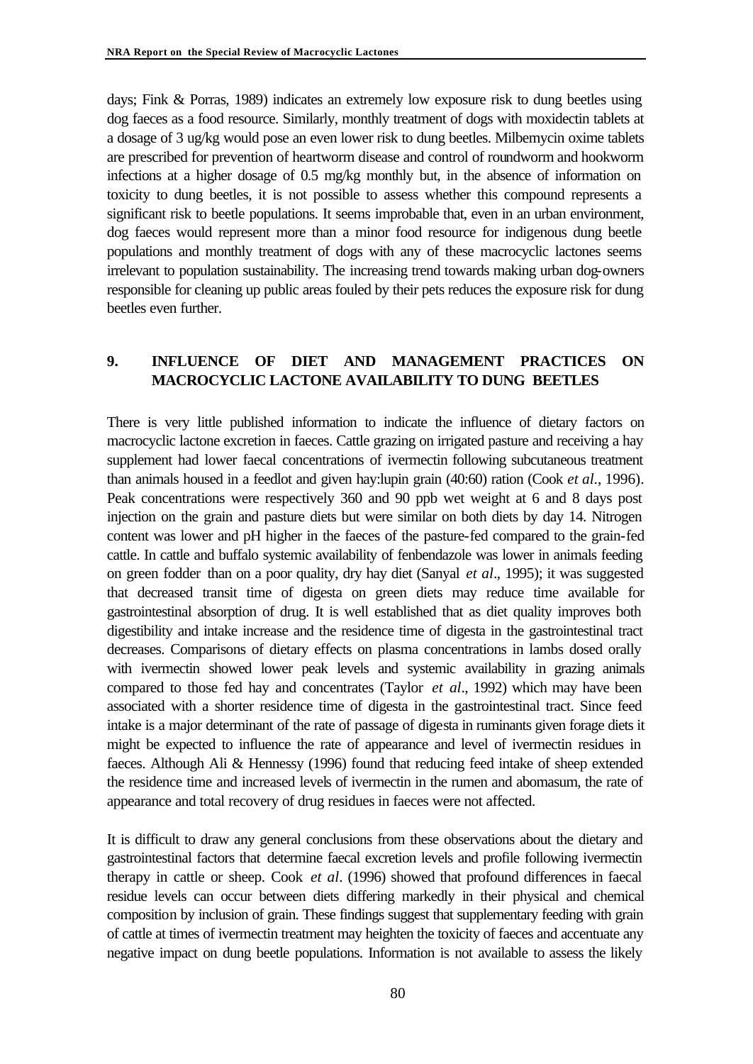days; Fink & Porras, 1989) indicates an extremely low exposure risk to dung beetles using dog faeces as a food resource. Similarly, monthly treatment of dogs with moxidectin tablets at a dosage of 3 ug/kg would pose an even lower risk to dung beetles. Milbemycin oxime tablets are prescribed for prevention of heartworm disease and control of roundworm and hookworm infections at a higher dosage of 0.5 mg/kg monthly but, in the absence of information on toxicity to dung beetles, it is not possible to assess whether this compound represents a significant risk to beetle populations. It seems improbable that, even in an urban environment, dog faeces would represent more than a minor food resource for indigenous dung beetle populations and monthly treatment of dogs with any of these macrocyclic lactones seems irrelevant to population sustainability. The increasing trend towards making urban dog-owners responsible for cleaning up public areas fouled by their pets reduces the exposure risk for dung beetles even further.

## 9. INFLUENCE OF DIET AND MANAGEMENT PRACTICES ON MACROCYCLIC LACTONE AVAILABILITY TO DUNG BEETLES

There is very little published information to indicate the influence of dietary factors on macrocyclic lactone excretion in faeces. Cattle grazing on irrigated pasture and receiving a hay supplement had lower faecal concentrations of ivermectin following subcutaneous treatment than animals housed in a feedlot and given hay:lupin grain (40:60) ration (Cook *et al*., 1996). Peak concentrations were respectively 360 and 90 ppb wet weight at 6 and 8 days post injection on the grain and pasture diets but were similar on both diets by day 14. Nitrogen content was lower and pH higher in the faeces of the pasture-fed compared to the grain-fed cattle. In cattle and buffalo systemic availability of fenbendazole was lower in animals feeding on green fodder than on a poor quality, dry hay diet (Sanyal *et al*., 1995); it was suggested that decreased transit time of digesta on green diets may reduce time available for gastrointestinal absorption of drug. It is well established that as diet quality improves both digestibility and intake increase and the residence time of digesta in the gastrointestinal tract decreases. Comparisons of dietary effects on plasma concentrations in lambs dosed orally with ivermectin showed lower peak levels and systemic availability in grazing animals compared to those fed hay and concentrates (Taylor *et al*., 1992) which may have been associated with a shorter residence time of digesta in the gastrointestinal tract. Since feed intake is a major determinant of the rate of passage of digesta in ruminants given forage diets it might be expected to influence the rate of appearance and level of ivermectin residues in faeces. Although Ali & Hennessy (1996) found that reducing feed intake of sheep extended the residence time and increased levels of ivermectin in the rumen and abomasum, the rate of appearance and total recovery of drug residues in faeces were not affected.

It is difficult to draw any general conclusions from these observations about the dietary and gastrointestinal factors that determine faecal excretion levels and profile following ivermectin therapy in cattle or sheep. Cook *et al*. (1996) showed that profound differences in faecal residue levels can occur between diets differing markedly in their physical and chemical composition by inclusion of grain. These findings suggest that supplementary feeding with grain of cattle at times of ivermectin treatment may heighten the toxicity of faeces and accentuate any negative impact on dung beetle populations. Information is not available to assess the likely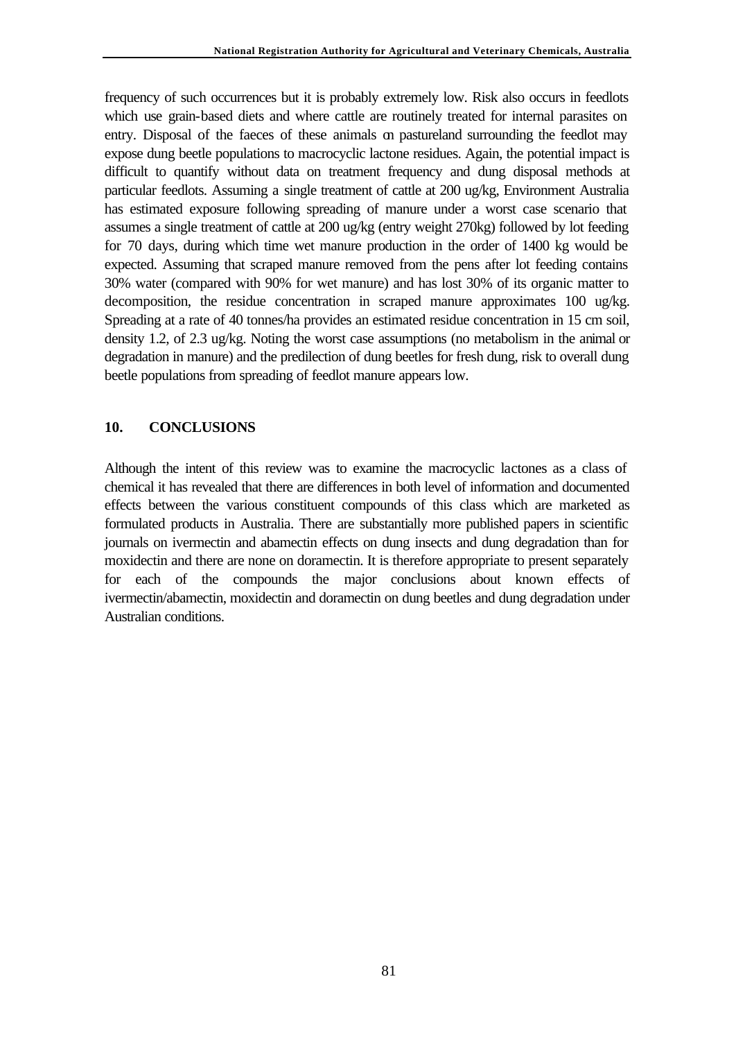frequency of such occurrences but it is probably extremely low. Risk also occurs in feedlots which use grain-based diets and where cattle are routinely treated for internal parasites on entry. Disposal of the faeces of these animals on pastureland surrounding the feedlot may expose dung beetle populations to macrocyclic lactone residues. Again, the potential impact is difficult to quantify without data on treatment frequency and dung disposal methods at particular feedlots. Assuming a single treatment of cattle at 200 ug/kg, Environment Australia has estimated exposure following spreading of manure under a worst case scenario that assumes a single treatment of cattle at 200 ug/kg (entry weight 270kg) followed by lot feeding for 70 days, during which time wet manure production in the order of 1400 kg would be expected. Assuming that scraped manure removed from the pens after lot feeding contains 30% water (compared with 90% for wet manure) and has lost 30% of its organic matter to decomposition, the residue concentration in scraped manure approximates 100 ug/kg. Spreading at a rate of 40 tonnes/ha provides an estimated residue concentration in 15 cm soil, density 1.2, of 2.3 ug/kg. Noting the worst case assumptions (no metabolism in the animal or degradation in manure) and the predilection of dung beetles for fresh dung, risk to overall dung beetle populations from spreading of feedlot manure appears low.

## 10. CONCLUSIONS

Although the intent of this review was to examine the macrocyclic lactones as a class of chemical it has revealed that there are differences in both level of information and documented effects between the various constituent compounds of this class which are marketed as formulated products in Australia. There are substantially more published papers in scientific journals on ivermectin and abamectin effects on dung insects and dung degradation than for moxidectin and there are none on doramectin. It is therefore appropriate to present separately for each of the compounds the major conclusions about known effects of ivermectin/abamectin, moxidectin and doramectin on dung beetles and dung degradation under Australian conditions.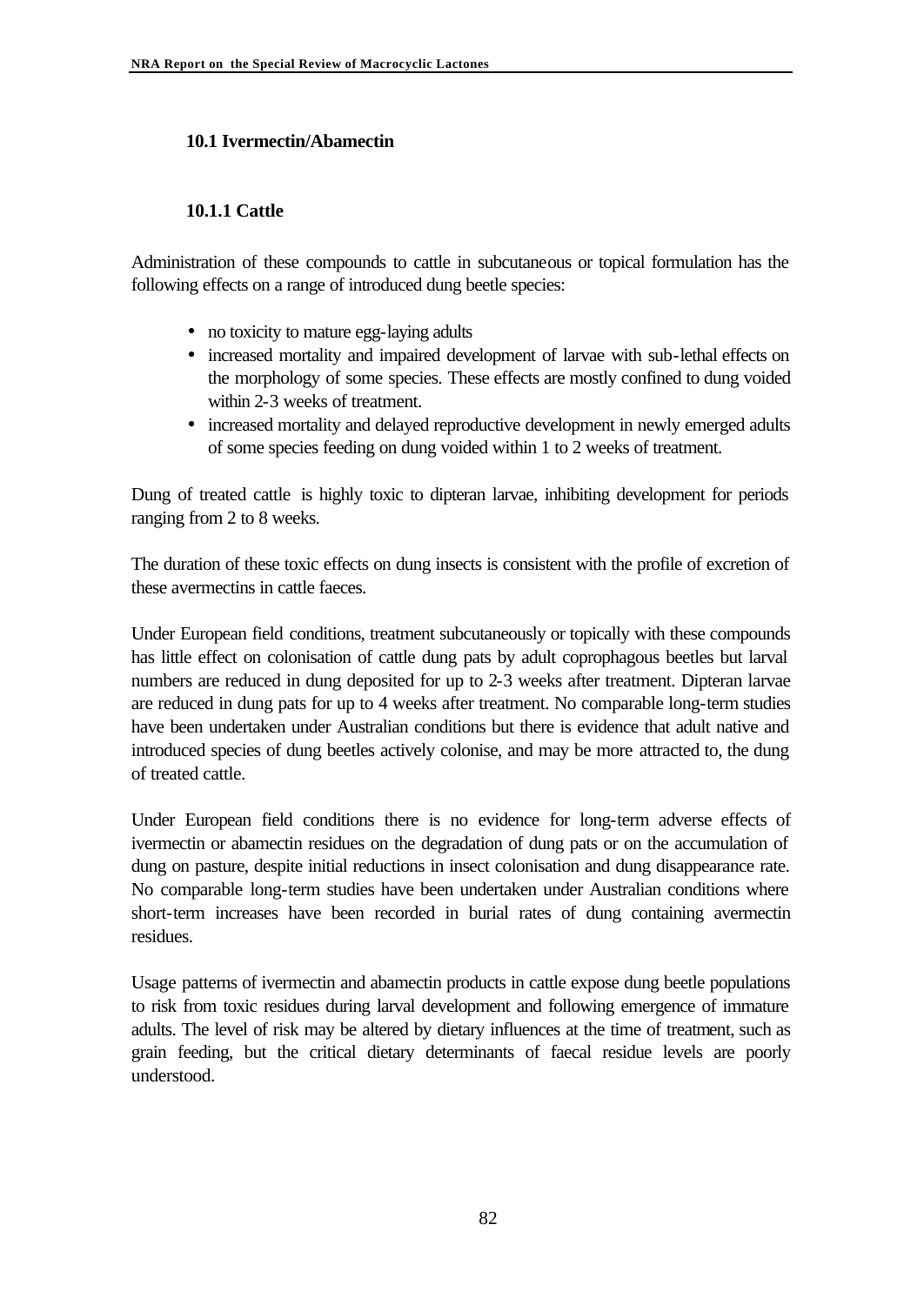## 10.1 Ivermectin/Abamectin

### 10.1.1 Cattle

Administration of these compounds to cattle in subcutaneous or topical formulation has the following effects on a range of introduced dung beetle species:

- no toxicity to mature egg-laying adults
- increased mortality and impaired development of larvae with sub-lethal effects on the morphology of some species. These effects are mostly confined to dung voided within 2-3 weeks of treatment.
- increased mortality and delayed reproductive development in newly emerged adults of some species feeding on dung voided within 1 to 2 weeks of treatment.

Dung of treated cattle is highly toxic to dipteran larvae, inhibiting development for periods ranging from 2 to 8 weeks.

The duration of these toxic effects on dung insects is consistent with the profile of excretion of these avermectins in cattle faeces.

Under European field conditions, treatment subcutaneously or topically with these compounds has little effect on colonisation of cattle dung pats by adult coprophagous beetles but larval numbers are reduced in dung deposited for up to 2-3 weeks after treatment. Dipteran larvae are reduced in dung pats for up to 4 weeks after treatment. No comparable long-term studies have been undertaken under Australian conditions but there is evidence that adult native and introduced species of dung beetles actively colonise, and may be more attracted to, the dung of treated cattle.

Under European field conditions there is no evidence for long-term adverse effects of ivermectin or abamectin residues on the degradation of dung pats or on the accumulation of dung on pasture, despite initial reductions in insect colonisation and dung disappearance rate. No comparable long-term studies have been undertaken under Australian conditions where short-term increases have been recorded in burial rates of dung containing avermectin residues.

Usage patterns of ivermectin and abamectin products in cattle expose dung beetle populations to risk from toxic residues during larval development and following emergence of immature adults. The level of risk may be altered by dietary influences at the time of treatment, such as grain feeding, but the critical dietary determinants of faecal residue levels are poorly understood.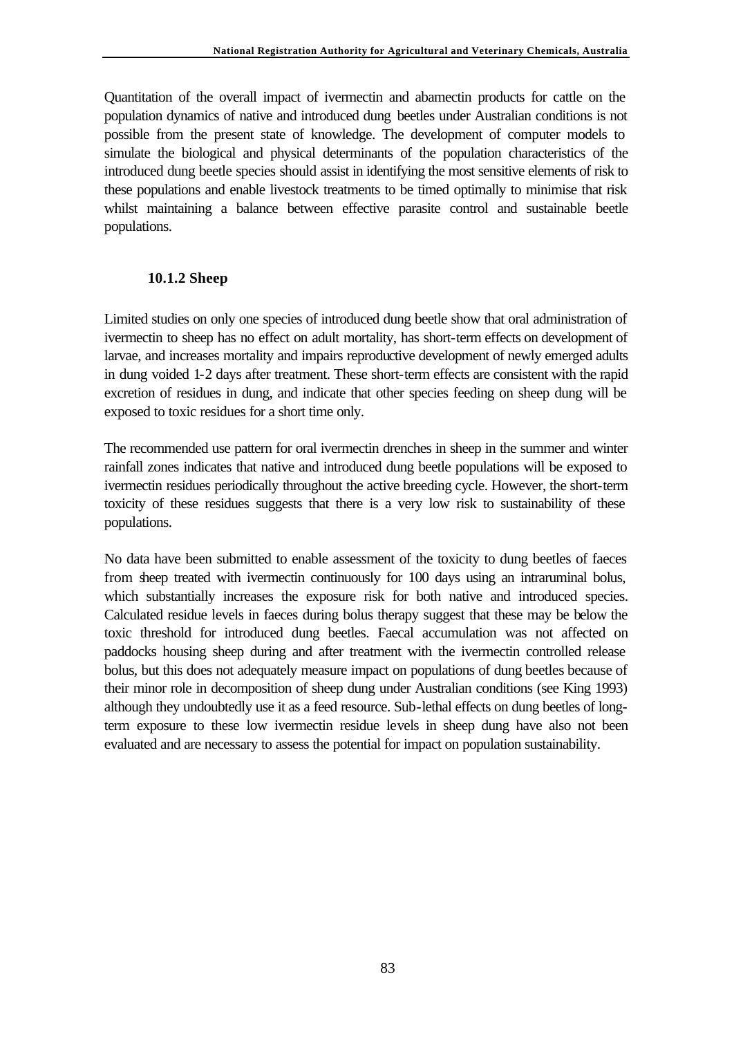Quantitation of the overall impact of ivermectin and abamectin products for cattle on the population dynamics of native and introduced dung beetles under Australian conditions is not possible from the present state of knowledge. The development of computer models to simulate the biological and physical determinants of the population characteristics of the introduced dung beetle species should assist in identifying the most sensitive elements of risk to these populations and enable livestock treatments to be timed optimally to minimise that risk whilst maintaining a balance between effective parasite control and sustainable beetle populations.

### 10.1.2 Sheep

Limited studies on only one species of introduced dung beetle show that oral administration of ivermectin to sheep has no effect on adult mortality, has short-term effects on development of larvae, and increases mortality and impairs reproductive development of newly emerged adults in dung voided 1-2 days after treatment. These short-term effects are consistent with the rapid excretion of residues in dung, and indicate that other species feeding on sheep dung will be exposed to toxic residues for a short time only.

The recommended use pattern for oral ivermectin drenches in sheep in the summer and winter rainfall zones indicates that native and introduced dung beetle populations will be exposed to ivermectin residues periodically throughout the active breeding cycle. However, the short-term toxicity of these residues suggests that there is a very low risk to sustainability of these populations.

No data have been submitted to enable assessment of the toxicity to dung beetles of faeces from sheep treated with ivermectin continuously for 100 days using an intraruminal bolus, which substantially increases the exposure risk for both native and introduced species. Calculated residue levels in faeces during bolus therapy suggest that these may be below the toxic threshold for introduced dung beetles. Faecal accumulation was not affected on paddocks housing sheep during and after treatment with the ivermectin controlled release bolus, but this does not adequately measure impact on populations of dung beetles because of their minor role in decomposition of sheep dung under Australian conditions (see King 1993) although they undoubtedly use it as a feed resource. Sub-lethal effects on dung beetles of long-term exposure to these low ivermectin residue levels in sheep dung have also not been evaluated and are necessary to assess the potential for impact on population sustainability.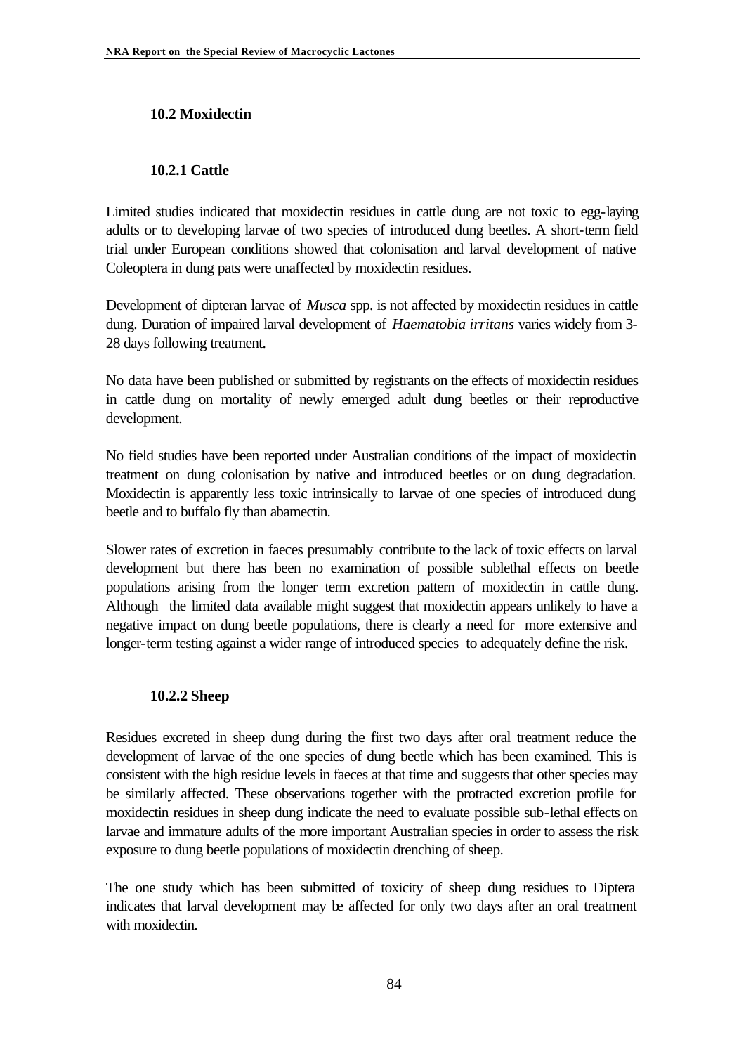## 10.2 Moxidectin

### 10.2.1 Cattle

Limited studies indicated that moxidectin residues in cattle dung are not toxic to egg-laying adults or to developing larvae of two species of introduced dung beetles. A short-term field trial under European conditions showed that colonisation and larval development of native Coleoptera in dung pats were unaffected by moxidectin residues.

Development of dipteran larvae of *Musca* spp. is not affected by moxidectin residues in cattle dung. Duration of impaired larval development of *Haematobia irritans* varies widely from 3-28 days following treatment.

No data have been published or submitted by registrants on the effects of moxidectin residues in cattle dung on mortality of newly emerged adult dung beetles or their reproductive development.

No field studies have been reported under Australian conditions of the impact of moxidectin treatment on dung colonisation by native and introduced beetles or on dung degradation. Moxidectin is apparently less toxic intrinsically to larvae of one species of introduced dung beetle and to buffalo fly than abamectin.

Slower rates of excretion in faeces presumably contribute to the lack of toxic effects on larval development but there has been no examination of possible sublethal effects on beetle populations arising from the longer term excretion pattern of moxidectin in cattle dung. Although the limited data available might suggest that moxidectin appears unlikely to have a negative impact on dung beetle populations, there is clearly a need for more extensive and longer-term testing against a wider range of introduced species to adequately define the risk.

### 10.2.2 Sheep

Residues excreted in sheep dung during the first two days after oral treatment reduce the development of larvae of the one species of dung beetle which has been examined. This is consistent with the high residue levels in faeces at that time and suggests that other species may be similarly affected. These observations together with the protracted excretion profile for moxidectin residues in sheep dung indicate the need to evaluate possible sub-lethal effects on larvae and immature adults of the more important Australian species in order to assess the risk exposure to dung beetle populations of moxidectin drenching of sheep.

The one study which has been submitted of toxicity of sheep dung residues to Diptera indicates that larval development may be affected for only two days after an oral treatment with moxidectin.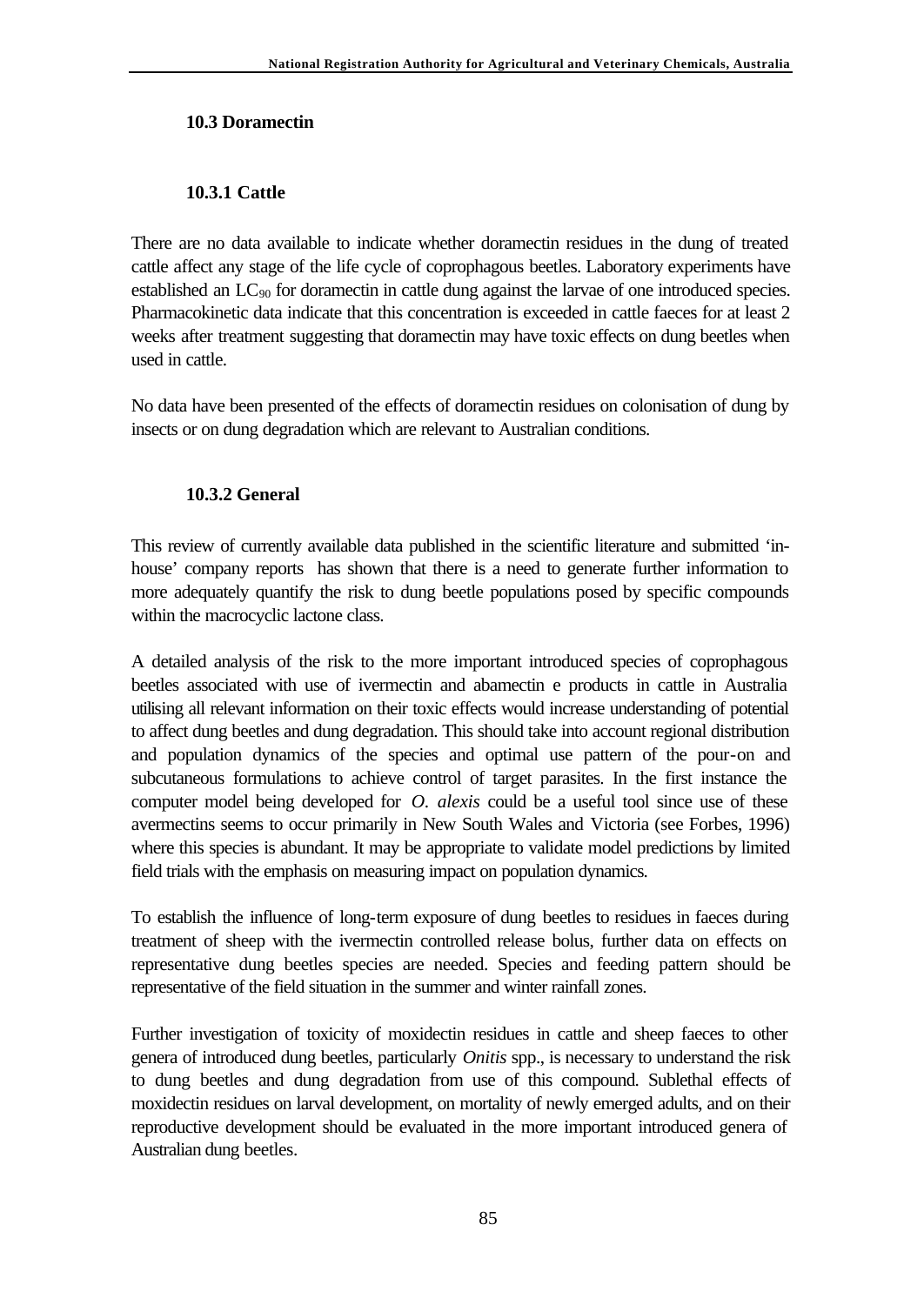### 10.3 Doramectin

#### 10.3.1 Cattle

There are no data available to indicate whether doramectin residues in the dung of treated cattle affect any stage of the life cycle of coprophagous beetles. Laboratory experiments have established an $LC_{90}$ for doramectin in cattle dung against the larvae of one introduced species. Pharmacokinetic data indicate that this concentration is exceeded in cattle faeces for at least 2 weeks after treatment suggesting that doramectin may have toxic effects on dung beetles when used in cattle.

No data have been presented of the effects of doramectin residues on colonisation of dung by insects or on dung degradation which are relevant to Australian conditions.

#### 10.3.2 General

This review of currently available data published in the scientific literature and submitted 'in-house' company reports has shown that there is a need to generate further information to more adequately quantify the risk to dung beetle populations posed by specific compounds within the macrocyclic lactone class.

A detailed analysis of the risk to the more important introduced species of coprophagous beetles associated with use of ivermectin and abamectin e products in cattle in Australia utilising all relevant information on their toxic effects would increase understanding of potential to affect dung beetles and dung degradation. This should take into account regional distribution and population dynamics of the species and optimal use pattern of the pour-on and subcutaneous formulations to achieve control of target parasites. In the first instance the computer model being developed for *O. alexis* could be a useful tool since use of these avermectins seems to occur primarily in New South Wales and Victoria (see Forbes, 1996) where this species is abundant. It may be appropriate to validate model predictions by limited field trials with the emphasis on measuring impact on population dynamics.

To establish the influence of long-term exposure of dung beetles to residues in faeces during treatment of sheep with the ivermectin controlled release bolus, further data on effects on representative dung beetles species are needed. Species and feeding pattern should be representative of the field situation in the summer and winter rainfall zones.

Further investigation of toxicity of moxidectin residues in cattle and sheep faeces to other genera of introduced dung beetles, particularly *Onitis* spp., is necessary to understand the risk to dung beetles and dung degradation from use of this compound. Sublethal effects of moxidectin residues on larval development, on mortality of newly emerged adults, and on their reproductive development should be evaluated in the more important introduced genera of Australian dung beetles.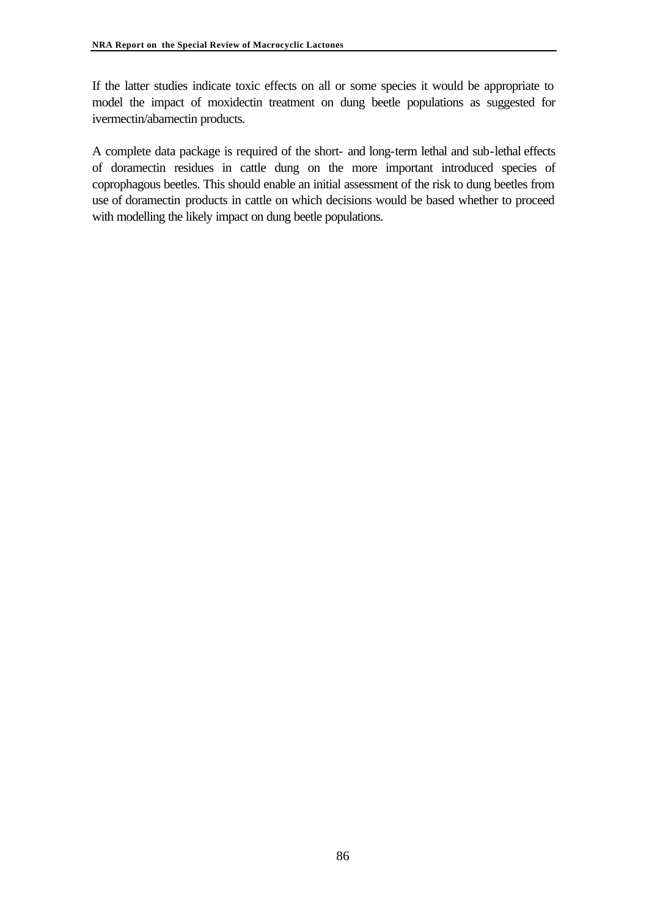If the latter studies indicate toxic effects on all or some species it would be appropriate to model the impact of moxidectin treatment on dung beetle populations as suggested for ivermectin/abamectin products.

A complete data package is required of the short- and long-term lethal and sub-lethal effects of doramectin residues in cattle dung on the more important introduced species of coprophagous beetles. This should enable an initial assessment of the risk to dung beetles from use of doramectin products in cattle on which decisions would be based whether to proceed with modelling the likely impact on dung beetle populations.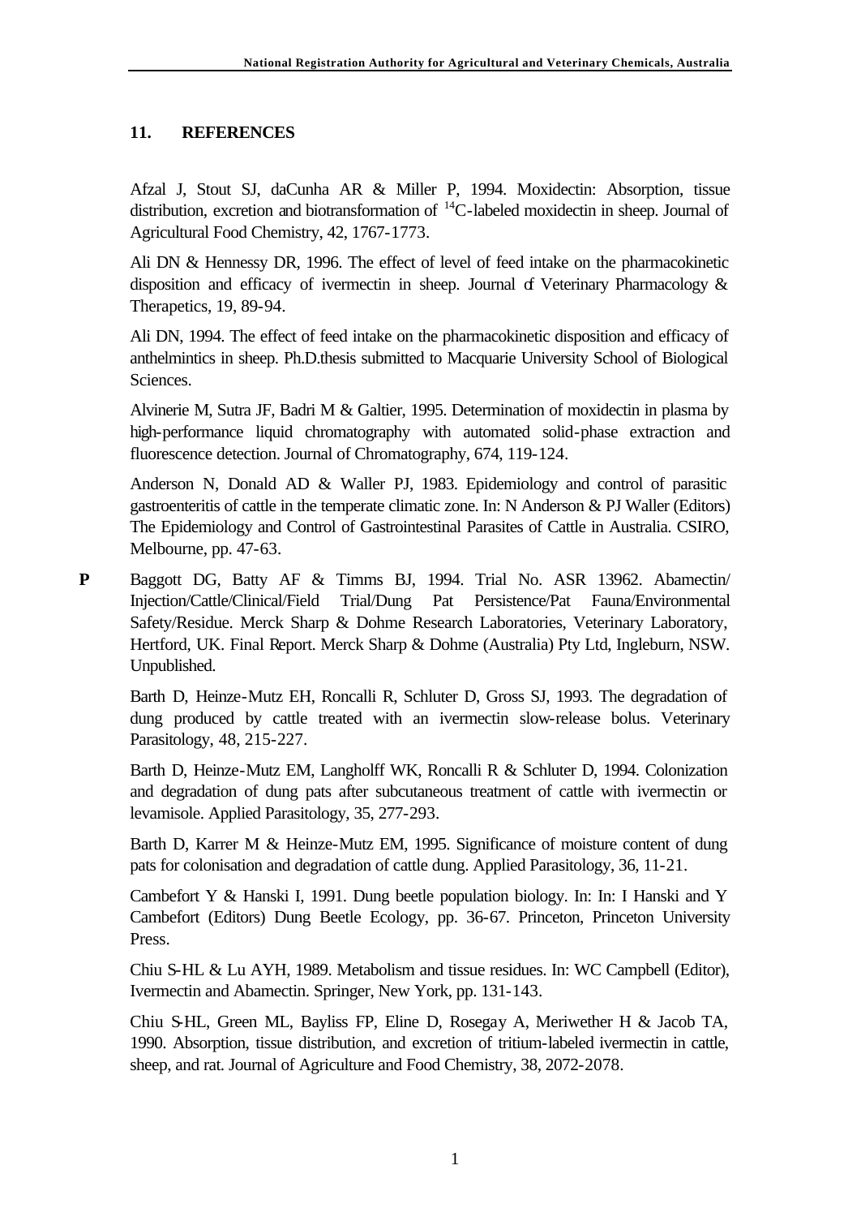## 11. REFERENCES

Afzal J, Stout SJ, daCunha AR & Miller P, 1994. Moxidectin: Absorption, tissue distribution, excretion and biotransformation of $^{14}$C-labeled moxidectin in sheep. Journal of Agricultural Food Chemistry, 42, 1767-1773.

Ali DN & Hennessy DR, 1996. The effect of level of feed intake on the pharmacokinetic disposition and efficacy of ivermectin in sheep. Journal of Veterinary Pharmacology & Therapetics, 19, 89-94.

Ali DN, 1994. The effect of feed intake on the pharmacokinetic disposition and efficacy of anthelmintics in sheep. Ph.D.thesis submitted to Macquarie University School of Biological Sciences.

Alvinerie M, Sutra JF, Badri M & Galtier, 1995. Determination of moxidectin in plasma by high-performance liquid chromatography with automated solid-phase extraction and fluorescence detection. Journal of Chromatography, 674, 119-124.

Anderson N, Donald AD & Waller PJ, 1983. Epidemiology and control of parasitic gastroenteritis of cattle in the temperate climatic zone. In: N Anderson & PJ Waller (Editors) The Epidemiology and Control of Gastrointestinal Parasites of Cattle in Australia. CSIRO, Melbourne, pp. 47-63.

**P** Baggott DG, Batty AF & Timms BJ, 1994. Trial No. ASR 13962. Abamectin/ Injection/Cattle/Clinical/Field Trial/Dung Pat Persistence/Pat Fauna/Environmental Safety/Residue. Merck Sharp & Dohme Research Laboratories, Veterinary Laboratory, Hertford, UK. Final Report. Merck Sharp & Dohme (Australia) Pty Ltd, Ingleburn, NSW. Unpublished.

Barth D, Heinze-Mutz EH, Roncalli R, Schluter D, Gross SJ, 1993. The degradation of dung produced by cattle treated with an ivermectin slow-release bolus. Veterinary Parasitology, 48, 215-227.

Barth D, Heinze-Mutz EM, Langholff WK, Roncalli R & Schluter D, 1994. Colonization and degradation of dung pats after subcutaneous treatment of cattle with ivermectin or levamisole. Applied Parasitology, 35, 277-293.

Barth D, Karrer M & Heinze-Mutz EM, 1995. Significance of moisture content of dung pats for colonisation and degradation of cattle dung. Applied Parasitology, 36, 11-21.

Cambefort Y & Hanski I, 1991. Dung beetle population biology. In: In: I Hanski and Y Cambefort (Editors) Dung Beetle Ecology, pp. 36-67. Princeton, Princeton University Press.

Chiu S-HL & Lu AYH, 1989. Metabolism and tissue residues. In: WC Campbell (Editor), Ivermectin and Abamectin. Springer, New York, pp. 131-143.

Chiu S-HL, Green ML, Bayliss FP, Eline D, Rosegay A, Meriwether H & Jacob TA, 1990. Absorption, tissue distribution, and excretion of tritium-labeled ivermectin in cattle, sheep, and rat. Journal of Agriculture and Food Chemistry, 38, 2072-2078.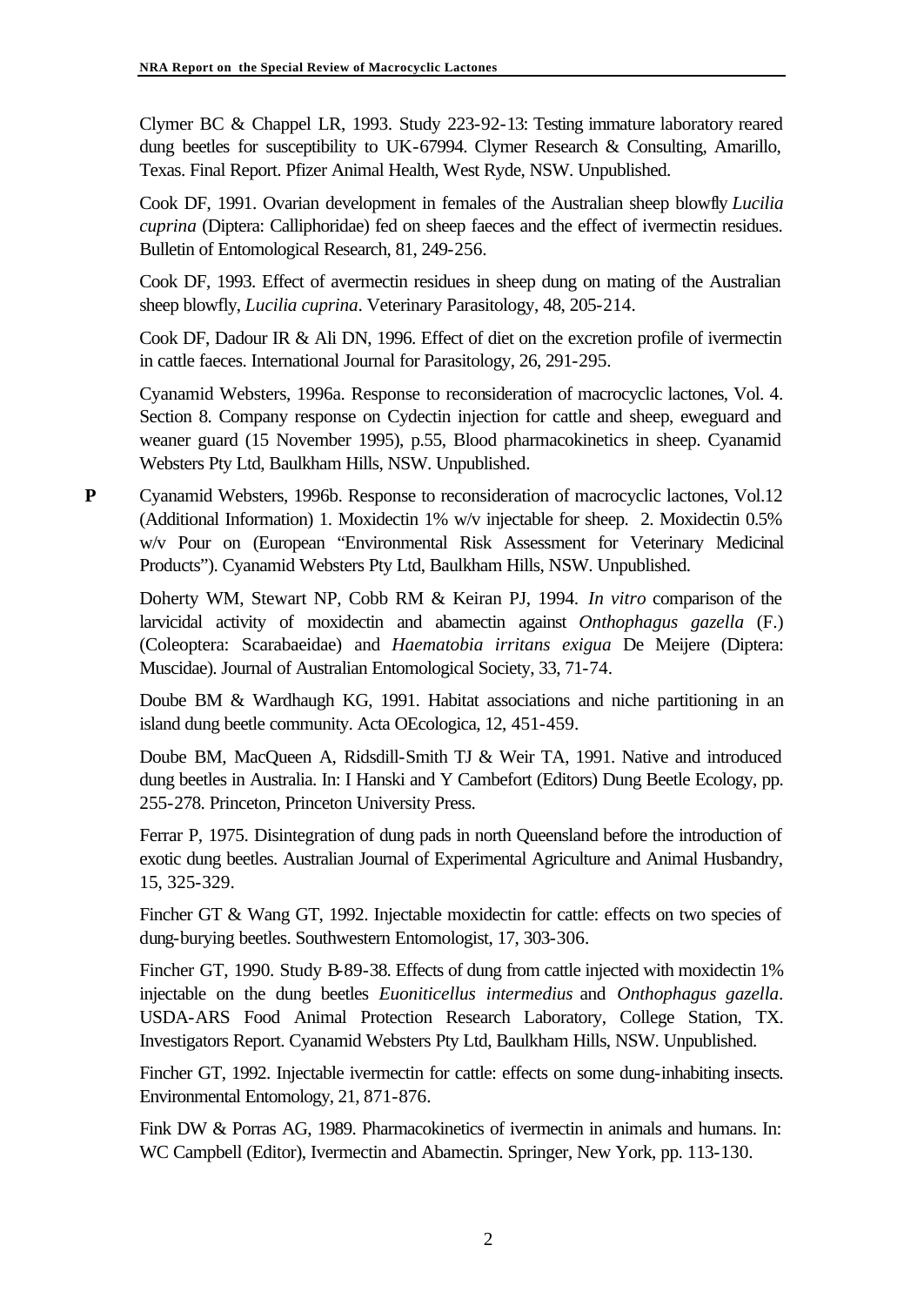Clymer BC & Chappel LR, 1993. Study 223-92-13: Testing immature laboratory reared dung beetles for susceptibility to UK-67994. Clymer Research & Consulting, Amarillo, Texas. Final Report. Pfizer Animal Health, West Ryde, NSW. Unpublished.

Cook DF, 1991. Ovarian development in females of the Australian sheep blowfly *Lucilia cuprina* (Diptera: Calliphoridae) fed on sheep faeces and the effect of ivermectin residues. Bulletin of Entomological Research, 81, 249-256.

Cook DF, 1993. Effect of avermectin residues in sheep dung on mating of the Australian sheep blowfly, *Lucilia cuprina*. Veterinary Parasitology, 48, 205-214.

Cook DF, Dadour IR & Ali DN, 1996. Effect of diet on the excretion profile of ivermectin in cattle faeces. International Journal for Parasitology, 26, 291-295.

Cyanamid Websters, 1996a. Response to reconsideration of macrocyclic lactones, Vol. 4. Section 8. Company response on Cydectin injection for cattle and sheep, eweguard and weaner guard (15 November 1995), p.55, Blood pharmacokinetics in sheep. Cyanamid Websters Pty Ltd, Baulkham Hills, NSW. Unpublished.

**P** Cyanamid Websters, 1996b. Response to reconsideration of macrocyclic lactones, Vol.12 (Additional Information) 1. Moxidectin 1% w/v injectable for sheep. 2. Moxidectin 0.5% w/v Pour on (European "Environmental Risk Assessment for Veterinary Medicinal Products"). Cyanamid Websters Pty Ltd, Baulkham Hills, NSW. Unpublished.

Doherty WM, Stewart NP, Cobb RM & Keiran PJ, 1994. *In vitro* comparison of the larvicidal activity of moxidectin and abamectin against *Onthophagus gazella* (F.) (Coleoptera: Scarabaeidae) and *Haematobia irritans exigua* De Meijere (Diptera: Muscidae). Journal of Australian Entomological Society, 33, 71-74.

Doube BM & Wardhaugh KG, 1991. Habitat associations and niche partitioning in an island dung beetle community. Acta OEcologica, 12, 451-459.

Doube BM, MacQueen A, Ridsdill-Smith TJ & Weir TA, 1991. Native and introduced dung beetles in Australia. In: I Hanski and Y Cambefort (Editors) Dung Beetle Ecology, pp. 255-278. Princeton, Princeton University Press.

Ferrar P, 1975. Disintegration of dung pads in north Queensland before the introduction of exotic dung beetles. Australian Journal of Experimental Agriculture and Animal Husbandry, 15, 325-329.

Fincher GT & Wang GT, 1992. Injectable moxidectin for cattle: effects on two species of dung-burying beetles. Southwestern Entomologist, 17, 303-306.

Fincher GT, 1990. Study B-89-38. Effects of dung from cattle injected with moxidectin 1% injectable on the dung beetles *Euoniticellus intermedius* and *Onthophagus gazella*. USDA-ARS Food Animal Protection Research Laboratory, College Station, TX. Investigators Report. Cyanamid Websters Pty Ltd, Baulkham Hills, NSW. Unpublished.

Fincher GT, 1992. Injectable ivermectin for cattle: effects on some dung-inhabiting insects. Environmental Entomology, 21, 871-876.

Fink DW & Porras AG, 1989. Pharmacokinetics of ivermectin in animals and humans. In: WC Campbell (Editor), Ivermectin and Abamectin. Springer, New York, pp. 113-130.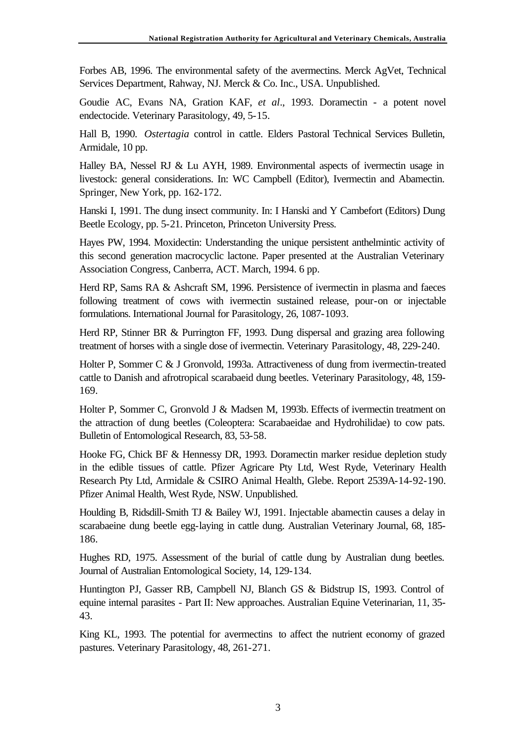Forbes AB, 1996. The environmental safety of the avermectins. Merck AgVet, Technical Services Department, Rahway, NJ. Merck & Co. Inc., USA. Unpublished.

Goudie AC, Evans NA, Gration KAF, *et al*., 1993. Doramectin - a potent novel endectocide. Veterinary Parasitology, 49, 5-15.

Hall B, 1990. *Ostertagia* control in cattle. Elders Pastoral Technical Services Bulletin, Armidale, 10 pp.

Halley BA, Nessel RJ & Lu AYH, 1989. Environmental aspects of ivermectin usage in livestock: general considerations. In: WC Campbell (Editor), Ivermectin and Abamectin. Springer, New York, pp. 162-172.

Hanski I, 1991. The dung insect community. In: I Hanski and Y Cambefort (Editors) Dung Beetle Ecology, pp. 5-21. Princeton, Princeton University Press.

Hayes PW, 1994. Moxidectin: Understanding the unique persistent anthelmintic activity of this second generation macrocyclic lactone. Paper presented at the Australian Veterinary Association Congress, Canberra, ACT. March, 1994. 6 pp.

Herd RP, Sams RA & Ashcraft SM, 1996. Persistence of ivermectin in plasma and faeces following treatment of cows with ivermectin sustained release, pour-on or injectable formulations. International Journal for Parasitology, 26, 1087-1093.

Herd RP, Stinner BR & Purrington FF, 1993. Dung dispersal and grazing area following treatment of horses with a single dose of ivermectin. Veterinary Parasitology, 48, 229-240.

Holter P, Sommer C & J Gronvold, 1993a. Attractiveness of dung from ivermectin-treated cattle to Danish and afrotropical scarabaeid dung beetles. Veterinary Parasitology, 48, 159-169.

Holter P, Sommer C, Gronvold J & Madsen M, 1993b. Effects of ivermectin treatment on the attraction of dung beetles (Coleoptera: Scarabaeidae and Hydrohilidae) to cow pats. Bulletin of Entomological Research, 83, 53-58.

Hooke FG, Chick BF & Hennessy DR, 1993. Doramectin marker residue depletion study in the edible tissues of cattle. Pfizer Agricare Pty Ltd, West Ryde, Veterinary Health Research Pty Ltd, Armidale & CSIRO Animal Health, Glebe. Report 2539A-14-92-190. Pfizer Animal Health, West Ryde, NSW. Unpublished.

Houlding B, Ridsdill-Smith TJ & Bailey WJ, 1991. Injectable abamectin causes a delay in scarabaeine dung beetle egg-laying in cattle dung. Australian Veterinary Journal, 68, 185-186.

Hughes RD, 1975. Assessment of the burial of cattle dung by Australian dung beetles. Journal of Australian Entomological Society, 14, 129-134.

Huntington PJ, Gasser RB, Campbell NJ, Blanch GS & Bidstrup IS, 1993. Control of equine internal parasites - Part II: New approaches. Australian Equine Veterinarian, 11, 35-43.

King KL, 1993. The potential for avermectins to affect the nutrient economy of grazed pastures. Veterinary Parasitology, 48, 261-271.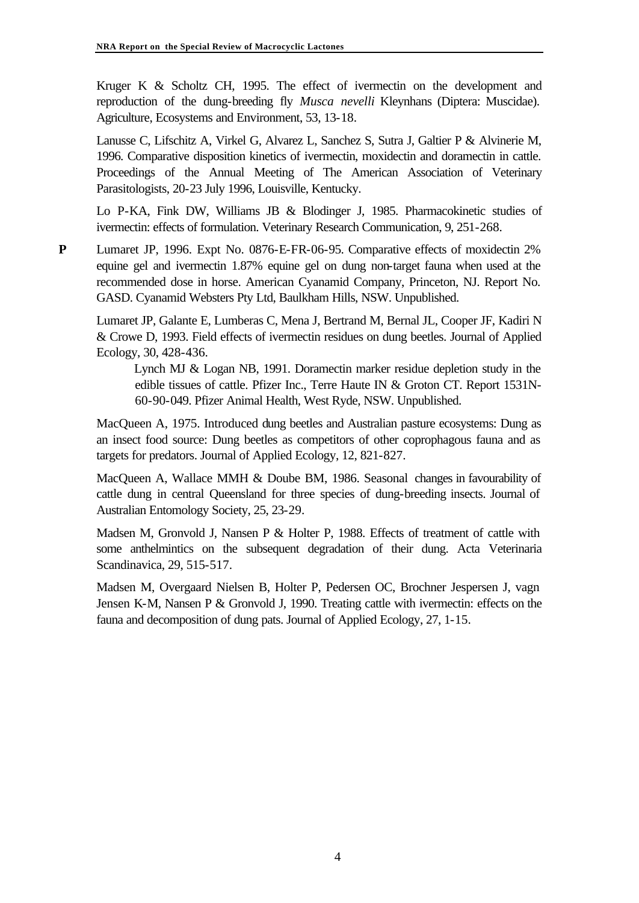Kruger K & Scholtz CH, 1995. The effect of ivermectin on the development and reproduction of the dung-breeding fly *Musca nevelli* Kleynhans (Diptera: Muscidae). Agriculture, Ecosystems and Environment, 53, 13-18.

Lanusse C, Lifschitz A, Virkel G, Alvarez L, Sanchez S, Sutra J, Galtier P & Alvinerie M, 1996. Comparative disposition kinetics of ivermectin, moxidectin and doramectin in cattle. Proceedings of the Annual Meeting of The American Association of Veterinary Parasitologists, 20-23 July 1996, Louisville, Kentucky.

Lo P-KA, Fink DW, Williams JB & Blodinger J, 1985. Pharmacokinetic studies of ivermectin: effects of formulation. Veterinary Research Communication, 9, 251-268.

**P** Lumaret JP, 1996. Expt No. 0876-E-FR-06-95. Comparative effects of moxidectin 2% equine gel and ivermectin 1.87% equine gel on dung non-target fauna when used at the recommended dose in horse. American Cyanamid Company, Princeton, NJ. Report No. GASD. Cyanamid Websters Pty Ltd, Baulkham Hills, NSW. Unpublished.

Lumaret JP, Galante E, Lumberas C, Mena J, Bertrand M, Bernal JL, Cooper JF, Kadiri N & Crowe D, 1993. Field effects of ivermectin residues on dung beetles. Journal of Applied Ecology, 30, 428-436.

Lynch MJ & Logan NB, 1991. Doramectin marker residue depletion study in the edible tissues of cattle. Pfizer Inc., Terre Haute IN & Groton CT. Report 1531N-60-90-049. Pfizer Animal Health, West Ryde, NSW. Unpublished.

MacQueen A, 1975. Introduced dung beetles and Australian pasture ecosystems: Dung as an insect food source: Dung beetles as competitors of other coprophagous fauna and as targets for predators. Journal of Applied Ecology, 12, 821-827.

MacQueen A, Wallace MMH & Doube BM, 1986. Seasonal changes in favourability of cattle dung in central Queensland for three species of dung-breeding insects. Journal of Australian Entomology Society, 25, 23-29.

Madsen M, Gronvold J, Nansen P & Holter P, 1988. Effects of treatment of cattle with some anthelmintics on the subsequent degradation of their dung. Acta Veterinaria Scandinavica, 29, 515-517.

Madsen M, Overgaard Nielsen B, Holter P, Pedersen OC, Brochner Jespersen J, vagn Jensen K-M, Nansen P & Gronvold J, 1990. Treating cattle with ivermectin: effects on the fauna and decomposition of dung pats. Journal of Applied Ecology, 27, 1-15.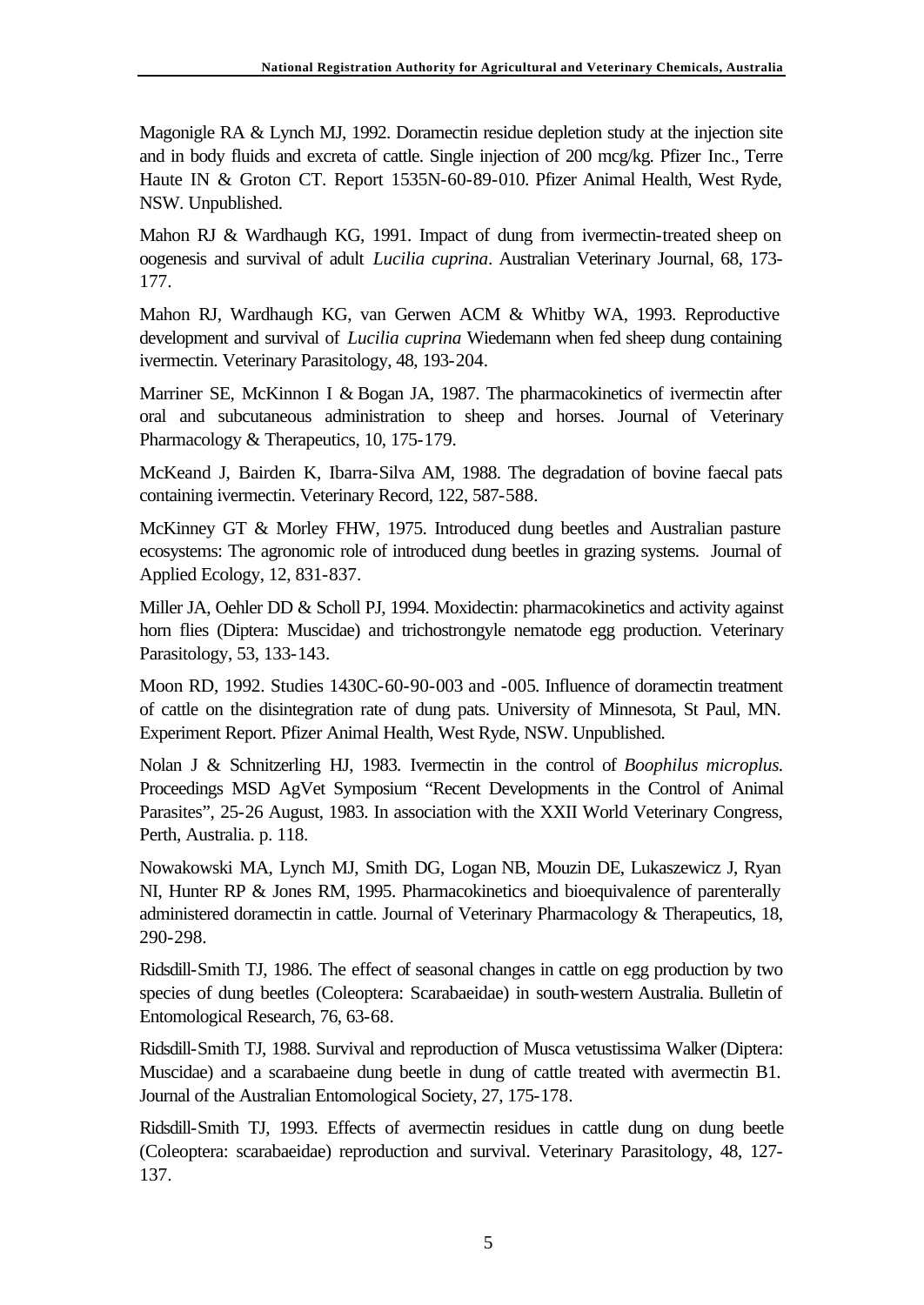Magonigle RA & Lynch MJ, 1992. Doramectin residue depletion study at the injection site and in body fluids and excreta of cattle. Single injection of 200 mcg/kg. Pfizer Inc., Terre Haute IN & Groton CT. Report 1535N-60-89-010. Pfizer Animal Health, West Ryde, NSW. Unpublished.

Mahon RJ & Wardhaugh KG, 1991. Impact of dung from ivermectin-treated sheep on oogenesis and survival of adult *Lucilia cuprina*. Australian Veterinary Journal, 68, 173-177.

Mahon RJ, Wardhaugh KG, van Gerwen ACM & Whitby WA, 1993. Reproductive development and survival of *Lucilia cuprina* Wiedemann when fed sheep dung containing ivermectin. Veterinary Parasitology, 48, 193-204.

Marriner SE, McKinnon I & Bogan JA, 1987. The pharmacokinetics of ivermectin after oral and subcutaneous administration to sheep and horses. Journal of Veterinary Pharmacology & Therapeutics, 10, 175-179.

McKeand J, Bairden K, Ibarra-Silva AM, 1988. The degradation of bovine faecal pats containing ivermectin. Veterinary Record, 122, 587-588.

McKinney GT & Morley FHW, 1975. Introduced dung beetles and Australian pasture ecosystems: The agronomic role of introduced dung beetles in grazing systems. Journal of Applied Ecology, 12, 831-837.

Miller JA, Oehler DD & Scholl PJ, 1994. Moxidectin: pharmacokinetics and activity against horn flies (Diptera: Muscidae) and trichostrongyle nematode egg production. Veterinary Parasitology, 53, 133-143.

Moon RD, 1992. Studies 1430C-60-90-003 and -005. Influence of doramectin treatment of cattle on the disintegration rate of dung pats. University of Minnesota, St Paul, MN. Experiment Report. Pfizer Animal Health, West Ryde, NSW. Unpublished.

Nolan J & Schnitzerling HJ, 1983. Ivermectin in the control of *Boophilus microplus*. Proceedings MSD AgVet Symposium "Recent Developments in the Control of Animal Parasites", 25-26 August, 1983. In association with the XXII World Veterinary Congress, Perth, Australia. p. 118.

Nowakowski MA, Lynch MJ, Smith DG, Logan NB, Mouzin DE, Lukaszewicz J, Ryan NI, Hunter RP & Jones RM, 1995. Pharmacokinetics and bioequivalence of parenterally administered doramectin in cattle. Journal of Veterinary Pharmacology & Therapeutics, 18, 290-298.

Ridsdill-Smith TJ, 1986. The effect of seasonal changes in cattle on egg production by two species of dung beetles (Coleoptera: Scarabaeidae) in south-western Australia. Bulletin of Entomological Research, 76, 63-68.

Ridsdill-Smith TJ, 1988. Survival and reproduction of Musca vetustissima Walker (Diptera: Muscidae) and a scarabaeine dung beetle in dung of cattle treated with avermectin B1. Journal of the Australian Entomological Society, 27, 175-178.

Ridsdill-Smith TJ, 1993. Effects of avermectin residues in cattle dung on dung beetle (Coleoptera: scarabaeidae) reproduction and survival. Veterinary Parasitology, 48, 127-137.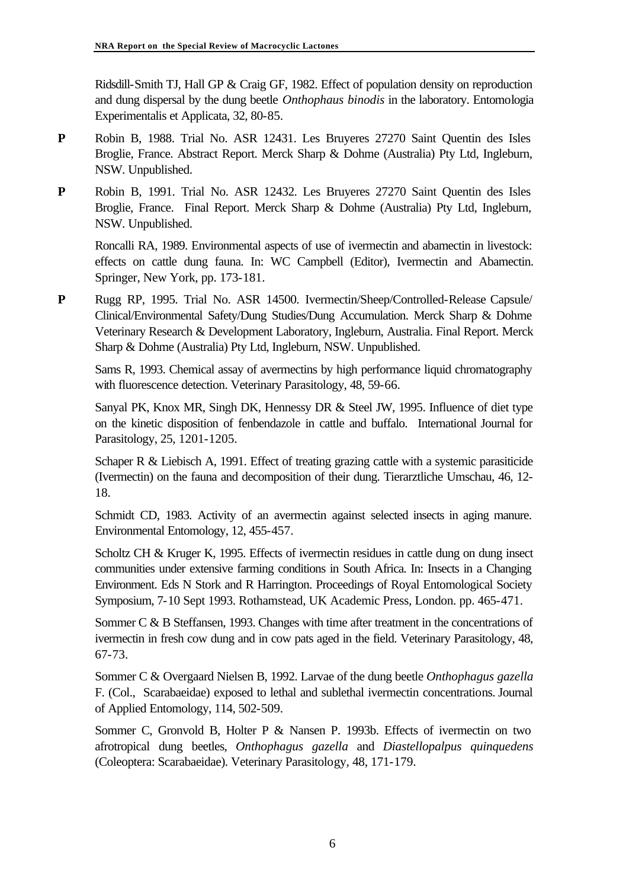Ridsdill-Smith TJ, Hall GP & Craig GF, 1982. Effect of population density on reproduction and dung dispersal by the dung beetle *Onthophaus binodis* in the laboratory. Entomologia Experimentalis et Applicata, 32, 80-85.

**P** Robin B, 1988. Trial No. ASR 12431. Les Bruyeres 27270 Saint Quentin des Isles Broglie, France. Abstract Report. Merck Sharp & Dohme (Australia) Pty Ltd, Ingleburn, NSW. Unpublished.

**P** Robin B, 1991. Trial No. ASR 12432. Les Bruyeres 27270 Saint Quentin des Isles Broglie, France. Final Report. Merck Sharp & Dohme (Australia) Pty Ltd, Ingleburn, NSW. Unpublished.

Roncalli RA, 1989. Environmental aspects of use of ivermectin and abamectin in livestock: effects on cattle dung fauna. In: WC Campbell (Editor), Ivermectin and Abamectin. Springer, New York, pp. 173-181.

**P** Rugg RP, 1995. Trial No. ASR 14500. Ivermectin/Sheep/Controlled-Release Capsule/ Clinical/Environmental Safety/Dung Studies/Dung Accumulation. Merck Sharp & Dohme Veterinary Research & Development Laboratory, Ingleburn, Australia. Final Report. Merck Sharp & Dohme (Australia) Pty Ltd, Ingleburn, NSW. Unpublished.

Sams R, 1993. Chemical assay of avermectins by high performance liquid chromatography with fluorescence detection. Veterinary Parasitology, 48, 59-66.

Sanyal PK, Knox MR, Singh DK, Hennessy DR & Steel JW, 1995. Influence of diet type on the kinetic disposition of fenbendazole in cattle and buffalo. International Journal for Parasitology, 25, 1201-1205.

Schaper R & Liebisch A, 1991. Effect of treating grazing cattle with a systemic parasiticide (Ivermectin) on the fauna and decomposition of their dung. Tierarztliche Umschau, 46, 12-18.

Schmidt CD, 1983. Activity of an avermectin against selected insects in aging manure. Environmental Entomology, 12, 455-457.

Scholtz CH & Kruger K, 1995. Effects of ivermectin residues in cattle dung on dung insect communities under extensive farming conditions in South Africa. In: Insects in a Changing Environment. Eds N Stork and R Harrington. Proceedings of Royal Entomological Society Symposium, 7-10 Sept 1993. Rothamstead, UK Academic Press, London. pp. 465-471.

Sommer C & B Steffansen, 1993. Changes with time after treatment in the concentrations of ivermectin in fresh cow dung and in cow pats aged in the field. Veterinary Parasitology, 48, 67-73.

Sommer C & Overgaard Nielsen B, 1992. Larvae of the dung beetle *Onthophagus gazella* F. (Col., Scarabaeidae) exposed to lethal and sublethal ivermectin concentrations. Journal of Applied Entomology, 114, 502-509.

Sommer C, Gronvold B, Holter P & Nansen P. 1993b. Effects of ivermectin on two afrotropical dung beetles, *Onthophagus gazella* and *Diastellopalpus quinquedens* (Coleoptera: Scarabaeidae). Veterinary Parasitology, 48, 171-179.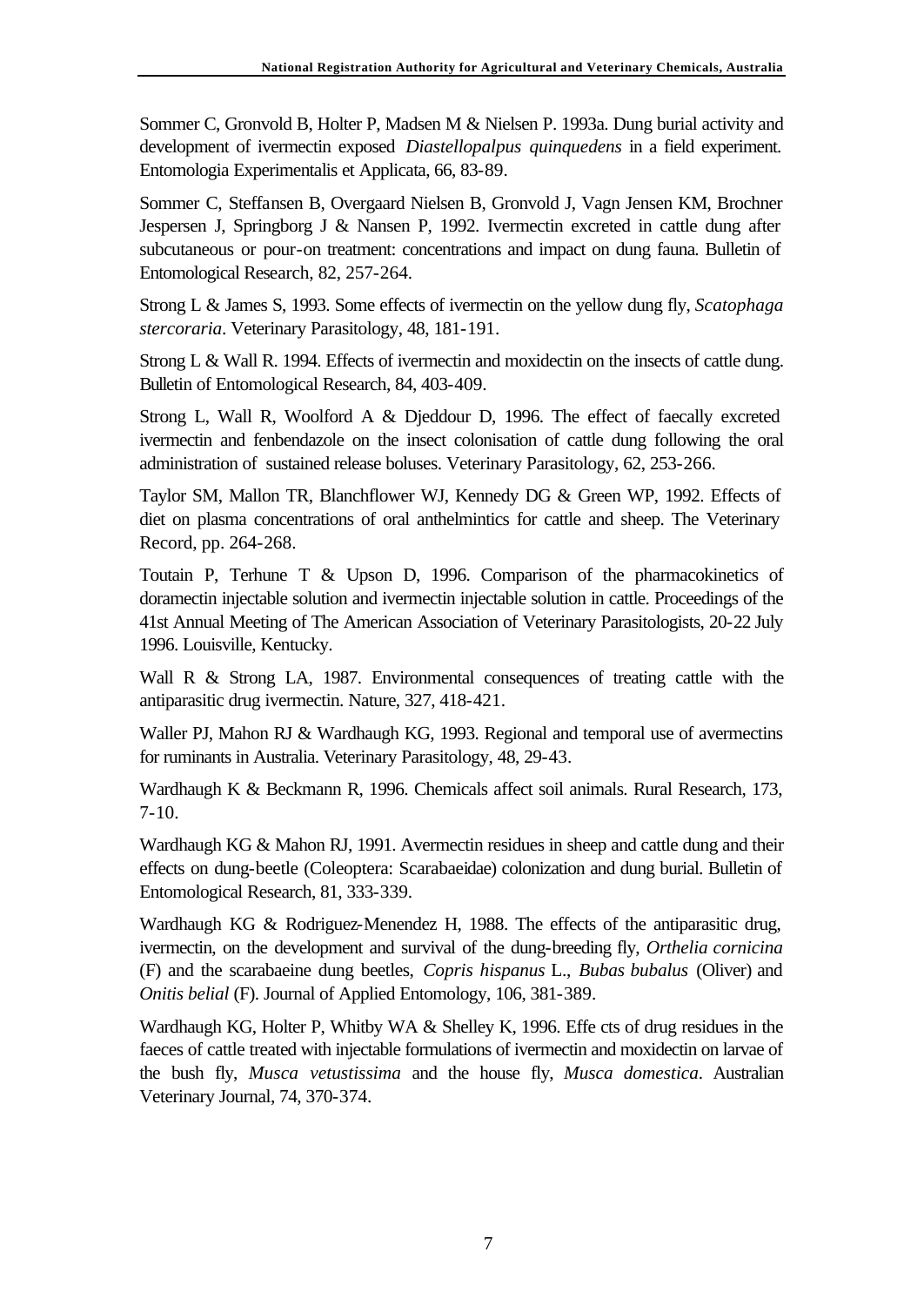Sommer C, Gronvold B, Holter P, Madsen M & Nielsen P. 1993a. Dung burial activity and development of ivermectin exposed *Diastellopalpus quinquedens* in a field experiment. Entomologia Experimentalis et Applicata, 66, 83-89.

Sommer C, Steffansen B, Overgaard Nielsen B, Gronvold J, Vagn Jensen KM, Brochner Jespersen J, Springborg J & Nansen P, 1992. Ivermectin excreted in cattle dung after subcutaneous or pour-on treatment: concentrations and impact on dung fauna. Bulletin of Entomological Research, 82, 257-264.

Strong L & James S, 1993. Some effects of ivermectin on the yellow dung fly, *Scatophaga stercoraria*. Veterinary Parasitology, 48, 181-191.

Strong L & Wall R. 1994. Effects of ivermectin and moxidectin on the insects of cattle dung. Bulletin of Entomological Research, 84, 403-409.

Strong L, Wall R, Woolford A & Djeddour D, 1996. The effect of faecally excreted ivermectin and fenbendazole on the insect colonisation of cattle dung following the oral administration of sustained release boluses. Veterinary Parasitology, 62, 253-266.

Taylor SM, Mallon TR, Blanchflower WJ, Kennedy DG & Green WP, 1992. Effects of diet on plasma concentrations of oral anthelmintics for cattle and sheep. The Veterinary Record, pp. 264-268.

Toutain P, Terhune T & Upson D, 1996. Comparison of the pharmacokinetics of doramectin injectable solution and ivermectin injectable solution in cattle. Proceedings of the 41st Annual Meeting of The American Association of Veterinary Parasitologists, 20-22 July 1996. Louisville, Kentucky.

Wall R & Strong LA, 1987. Environmental consequences of treating cattle with the antiparasitic drug ivermectin. Nature, 327, 418-421.

Waller PJ, Mahon RJ & Wardhaugh KG, 1993. Regional and temporal use of avermectins for ruminants in Australia. Veterinary Parasitology, 48, 29-43.

Wardhaugh K & Beckmann R, 1996. Chemicals affect soil animals. Rural Research, 173, 7-10.

Wardhaugh KG & Mahon RJ, 1991. Avermectin residues in sheep and cattle dung and their effects on dung-beetle (Coleoptera: Scarabaeidae) colonization and dung burial. Bulletin of Entomological Research, 81, 333-339.

Wardhaugh KG & Rodriguez-Menendez H, 1988. The effects of the antiparasitic drug, ivermectin, on the development and survival of the dung-breeding fly, *Orthelia cornicina* (F) and the scarabaeine dung beetles, *Copris hispanus* L., *Bubas bubalus* (Oliver) and *Onitis belial* (F). Journal of Applied Entomology, 106, 381-389.

Wardhaugh KG, Holter P, Whitby WA & Shelley K, 1996. Effe cts of drug residues in the faeces of cattle treated with injectable formulations of ivermectin and moxidectin on larvae of the bush fly, *Musca vetustissima* and the house fly, *Musca domestica*. Australian Veterinary Journal, 74, 370-374.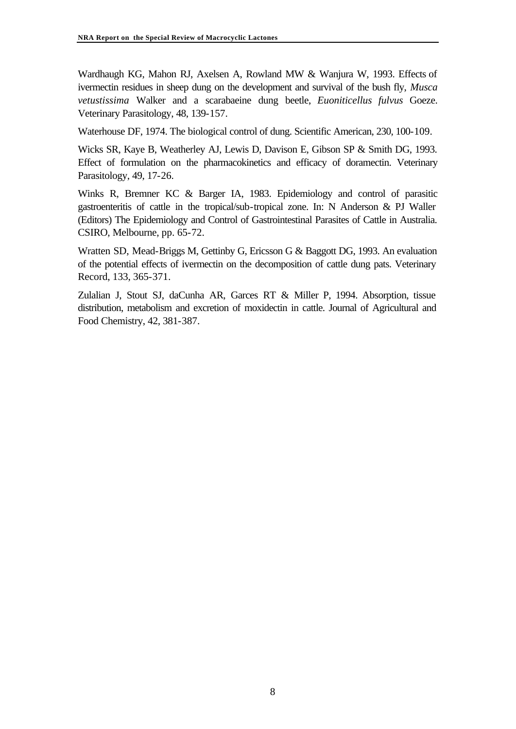Wardhaugh KG, Mahon RJ, Axelsen A, Rowland MW & Wanjura W, 1993. Effects of ivermectin residues in sheep dung on the development and survival of the bush fly, *Musca vetustissima* Walker and a scarabaeine dung beetle, *Euoniticellus fulvus* Goeze. Veterinary Parasitology, 48, 139-157.

Waterhouse DF, 1974. The biological control of dung. Scientific American, 230, 100-109.

Wicks SR, Kaye B, Weatherley AJ, Lewis D, Davison E, Gibson SP & Smith DG, 1993. Effect of formulation on the pharmacokinetics and efficacy of doramectin. Veterinary Parasitology, 49, 17-26.

Winks R, Bremner KC & Barger IA, 1983. Epidemiology and control of parasitic gastroenteritis of cattle in the tropical/sub-tropical zone. In: N Anderson & PJ Waller (Editors) The Epidemiology and Control of Gastrointestinal Parasites of Cattle in Australia. CSIRO, Melbourne, pp. 65-72.

Wratten SD, Mead-Briggs M, Gettinby G, Ericsson G & Baggott DG, 1993. An evaluation of the potential effects of ivermectin on the decomposition of cattle dung pats. Veterinary Record, 133, 365-371.

Zulalian J, Stout SJ, daCunha AR, Garces RT & Miller P, 1994. Absorption, tissue distribution, metabolism and excretion of moxidectin in cattle. Journal of Agricultural and Food Chemistry, 42, 381-387.